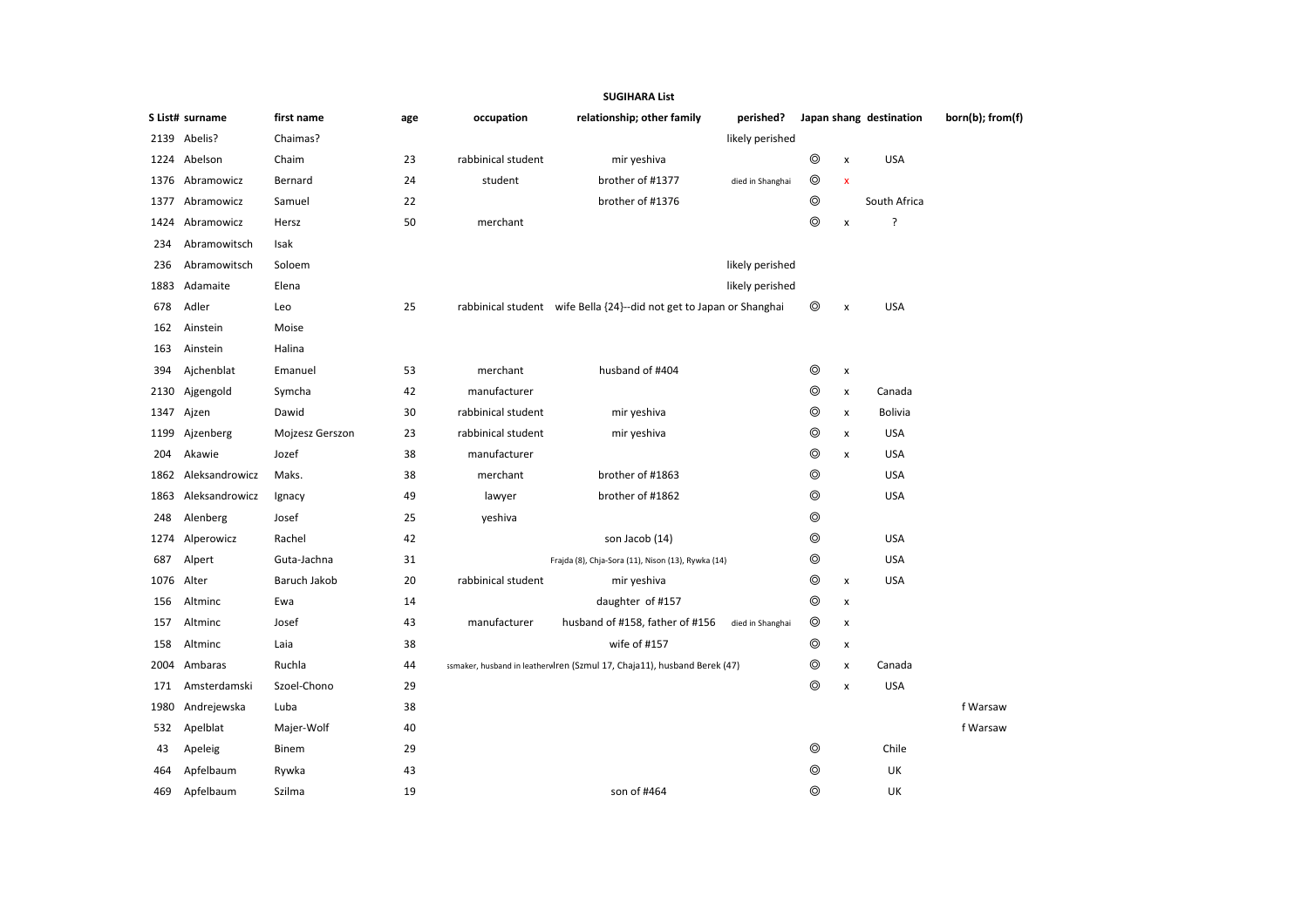**SUGIHARA List**

| S List# | surname | first name | age | occupation | relationship; other family | perished? | Japan | shang | destination | born(b); from(f) |
|---|---|---|---|---|---|---|---|---|---|---|
| 2139 | Abelis? | Chaimas? | | | | likely perished | | | | |
| 1224 | Abelson | Chaim | 23 | rabbinical student | mir yeshiva | | ◎ | x | USA | |
| 1376 | Abramowicz | Bernard | 24 | student | brother of #1377 | died in Shanghai | ◎ | x | | |
| 1377 | Abramowicz | Samuel | 22 | | brother of #1376 | | ◎ | | South Africa | |
| 1424 | Abramowicz | Hersz | 50 | merchant | | | ◎ | x | ? | |
| 234 | Abramowitsch | Isak | | | | | | | | |
| 236 | Abramowitsch | Soloem | | | | likely perished | | | | |
| 1883 | Adamaite | Elena | | | | likely perished | | | | |
| 678 | Adler | Leo | 25 | rabbinical student | wife Bella (24)--did not get to Japan or Shanghai | | ◎ | x | USA | |
| 162 | Ainstein | Moise | | | | | | | | |
| 163 | Ainstein | Halina | | | | | | | | |
| 394 | Ajchenblat | Emanuel | 53 | merchant | husband of #404 | | ◎ | x | | |
| 2130 | Ajgengold | Symcha | 42 | manufacturer | | | ◎ | x | Canada | |
| 1347 | Ajzen | Dawid | 30 | rabbinical student | mir yeshiva | | ◎ | x | Bolivia | |
| 1199 | Ajzenberg | Mojzesz Gerszon | 23 | rabbinical student | mir yeshiva | | ◎ | x | USA | |
| 204 | Akawie | Jozef | 38 | manufacturer | | | ◎ | x | USA | |
| 1862 | Aleksandrowicz | Maks. | 38 | merchant | brother of #1863 | | ◎ | | USA | |
| 1863 | Aleksandrowicz | Ignacy | 49 | lawyer | brother of #1862 | | ◎ | | USA | |
| 248 | Alenberg | Josef | 25 | yeshiva | | | ◎ | | | |
| 1274 | Alperowicz | Rachel | 42 | | son Jacob (14) | | ◎ | | USA | |
| 687 | Alpert | Guta-Jachna | 31 | | Frajda (8), Chja-Sora (11), Nison (13), Rywka (14) | | ◎ | | USA | |
| 1076 | Alter | Baruch Jakob | 20 | rabbinical student | mir yeshiva | | ◎ | x | USA | |
| 156 | Altminc | Ewa | 14 | | daughter of #157 | | ◎ | x | | |
| 157 | Altminc | Josef | 43 | manufacturer | husband of #158, father of #156 | died in Shanghai | ◎ | x | | |
| 158 | Altminc | Laia | 38 | | wife of #157 | | ◎ | x | | |
| 2004 | Ambaras | Ruchla | 44 | ssmaker, husband in leatherw | lren (Szmul 17, Chaja11), husband Berek (47) | | ◎ | x | Canada | |
| 171 | Amsterdamski | Szoel-Chono | 29 | | | | ◎ | x | USA | |
| 1980 | Andrejewska | Luba | 38 | | | | | | | f Warsaw |
| 532 | Apelblat | Majer-Wolf | 40 | | | | | | | f Warsaw |
| 43 | Apeleig | Binem | 29 | | | | ◎ | | Chile | |
| 464 | Apfelbaum | Rywka | 43 | | | | ◎ | | UK | |
| 469 | Apfelbaum | Szilma | 19 | | son of #464 | | ◎ | | UK | |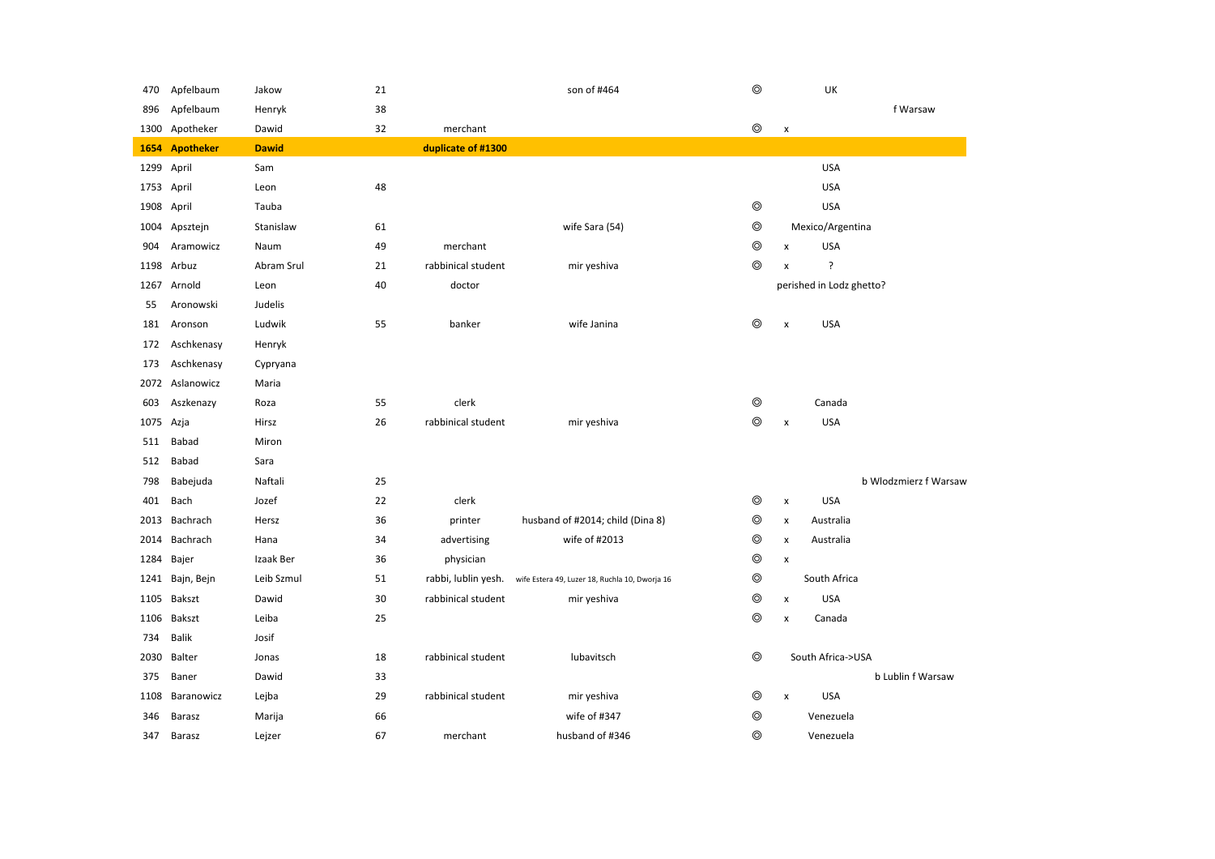| | | | | | | | | | |
|---|---|---|---|---|---|---|---|---|---|
| 470 | Apfelbaum | Jakow | 21 | | son of #464 | ◎ | | UK | |
| 896 | Apfelbaum | Henryk | 38 | | | | | | f Warsaw |
| 1300 | Apotheker | Dawid | 32 | merchant | | ◎ | x | | |
| **1654** | **Apotheker** | **Dawid** | | **duplicate of #1300** | | | | | |
| 1299 | April | Sam | | | | | | USA | |
| 1753 | April | Leon | 48 | | | | | USA | |
| 1908 | April | Tauba | | | | ◎ | | USA | |
| 1004 | Apsztejn | Stanislaw | 61 | | wife Sara (54) | ◎ | | Mexico/Argentina | |
| 904 | Aramowicz | Naum | 49 | merchant | | ◎ | x | USA | |
| 1198 | Arbuz | Abram Srul | 21 | rabbinical student | mir yeshiva | ◎ | x | ? | |
| 1267 | Arnold | Leon | 40 | doctor | | | | perished in Lodz ghetto? | |
| 55 | Aronowski | Judelis | | | | | | | |
| 181 | Aronson | Ludwik | 55 | banker | wife Janina | ◎ | x | USA | |
| 172 | Aschkenasy | Henryk | | | | | | | |
| 173 | Aschkenasy | Cypryana | | | | | | | |
| 2072 | Aslanowicz | Maria | | | | | | | |
| 603 | Aszkenazy | Roza | 55 | clerk | | ◎ | | Canada | |
| 1075 | Azja | Hirsz | 26 | rabbinical student | mir yeshiva | ◎ | x | USA | |
| 511 | Babad | Miron | | | | | | | |
| 512 | Babad | Sara | | | | | | | |
| 798 | Babejuda | Naftali | 25 | | | | | | b Wlodzmierz f Warsaw |
| 401 | Bach | Jozef | 22 | clerk | | ◎ | x | USA | |
| 2013 | Bachrach | Hersz | 36 | printer | husband of #2014; child (Dina 8) | ◎ | x | Australia | |
| 2014 | Bachrach | Hana | 34 | advertising | wife of #2013 | ◎ | x | Australia | |
| 1284 | Bajer | Izaak Ber | 36 | physician | | ◎ | x | | |
| 1241 | Bajn, Bejn | Leib Szmul | 51 | rabbi, lublin yesh. | wife Estera 49, Luzer 18, Ruchla 10, Dworja 16 | ◎ | | South Africa | |
| 1105 | Bakszt | Dawid | 30 | rabbinical student | mir yeshiva | ◎ | x | USA | |
| 1106 | Bakszt | Leiba | 25 | | | ◎ | x | Canada | |
| 734 | Balik | Josif | | | | | | | |
| 2030 | Balter | Jonas | 18 | rabbinical student | lubavitsch | ◎ | | South Africa->USA | |
| 375 | Baner | Dawid | 33 | | | | | | b Lublin f Warsaw |
| 1108 | Baranowicz | Lejba | 29 | rabbinical student | mir yeshiva | ◎ | x | USA | |
| 346 | Barasz | Marija | 66 | | wife of #347 | ◎ | | Venezuela | |
| 347 | Barasz | Lejzer | 67 | merchant | husband of #346 | ◎ | | Venezuela | |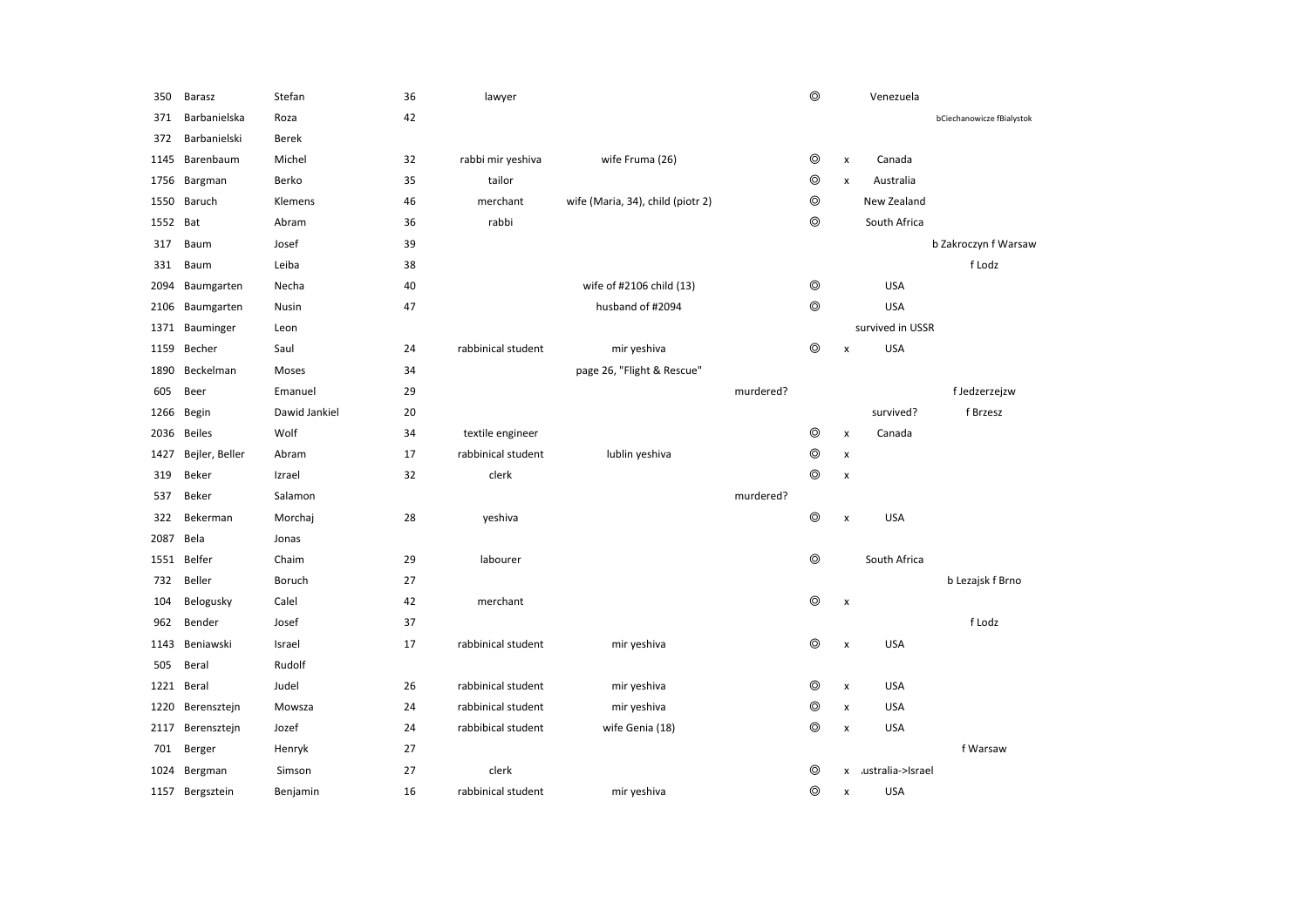| | | | | | | | | | | |
|---|---|---|---|---|---|---|---|---|---|---|
| 350 | Barasz | Stefan | 36 | lawyer | | | ◎ | | Venezuela | |
| 371 | Barbanielska | Roza | 42 | | | | | | | bCiechanowicze fBialystok |
| 372 | Barbanielski | Berek | | | | | | | | |
| 1145 | Barenbaum | Michel | 32 | rabbi mir yeshiva | wife Fruma (26) | | ◎ | x | Canada | |
| 1756 | Bargman | Berko | 35 | tailor | | | ◎ | x | Australia | |
| 1550 | Baruch | Klemens | 46 | merchant | wife (Maria, 34), child (piotr 2) | | ◎ | | New Zealand | |
| 1552 | Bat | Abram | 36 | rabbi | | | ◎ | | South Africa | |
| 317 | Baum | Josef | 39 | | | | | | | b Zakroczyn f Warsaw |
| 331 | Baum | Leiba | 38 | | | | | | | f Lodz |
| 2094 | Baumgarten | Necha | 40 | | wife of #2106 child (13) | | ◎ | | USA | |
| 2106 | Baumgarten | Nusin | 47 | | husband of #2094 | | ◎ | | USA | |
| 1371 | Bauminger | Leon | | | | | | | survived in USSR | |
| 1159 | Becher | Saul | 24 | rabbinical student | mir yeshiva | | ◎ | x | USA | |
| 1890 | Beckelman | Moses | 34 | | page 26, "Flight & Rescue" | | | | | |
| 605 | Beer | Emanuel | 29 | | | murdered? | | | | f Jedzerzejzw |
| 1266 | Begin | Dawid Jankiel | 20 | | | | | | survived? | f Brzesz |
| 2036 | Beiles | Wolf | 34 | textile engineer | | | ◎ | x | Canada | |
| 1427 | Bejler, Beller | Abram | 17 | rabbinical student | lublin yeshiva | | ◎ | x | | |
| 319 | Beker | Izrael | 32 | clerk | | | ◎ | x | | |
| 537 | Beker | Salamon | | | | murdered? | | | | |
| 322 | Bekerman | Morchaj | 28 | yeshiva | | | ◎ | x | USA | |
| 2087 | Bela | Jonas | | | | | | | | |
| 1551 | Belfer | Chaim | 29 | labourer | | | ◎ | | South Africa | |
| 732 | Beller | Boruch | 27 | | | | | | | b Lezajsk f Brno |
| 104 | Belogusky | Calel | 42 | merchant | | | ◎ | x | | |
| 962 | Bender | Josef | 37 | | | | | | | f Lodz |
| 1143 | Beniawski | Israel | 17 | rabbinical student | mir yeshiva | | ◎ | x | USA | |
| 505 | Beral | Rudolf | | | | | | | | |
| 1221 | Beral | Judel | 26 | rabbinical student | mir yeshiva | | ◎ | x | USA | |
| 1220 | Berensztejn | Mowsza | 24 | rabbinical student | mir yeshiva | | ◎ | x | USA | |
| 2117 | Berensztejn | Jozef | 24 | rabbibical student | wife Genia (18) | | ◎ | x | USA | |
| 701 | Berger | Henryk | 27 | | | | | | | f Warsaw |
| 1024 | Bergman | Simson | 27 | clerk | | | ◎ | x | ıustralia->Israel | |
| 1157 | Bergsztein | Benjamin | 16 | rabbinical student | mir yeshiva | | ◎ | x | USA | |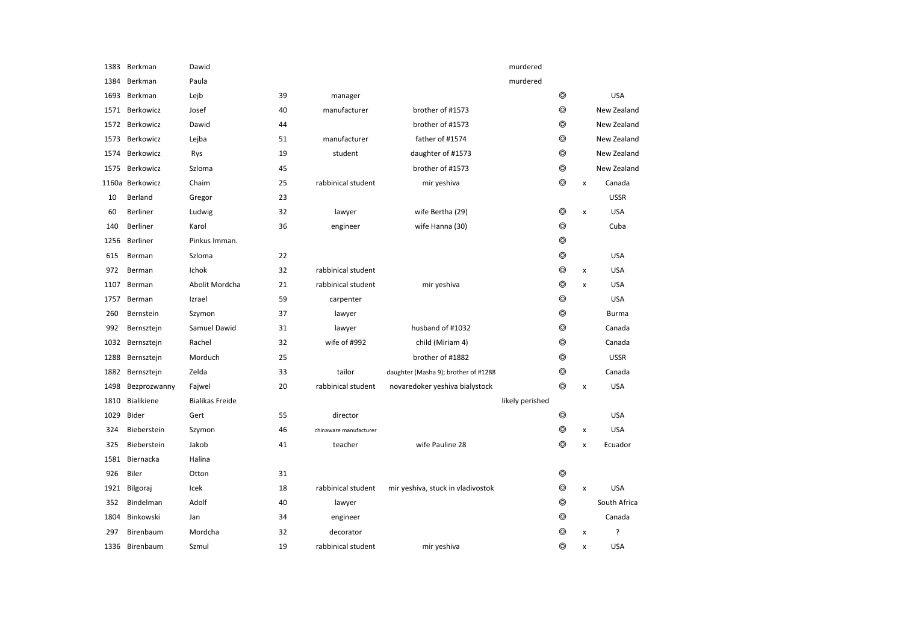| | | | | | | | | | |
|---|---|---|---|---|---|---|---|---|---|
| 1383 | Berkman | Dawid | | | | murdered | | | |
| 1384 | Berkman | Paula | | | | murdered | | | |
| 1693 | Berkman | Lejb | 39 | manager | | | ◎ | | USA |
| 1571 | Berkowicz | Josef | 40 | manufacturer | brother of #1573 | | ◎ | | New Zealand |
| 1572 | Berkowicz | Dawid | 44 | | brother of #1573 | | ◎ | | New Zealand |
| 1573 | Berkowicz | Lejba | 51 | manufacturer | father of #1574 | | ◎ | | New Zealand |
| 1574 | Berkowicz | Rys | 19 | student | daughter of #1573 | | ◎ | | New Zealand |
| 1575 | Berkowicz | Szloma | 45 | | brother of #1573 | | ◎ | | New Zealand |
| 1160a | Berkowicz | Chaim | 25 | rabbinical student | mir yeshiva | | ◎ | x | Canada |
| 10 | Berland | Gregor | 23 | | | | | | USSR |
| 60 | Berliner | Ludwig | 32 | lawyer | wife Bertha (29) | | ◎ | x | USA |
| 140 | Berliner | Karol | 36 | engineer | wife Hanna (30) | | ◎ | | Cuba |
| 1256 | Berliner | Pinkus Imman. | | | | | ◎ | | |
| 615 | Berman | Szloma | 22 | | | | ◎ | | USA |
| 972 | Berman | Ichok | 32 | rabbinical student | | | ◎ | x | USA |
| 1107 | Berman | Abolit Mordcha | 21 | rabbinical student | mir yeshiva | | ◎ | x | USA |
| 1757 | Berman | Izrael | 59 | carpenter | | | ◎ | | USA |
| 260 | Bernstein | Szymon | 37 | lawyer | | | ◎ | | Burma |
| 992 | Bernsztejn | Samuel Dawid | 31 | lawyer | husband of #1032 | | ◎ | | Canada |
| 1032 | Bernsztejn | Rachel | 32 | wife of #992 | child (Miriam 4) | | ◎ | | Canada |
| 1288 | Bernsztejn | Morduch | 25 | | brother of #1882 | | ◎ | | USSR |
| 1882 | Bernsztejn | Zelda | 33 | tailor | daughter (Masha 9); brother of #1288 | | ◎ | | Canada |
| 1498 | Bezprozwanny | Fajwel | 20 | rabbinical student | novaredoker yeshiva bialystock | | ◎ | x | USA |
| 1810 | Bialikiene | Bialikas Freide | | | | likely perished | | | |
| 1029 | Bider | Gert | 55 | director | | | ◎ | | USA |
| 324 | Bieberstein | Szymon | 46 | chinaware manufacturer | | | ◎ | x | USA |
| 325 | Bieberstein | Jakob | 41 | teacher | wife Pauline 28 | | ◎ | x | Ecuador |
| 1581 | Biernacka | Halina | | | | | | | |
| 926 | Biler | Otton | 31 | | | | ◎ | | |
| 1921 | Bilgoraj | Icek | 18 | rabbinical student | mir yeshiva, stuck in vladivostok | | ◎ | x | USA |
| 352 | Bindelman | Adolf | 40 | lawyer | | | ◎ | | South Africa |
| 1804 | Binkowski | Jan | 34 | engineer | | | ◎ | | Canada |
| 297 | Birenbaum | Mordcha | 32 | decorator | | | ◎ | x | ? |
| 1336 | Birenbaum | Szmul | 19 | rabbinical student | mir yeshiva | | ◎ | x | USA |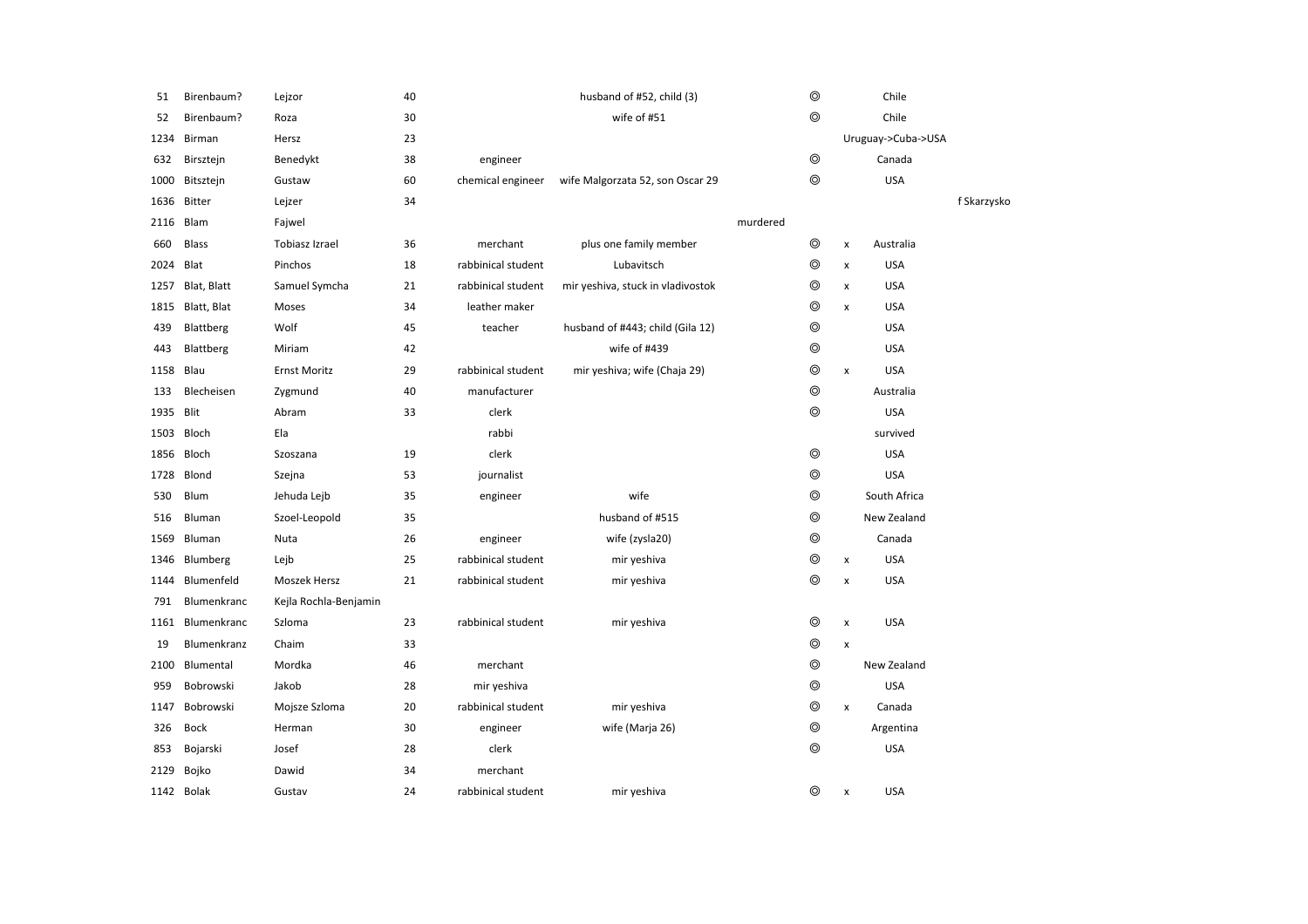| | | | | | | | | | | |
|---|---|---|---|---|---|---|---|---|---|---|
| 51 | Birenbaum? | Lejzor | 40 | | husband of #52, child (3) | | ◎ | | Chile | |
| 52 | Birenbaum? | Roza | 30 | | wife of #51 | | ◎ | | Chile | |
| 1234 | Birman | Hersz | 23 | | | | | | Uruguay->Cuba->USA | |
| 632 | Birsztejn | Benedykt | 38 | engineer | | | ◎ | | Canada | |
| 1000 | Bitsztejn | Gustaw | 60 | chemical engineer | wife Malgorzata 52, son Oscar 29 | | ◎ | | USA | |
| 1636 | Bitter | Lejzer | 34 | | | | | | | f Skarzysko |
| 2116 | Blam | Fajwel | | | | murdered | | | | |
| 660 | Blass | Tobiasz Izrael | 36 | merchant | plus one family member | | ◎ | x | Australia | |
| 2024 | Blat | Pinchos | 18 | rabbinical student | Lubavitsch | | ◎ | x | USA | |
| 1257 | Blat, Blatt | Samuel Symcha | 21 | rabbinical student | mir yeshiva, stuck in vladivostok | | ◎ | x | USA | |
| 1815 | Blatt, Blat | Moses | 34 | leather maker | | | ◎ | x | USA | |
| 439 | Blattberg | Wolf | 45 | teacher | husband of #443; child (Gila 12) | | ◎ | | USA | |
| 443 | Blattberg | Miriam | 42 | | wife of #439 | | ◎ | | USA | |
| 1158 | Blau | Ernst Moritz | 29 | rabbinical student | mir yeshiva; wife (Chaja 29) | | ◎ | x | USA | |
| 133 | Blecheisen | Zygmund | 40 | manufacturer | | | ◎ | | Australia | |
| 1935 | Blit | Abram | 33 | clerk | | | ◎ | | USA | |
| 1503 | Bloch | Ela | | rabbi | | | | | survived | |
| 1856 | Bloch | Szoszana | 19 | clerk | | | ◎ | | USA | |
| 1728 | Blond | Szejna | 53 | journalist | | | ◎ | | USA | |
| 530 | Blum | Jehuda Lejb | 35 | engineer | wife | | ◎ | | South Africa | |
| 516 | Bluman | Szoel-Leopold | 35 | | husband of #515 | | ◎ | | New Zealand | |
| 1569 | Bluman | Nuta | 26 | engineer | wife (zysla20) | | ◎ | | Canada | |
| 1346 | Blumberg | Lejb | 25 | rabbinical student | mir yeshiva | | ◎ | x | USA | |
| 1144 | Blumenfeld | Moszek Hersz | 21 | rabbinical student | mir yeshiva | | ◎ | x | USA | |
| 791 | Blumenkranc | Kejla Rochla-Benjamin | | | | | | | | |
| 1161 | Blumenkranc | Szloma | 23 | rabbinical student | mir yeshiva | | ◎ | x | USA | |
| 19 | Blumenkranz | Chaim | 33 | | | | ◎ | x | | |
| 2100 | Blumental | Mordka | 46 | merchant | | | ◎ | | New Zealand | |
| 959 | Bobrowski | Jakob | 28 | mir yeshiva | | | ◎ | | USA | |
| 1147 | Bobrowski | Mojsze Szloma | 20 | rabbinical student | mir yeshiva | | ◎ | x | Canada | |
| 326 | Bock | Herman | 30 | engineer | wife (Marja 26) | | ◎ | | Argentina | |
| 853 | Bojarski | Josef | 28 | clerk | | | ◎ | | USA | |
| 2129 | Bojko | Dawid | 34 | merchant | | | | | | |
| 1142 | Bolak | Gustav | 24 | rabbinical student | mir yeshiva | | ◎ | x | USA | |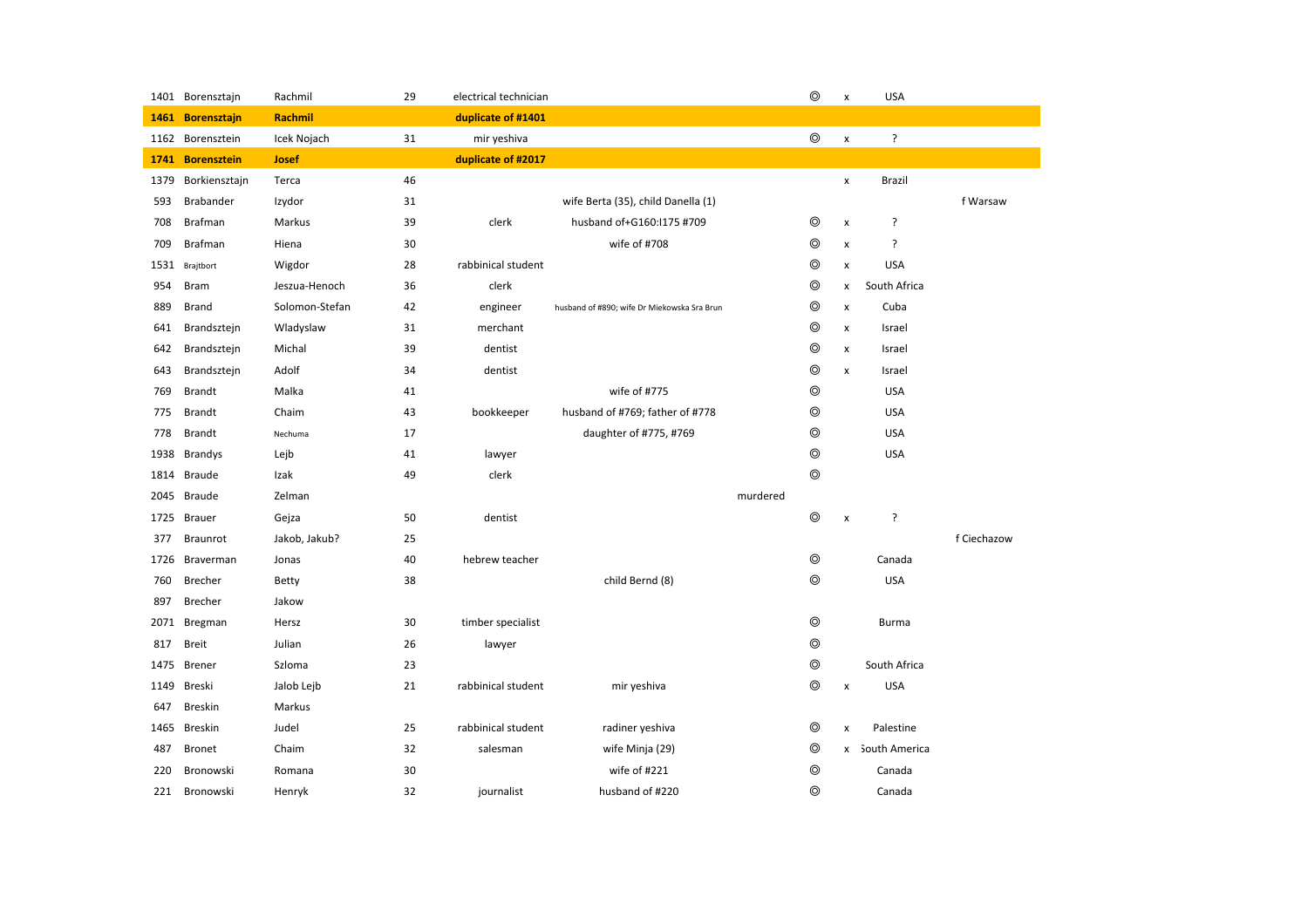| | | | | | | | | | | |
|---|---|---|---|---|---|---|---|---|---|---|
| 1401 | Borensztajn | Rachmil | 29 | electrical technician | | | ◎ | x | USA | |
| **1461** | **Borensztajn** | **Rachmil** | | **duplicate of #1401** | | | | | | |
| 1162 | Borensztein | Icek Nojach | 31 | mir yeshiva | | | ◎ | x | ? | |
| **1741** | **Borensztein** | **Josef** | | **duplicate of #2017** | | | | | | |
| 1379 | Borkiensztajn | Terca | 46 | | | | | x | Brazil | |
| 593 | Brabander | Izydor | 31 | | wife Berta (35), child Danella (1) | | | | | f Warsaw |
| 708 | Brafman | Markus | 39 | clerk | husband of+G160:I175 #709 | | ◎ | x | ? | |
| 709 | Brafman | Hiena | 30 | | wife of #708 | | ◎ | x | ? | |
| 1531 | Brajtbort | Wigdor | 28 | rabbinical student | | | ◎ | x | USA | |
| 954 | Bram | Jeszua-Henoch | 36 | clerk | | | ◎ | x | South Africa | |
| 889 | Brand | Solomon-Stefan | 42 | engineer | husband of #890; wife Dr Miekowska Sra Brun | | ◎ | x | Cuba | |
| 641 | Brandsztejn | Wladyslaw | 31 | merchant | | | ◎ | x | Israel | |
| 642 | Brandsztejn | Michal | 39 | dentist | | | ◎ | x | Israel | |
| 643 | Brandsztejn | Adolf | 34 | dentist | | | ◎ | x | Israel | |
| 769 | Brandt | Malka | 41 | | wife of #775 | | ◎ | | USA | |
| 775 | Brandt | Chaim | 43 | bookkeeper | husband of #769; father of #778 | | ◎ | | USA | |
| 778 | Brandt | Nechuma | 17 | | daughter of #775, #769 | | ◎ | | USA | |
| 1938 | Brandys | Lejb | 41 | lawyer | | | ◎ | | USA | |
| 1814 | Braude | Izak | 49 | clerk | | | ◎ | | | |
| 2045 | Braude | Zelman | | | | murdered | | | | |
| 1725 | Brauer | Gejza | 50 | dentist | | | ◎ | x | ? | |
| 377 | Braunrot | Jakob, Jakub? | 25 | | | | | | | f Ciechazow |
| 1726 | Braverman | Jonas | 40 | hebrew teacher | | | ◎ | | Canada | |
| 760 | Brecher | Betty | 38 | | child Bernd (8) | | ◎ | | USA | |
| 897 | Brecher | Jakow | | | | | | | | |
| 2071 | Bregman | Hersz | 30 | timber specialist | | | ◎ | | Burma | |
| 817 | Breit | Julian | 26 | lawyer | | | ◎ | | | |
| 1475 | Brener | Szloma | 23 | | | | ◎ | | South Africa | |
| 1149 | Breski | Jalob Lejb | 21 | rabbinical student | mir yeshiva | | ◎ | x | USA | |
| 647 | Breskin | Markus | | | | | | | | |
| 1465 | Breskin | Judel | 25 | rabbinical student | radiner yeshiva | | ◎ | x | Palestine | |
| 487 | Bronet | Chaim | 32 | salesman | wife Minja (29) | | ◎ | x | South America | |
| 220 | Bronowski | Romana | 30 | | wife of #221 | | ◎ | | Canada | |
| 221 | Bronowski | Henryk | 32 | journalist | husband of #220 | | ◎ | | Canada | |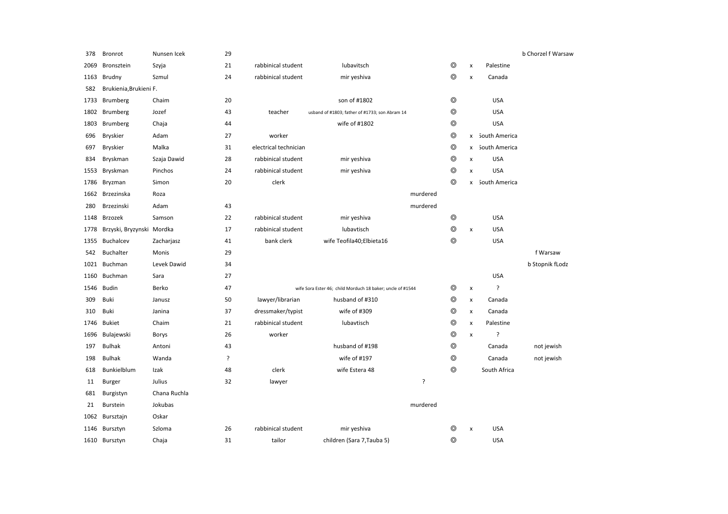| | | | | | | | | | | |
|---|---|---|---|---|---|---|---|---|---|---|
| 378 | Bronrot | Nunsen Icek | 29 | | | | | | | b Chorzel f Warsaw |
| 2069 | Bronsztein | Szyja | 21 | rabbinical student | lubavitsch | | ◎ | x | Palestine | |
| 1163 | Brudny | Szmul | 24 | rabbinical student | mir yeshiva | | ◎ | x | Canada | |
| 582 | Brukienia,Brukieni F. | | | | | | | | | |
| 1733 | Brumberg | Chaim | 20 | | son of #1802 | | ◎ | | USA | |
| 1802 | Brumberg | Jozef | 43 | teacher | usband of #1803; father of #1733; son Abram 14 | | ◎ | | USA | |
| 1803 | Brumberg | Chaja | 44 | | wife of #1802 | | ◎ | | USA | |
| 696 | Bryskier | Adam | 27 | worker | | | ◎ | x | South America | |
| 697 | Bryskier | Malka | 31 | electrical technician | | | ◎ | x | South America | |
| 834 | Bryskman | Szaja Dawid | 28 | rabbinical student | mir yeshiva | | ◎ | x | USA | |
| 1553 | Bryskman | Pinchos | 24 | rabbinical student | mir yeshiva | | ◎ | x | USA | |
| 1786 | Bryzman | Simon | 20 | clerk | | | ◎ | x | South America | |
| 1662 | Brzezinska | Roza | | | | murdered | | | | |
| 280 | Brzezinski | Adam | 43 | | | murdered | | | | |
| 1148 | Brzozek | Samson | 22 | rabbinical student | mir yeshiva | | ◎ | | USA | |
| 1778 | Brzyski, Bryzynski | Mordka | 17 | rabbinical student | lubavtisch | | ◎ | x | USA | |
| 1355 | Buchalcev | Zacharjasz | 41 | bank clerk | wife Teofila40;Elbieta16 | | ◎ | | USA | |
| 542 | Buchalter | Monis | 29 | | | | | | | f Warsaw |
| 1021 | Buchman | Levek Dawid | 34 | | | | | | | b Stopnik fLodz |
| 1160 | Buchman | Sara | 27 | | | | | | USA | |
| 1546 | Budin | Berko | 47 | | wife Sora Ester 46; child Morduch 18 baker; uncle of #1544 | | ◎ | x | ? | |
| 309 | Buki | Janusz | 50 | lawyer/librarian | husband of #310 | | ◎ | x | Canada | |
| 310 | Buki | Janina | 37 | dressmaker/typist | wife of #309 | | ◎ | x | Canada | |
| 1746 | Bukiet | Chaim | 21 | rabbinical student | lubavtisch | | ◎ | x | Palestine | |
| 1696 | Bulajewski | Borys | 26 | worker | | | ◎ | x | ? | |
| 197 | Bulhak | Antoni | 43 | | husband of #198 | | ◎ | | Canada | not jewish |
| 198 | Bulhak | Wanda | ? | | wife of #197 | | ◎ | | Canada | not jewish |
| 618 | Bunkielblum | Izak | 48 | clerk | wife Estera 48 | | ◎ | | South Africa | |
| 11 | Burger | Julius | 32 | lawyer | | ? | | | | |
| 681 | Burgistyn | Chana Ruchla | | | | | | | | |
| 21 | Burstein | Jokubas | | | | murdered | | | | |
| 1062 | Bursztajn | Oskar | | | | | | | | |
| 1146 | Bursztyn | Szloma | 26 | rabbinical student | mir yeshiva | | ◎ | x | USA | |
| 1610 | Bursztyn | Chaja | 31 | tailor | children (Sara 7,Tauba 5) | | ◎ | | USA | |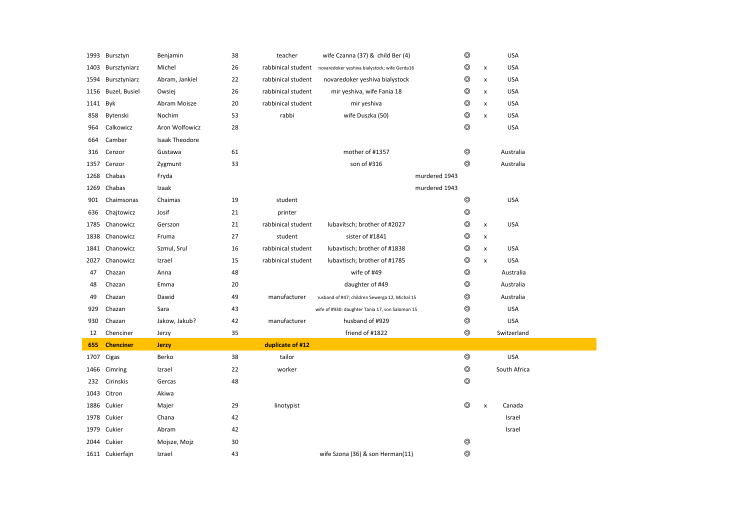| | | | | | | | | | |
|---|---|---|---|---|---|---|---|---|---|
| 1993 | Bursztyn | Benjamin | 38 | teacher | wife Czanna (37) & child Ber (4) | | ◎ | | USA |
| 1403 | Bursztyniarz | Michel | 26 | rabbinical student | novaredoker yeshiva bialystock; wife Gerda16 | | ◎ | x | USA |
| 1594 | Bursztyniarz | Abram, Jankiel | 22 | rabbinical student | novaredoker yeshiva bialystock | | ◎ | x | USA |
| 1156 | Buzel, Busiel | Owsiej | 26 | rabbinical student | mir yeshiva, wife Fania 18 | | ◎ | x | USA |
| 1141 | Byk | Abram Moisze | 20 | rabbinical student | mir yeshiva | | ◎ | x | USA |
| 858 | Bytenski | Nochim | 53 | rabbi | wife Duszka (50) | | ◎ | x | USA |
| 964 | Calkowicz | Aron Wolfowicz | 28 | | | | ◎ | | USA |
| 664 | Camber | Isaak Theodore | | | | | | | |
| 316 | Cenzor | Gustawa | 61 | | mother of #1357 | | ◎ | | Australia |
| 1357 | Cenzor | Zygmunt | 33 | | son of #316 | | ◎ | | Australia |
| 1268 | Chabas | Fryda | | | | murdered 1943 | | | |
| 1269 | Chabas | Izaak | | | | murdered 1943 | | | |
| 901 | Chaimsonas | Chaimas | 19 | student | | | ◎ | | USA |
| 636 | Chajtowicz | Josif | 21 | printer | | | ◎ | | |
| 1785 | Chanowicz | Gerszon | 21 | rabbinical student | lubavitsch; brother of #2027 | | ◎ | x | USA |
| 1838 | Chanowicz | Fruma | 27 | student | sister of #1841 | | ◎ | x | |
| 1841 | Chanowicz | Szmul, Srul | 16 | rabbinical student | lubavtisch; brother of #1838 | | ◎ | x | USA |
| 2027 | Chanowicz | Izrael | 15 | rabbinical student | lubavtisch; brother of #1785 | | ◎ | x | USA |
| 47 | Chazan | Anna | 48 | | wife of #49 | | ◎ | | Australia |
| 48 | Chazan | Emma | 20 | | daughter of #49 | | ◎ | | Australia |
| 49 | Chazan | Dawid | 49 | manufacturer | husband of #47; children Sewerga 12, Michal 15 | | ◎ | | Australia |
| 929 | Chazan | Sara | 43 | | wife of #930: daughter Tania 17, son Salomon 15 | | ◎ | | USA |
| 930 | Chazan | Jakow, Jakub? | 42 | manufacturer | husband of #929 | | ◎ | | USA |
| 12 | Chenciner | Jerzy | 35 | | friend of #1822 | | ◎ | | Switzerland |
| **655** | **Chenciner** | **Jerzy** | | **duplicate of #12** | | | | | |
| 1707 | Cigas | Berko | 38 | tailor | | | ◎ | | USA |
| 1466 | Cimring | Izrael | 22 | worker | | | ◎ | | South Africa |
| 232 | Cirinskis | Gercas | 48 | | | | ◎ | | |
| 1043 | Citron | Akiwa | | | | | | | |
| 1886 | Cukier | Majer | 29 | linotypist | | | ◎ | x | Canada |
| 1978 | Cukier | Chana | 42 | | | | | | Israel |
| 1979 | Cukier | Abram | 42 | | | | | | Israel |
| 2044 | Cukier | Mojsze, Mojz | 30 | | | | ◎ | | |
| 1611 | Cukierfajn | Izrael | 43 | | wife Szona (36) & son Herman(11) | | ◎ | | |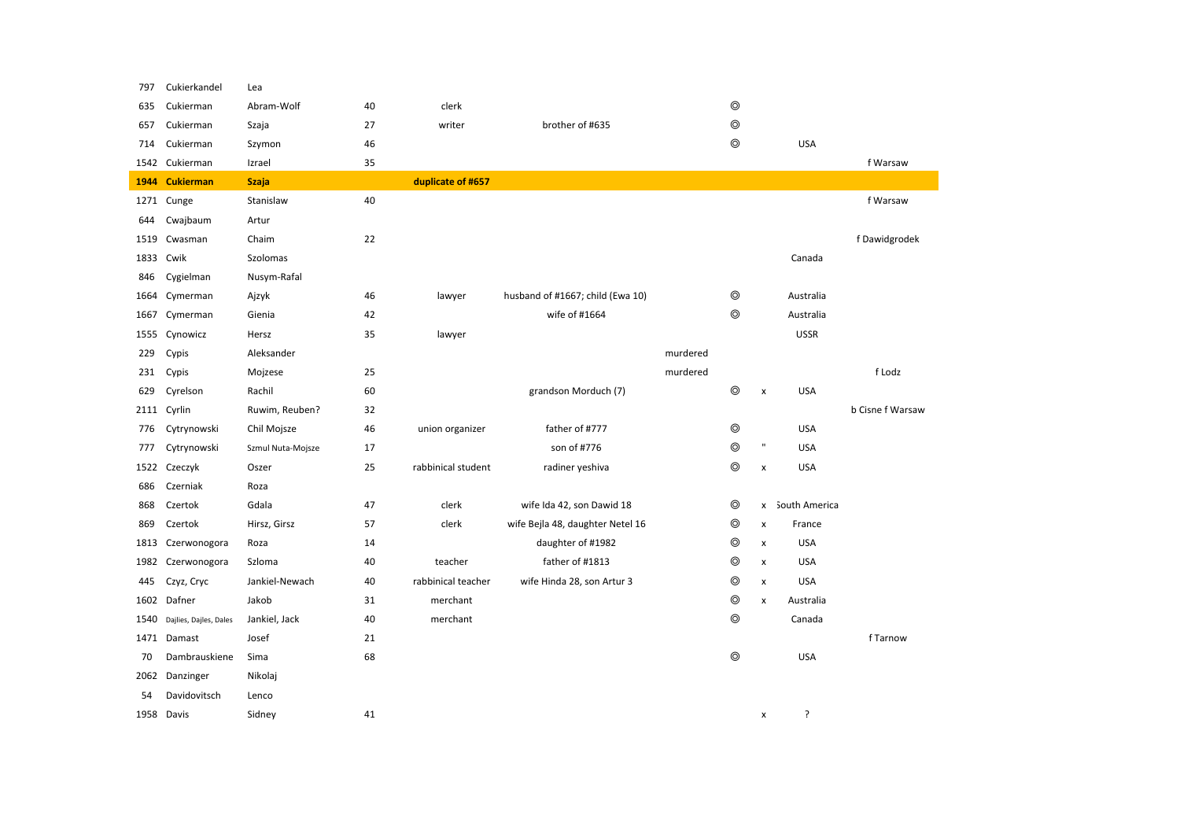| | | | | | | | | | | |
|---|---|---|---|---|---|---|---|---|---|---|
| 797 | Cukierkandel | Lea | | | | | | | | |
| 635 | Cukierman | Abram-Wolf | 40 | clerk | | | ◎ | | | |
| 657 | Cukierman | Szaja | 27 | writer | brother of #635 | | ◎ | | | |
| 714 | Cukierman | Szymon | 46 | | | | ◎ | | USA | |
| 1542 | Cukierman | Izrael | 35 | | | | | | | f Warsaw |
| **1944** | **Cukierman** | **Szaja** | | **duplicate of #657** | | | | | | |
| 1271 | Cunge | Stanislaw | 40 | | | | | | | f Warsaw |
| 644 | Cwajbaum | Artur | | | | | | | | |
| 1519 | Cwasman | Chaim | 22 | | | | | | | f Dawidgrodek |
| 1833 | Cwik | Szolomas | | | | | | | Canada | |
| 846 | Cygielman | Nusym-Rafal | | | | | | | | |
| 1664 | Cymerman | Ajzyk | 46 | lawyer | husband of #1667; child (Ewa 10) | | ◎ | | Australia | |
| 1667 | Cymerman | Gienia | 42 | | wife of #1664 | | ◎ | | Australia | |
| 1555 | Cynowicz | Hersz | 35 | lawyer | | | | | USSR | |
| 229 | Cypis | Aleksander | | | | murdered | | | | |
| 231 | Cypis | Mojzese | 25 | | | murdered | | | | f Lodz |
| 629 | Cyrelson | Rachil | 60 | | grandson Morduch (7) | | ◎ | x | USA | |
| 2111 | Cyrlin | Ruwim, Reuben? | 32 | | | | | | | b Cisne f Warsaw |
| 776 | Cytrynowski | Chil Mojsze | 46 | union organizer | father of #777 | | ◎ | | USA | |
| 777 | Cytrynowski | Szmul Nuta-Mojsze | 17 | | son of #776 | | ◎ | " | USA | |
| 1522 | Czeczyk | Oszer | 25 | rabbinical student | radiner yeshiva | | ◎ | x | USA | |
| 686 | Czerniak | Roza | | | | | | | | |
| 868 | Czertok | Gdala | 47 | clerk | wife Ida 42, son Dawid 18 | | ◎ | x | South America | |
| 869 | Czertok | Hirsz, Girsz | 57 | clerk | wife Bejla 48, daughter Netel 16 | | ◎ | x | France | |
| 1813 | Czerwonogora | Roza | 14 | | daughter of #1982 | | ◎ | x | USA | |
| 1982 | Czerwonogora | Szloma | 40 | teacher | father of #1813 | | ◎ | x | USA | |
| 445 | Czyz, Cryc | Jankiel-Newach | 40 | rabbinical teacher | wife Hinda 28, son Artur 3 | | ◎ | x | USA | |
| 1602 | Dafner | Jakob | 31 | merchant | | | ◎ | x | Australia | |
| 1540 | Dajlies, Dajles, Dales | Jankiel, Jack | 40 | merchant | | | ◎ | | Canada | |
| 1471 | Damast | Josef | 21 | | | | | | | f Tarnow |
| 70 | Dambrauskiene | Sima | 68 | | | | ◎ | | USA | |
| 2062 | Danzinger | Nikolaj | | | | | | | | |
| 54 | Davidovitsch | Lenco | | | | | | | | |
| 1958 | Davis | Sidney | 41 | | | | | x | ? | |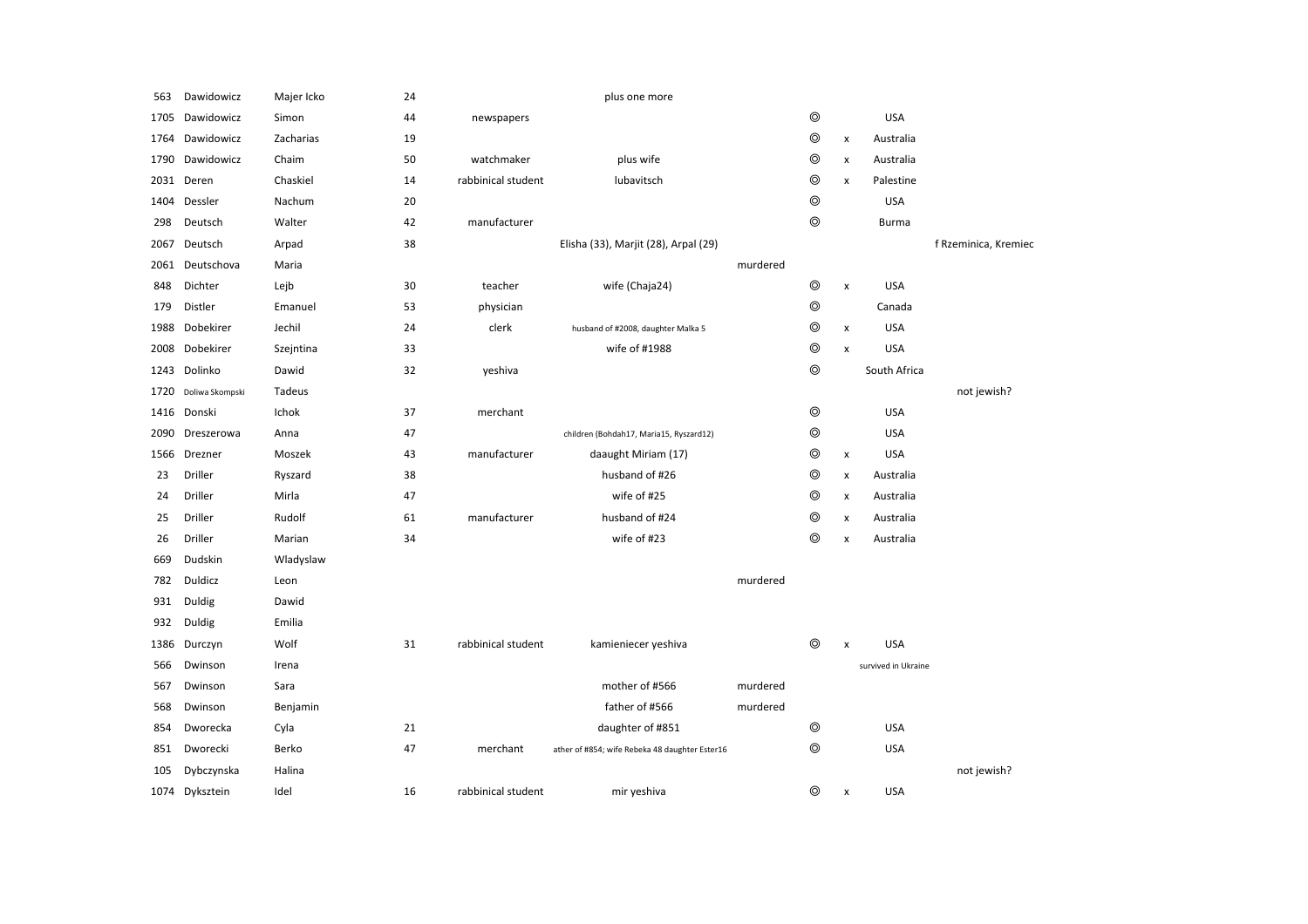| | | | | | | | | | | |
|---|---|---|---|---|---|---|---|---|---|---|
| 563 | Dawidowicz | Majer Icko | 24 | | plus one more | | | | | |
| 1705 | Dawidowicz | Simon | 44 | newspapers | | | ◎ | | USA | |
| 1764 | Dawidowicz | Zacharias | 19 | | | | ◎ | x | Australia | |
| 1790 | Dawidowicz | Chaim | 50 | watchmaker | plus wife | | ◎ | x | Australia | |
| 2031 | Deren | Chaskiel | 14 | rabbinical student | lubavitsch | | ◎ | x | Palestine | |
| 1404 | Dessler | Nachum | 20 | | | | ◎ | | USA | |
| 298 | Deutsch | Walter | 42 | manufacturer | | | ◎ | | Burma | |
| 2067 | Deutsch | Arpad | 38 | | Elisha (33), Marjit (28), Arpal (29) | | | | | f Rzeminica, Kremiec |
| 2061 | Deutschova | Maria | | | | murdered | | | | |
| 848 | Dichter | Lejb | 30 | teacher | wife (Chaja24) | | ◎ | x | USA | |
| 179 | Distler | Emanuel | 53 | physician | | | ◎ | | Canada | |
| 1988 | Dobekirer | Jechil | 24 | clerk | husband of #2008, daughter Malka 5 | | ◎ | x | USA | |
| 2008 | Dobekirer | Szejntina | 33 | | wife of #1988 | | ◎ | x | USA | |
| 1243 | Dolinko | Dawid | 32 | yeshiva | | | ◎ | | South Africa | |
| 1720 | Doliwa Skompski | Tadeus | | | | | | | | not jewish? |
| 1416 | Donski | Ichok | 37 | merchant | | | ◎ | | USA | |
| 2090 | Dreszerowa | Anna | 47 | | children (Bohdah17, Maria15, Ryszard12) | | ◎ | | USA | |
| 1566 | Drezner | Moszek | 43 | manufacturer | daaught Miriam (17) | | ◎ | x | USA | |
| 23 | Driller | Ryszard | 38 | | husband of #26 | | ◎ | x | Australia | |
| 24 | Driller | Mirla | 47 | | wife of #25 | | ◎ | x | Australia | |
| 25 | Driller | Rudolf | 61 | manufacturer | husband of #24 | | ◎ | x | Australia | |
| 26 | Driller | Marian | 34 | | wife of #23 | | ◎ | x | Australia | |
| 669 | Dudskin | Wladyslaw | | | | | | | | |
| 782 | Duldicz | Leon | | | | murdered | | | | |
| 931 | Duldig | Dawid | | | | | | | | |
| 932 | Duldig | Emilia | | | | | | | | |
| 1386 | Durczyn | Wolf | 31 | rabbinical student | kamieniecer yeshiva | | ◎ | x | USA | |
| 566 | Dwinson | Irena | | | | | | | survived in Ukraine | |
| 567 | Dwinson | Sara | | | mother of #566 | murdered | | | | |
| 568 | Dwinson | Benjamin | | | father of #566 | murdered | | | | |
| 854 | Dworecka | Cyla | 21 | | daughter of #851 | | ◎ | | USA | |
| 851 | Dworecki | Berko | 47 | merchant | ather of #854; wife Rebeka 48 daughter Ester16 | | ◎ | | USA | |
| 105 | Dybczynska | Halina | | | | | | | | not jewish? |
| 1074 | Dyksztein | Idel | 16 | rabbinical student | mir yeshiva | | ◎ | x | USA | |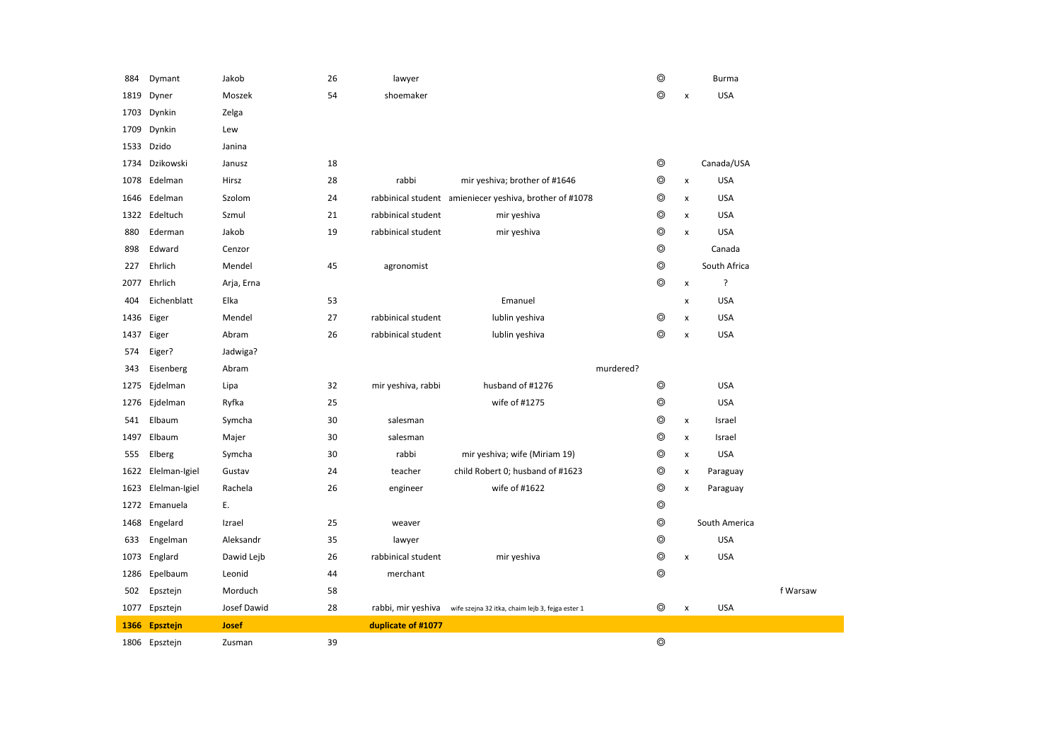| | | | | | | | | | | |
|---|---|---|---|---|---|---|---|---|---|---|
| 884 | Dymant | Jakob | 26 | lawyer | | | ◎ | | Burma | |
| 1819 | Dyner | Moszek | 54 | shoemaker | | | ◎ | x | USA | |
| 1703 | Dynkin | Zelga | | | | | | | | |
| 1709 | Dynkin | Lew | | | | | | | | |
| 1533 | Dzido | Janina | | | | | | | | |
| 1734 | Dzikowski | Janusz | 18 | | | | ◎ | | Canada/USA | |
| 1078 | Edelman | Hirsz | 28 | rabbi | mir yeshiva; brother of #1646 | | ◎ | x | USA | |
| 1646 | Edelman | Szolom | 24 | rabbinical student | amieniecer yeshiva, brother of #1078 | | ◎ | x | USA | |
| 1322 | Edeltuch | Szmul | 21 | rabbinical student | mir yeshiva | | ◎ | x | USA | |
| 880 | Ederman | Jakob | 19 | rabbinical student | mir yeshiva | | ◎ | x | USA | |
| 898 | Edward | Cenzor | | | | | ◎ | | Canada | |
| 227 | Ehrlich | Mendel | 45 | agronomist | | | ◎ | | South Africa | |
| 2077 | Ehrlich | Arja, Erna | | | | | ◎ | x | ? | |
| 404 | Eichenblatt | Elka | 53 | | Emanuel | | | x | USA | |
| 1436 | Eiger | Mendel | 27 | rabbinical student | lublin yeshiva | | ◎ | x | USA | |
| 1437 | Eiger | Abram | 26 | rabbinical student | lublin yeshiva | | ◎ | x | USA | |
| 574 | Eiger? | Jadwiga? | | | | | | | | |
| 343 | Eisenberg | Abram | | | | murdered? | | | | |
| 1275 | Ejdelman | Lipa | 32 | mir yeshiva, rabbi | husband of #1276 | | ◎ | | USA | |
| 1276 | Ejdelman | Ryfka | 25 | | wife of #1275 | | ◎ | | USA | |
| 541 | Elbaum | Symcha | 30 | salesman | | | ◎ | x | Israel | |
| 1497 | Elbaum | Majer | 30 | salesman | | | ◎ | x | Israel | |
| 555 | Elberg | Symcha | 30 | rabbi | mir yeshiva; wife (Miriam 19) | | ◎ | x | USA | |
| 1622 | Elelman-Igiel | Gustav | 24 | teacher | child Robert 0; husband of #1623 | | ◎ | x | Paraguay | |
| 1623 | Elelman-Igiel | Rachela | 26 | engineer | wife of #1622 | | ◎ | x | Paraguay | |
| 1272 | Emanuela | E. | | | | | ◎ | | | |
| 1468 | Engelard | Izrael | 25 | weaver | | | ◎ | | South America | |
| 633 | Engelman | Aleksandr | 35 | lawyer | | | ◎ | | USA | |
| 1073 | Englard | Dawid Lejb | 26 | rabbinical student | mir yeshiva | | ◎ | x | USA | |
| 1286 | Epelbaum | Leonid | 44 | merchant | | | ◎ | | | |
| 502 | Epsztejn | Morduch | 58 | | | | | | | f Warsaw |
| 1077 | Epsztejn | Josef Dawid | 28 | rabbi, mir yeshiva | wife szejna 32 itka, chaim lejb 3, fejga ester 1 | | ◎ | x | USA | |
| **1366** | **Epsztejn** | **Josef** | | **duplicate of #1077** | | | | | | |
| 1806 | Epsztejn | Zusman | 39 | | | | ◎ | | | |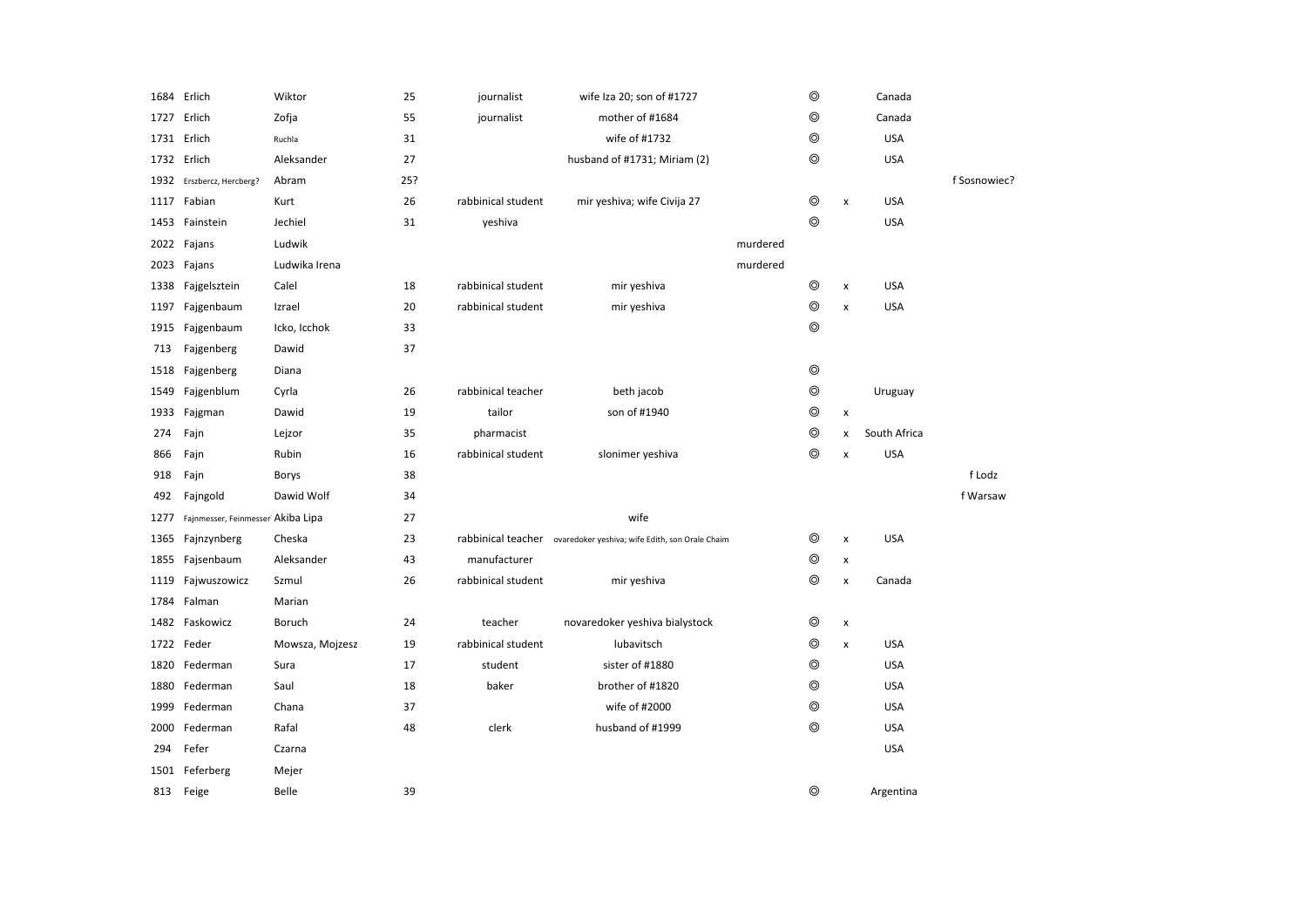| | | | | | | | | | | |
|---|---|---|---|---|---|---|---|---|---|---|
| 1684 | Erlich | Wiktor | 25 | journalist | wife Iza 20; son of #1727 | | ◎ | | Canada | |
| 1727 | Erlich | Zofja | 55 | journalist | mother of #1684 | | ◎ | | Canada | |
| 1731 | Erlich | Ruchla | 31 | | wife of #1732 | | ◎ | | USA | |
| 1732 | Erlich | Aleksander | 27 | | husband of #1731; Miriam (2) | | ◎ | | USA | |
| 1932 | Erszbercz, Hercberg? | Abram | 25? | | | | | | | f Sosnowiec? |
| 1117 | Fabian | Kurt | 26 | rabbinical student | mir yeshiva; wife Civija 27 | | ◎ | x | USA | |
| 1453 | Fainstein | Jechiel | 31 | yeshiva | | | ◎ | | USA | |
| 2022 | Fajans | Ludwik | | | | murdered | | | | |
| 2023 | Fajans | Ludwika Irena | | | | murdered | | | | |
| 1338 | Fajgelsztein | Calel | 18 | rabbinical student | mir yeshiva | | ◎ | x | USA | |
| 1197 | Fajgenbaum | Izrael | 20 | rabbinical student | mir yeshiva | | ◎ | x | USA | |
| 1915 | Fajgenbaum | Icko, Icchok | 33 | | | | ◎ | | | |
| 713 | Fajgenberg | Dawid | 37 | | | | | | | |
| 1518 | Fajgenberg | Diana | | | | | ◎ | | | |
| 1549 | Fajgenblum | Cyrla | 26 | rabbinical teacher | beth jacob | | ◎ | | Uruguay | |
| 1933 | Fajgman | Dawid | 19 | tailor | son of #1940 | | ◎ | x | | |
| 274 | Fajn | Lejzor | 35 | pharmacist | | | ◎ | x | South Africa | |
| 866 | Fajn | Rubin | 16 | rabbinical student | slonimer yeshiva | | ◎ | x | USA | |
| 918 | Fajn | Borys | 38 | | | | | | | f Lodz |
| 492 | Fajngold | Dawid Wolf | 34 | | | | | | | f Warsaw |
| 1277 | Fajnmesser, Feinmesser | Akiba Lipa | 27 | | wife | | | | | |
| 1365 | Fajnzynberg | Cheska | 23 | rabbinical teacher | ovaredoker yeshiva; wife Edith, son Orale Chaim | | ◎ | x | USA | |
| 1855 | Fajsenbaum | Aleksander | 43 | manufacturer | | | ◎ | x | | |
| 1119 | Fajwuszowicz | Szmul | 26 | rabbinical student | mir yeshiva | | ◎ | x | Canada | |
| 1784 | Falman | Marian | | | | | | | | |
| 1482 | Faskowicz | Boruch | 24 | teacher | novaredoker yeshiva bialystock | | ◎ | x | | |
| 1722 | Feder | Mowsza, Mojzesz | 19 | rabbinical student | lubavitsch | | ◎ | x | USA | |
| 1820 | Federman | Sura | 17 | student | sister of #1880 | | ◎ | | USA | |
| 1880 | Federman | Saul | 18 | baker | brother of #1820 | | ◎ | | USA | |
| 1999 | Federman | Chana | 37 | | wife of #2000 | | ◎ | | USA | |
| 2000 | Federman | Rafal | 48 | clerk | husband of #1999 | | ◎ | | USA | |
| 294 | Fefer | Czarna | | | | | | | USA | |
| 1501 | Feferberg | Mejer | | | | | | | | |
| 813 | Feige | Belle | 39 | | | | ◎ | | Argentina | |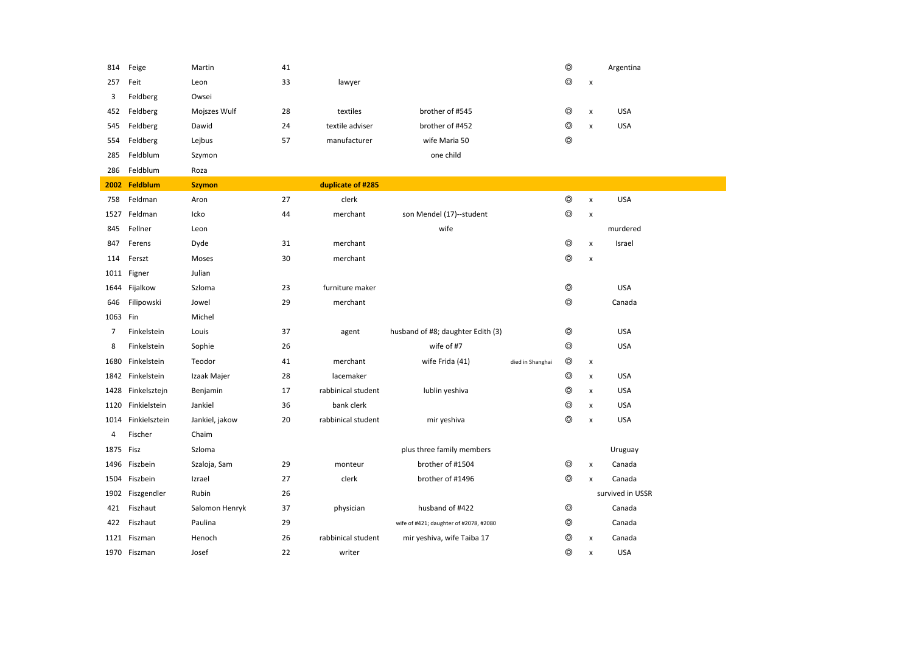| | | | | | | | | | |
|---|---|---|---|---|---|---|---|---|---|
| 814 | Feige | Martin | 41 | | | | ◎ | | Argentina |
| 257 | Feit | Leon | 33 | lawyer | | | ◎ | x | |
| 3 | Feldberg | Owsei | | | | | | | |
| 452 | Feldberg | Mojszes Wulf | 28 | textiles | brother of #545 | | ◎ | x | USA |
| 545 | Feldberg | Dawid | 24 | textile adviser | brother of #452 | | ◎ | x | USA |
| 554 | Feldberg | Lejbus | 57 | manufacturer | wife Maria 50 | | ◎ | | |
| 285 | Feldblum | Szymon | | | one child | | | | |
| 286 | Feldblum | Roza | | | | | | | |
| **2002** | **Feldblum** | **Szymon** | | **duplicate of #285** | | | | | |
| 758 | Feldman | Aron | 27 | clerk | | | ◎ | x | USA |
| 1527 | Feldman | Icko | 44 | merchant | son Mendel (17)--student | | ◎ | x | |
| 845 | Fellner | Leon | | | wife | | | | murdered |
| 847 | Ferens | Dyde | 31 | merchant | | | ◎ | x | Israel |
| 114 | Ferszt | Moses | 30 | merchant | | | ◎ | x | |
| 1011 | Figner | Julian | | | | | | | |
| 1644 | Fijalkow | Szloma | 23 | furniture maker | | | ◎ | | USA |
| 646 | Filipowski | Jowel | 29 | merchant | | | ◎ | | Canada |
| 1063 | Fin | Michel | | | | | | | |
| 7 | Finkelstein | Louis | 37 | agent | husband of #8; daughter Edith (3) | | ◎ | | USA |
| 8 | Finkelstein | Sophie | 26 | | wife of #7 | | ◎ | | USA |
| 1680 | Finkelstein | Teodor | 41 | merchant | wife Frida (41) | died in Shanghai | ◎ | x | |
| 1842 | Finkelstein | Izaak Majer | 28 | lacemaker | | | ◎ | x | USA |
| 1428 | Finkelsztejn | Benjamin | 17 | rabbinical student | lublin yeshiva | | ◎ | x | USA |
| 1120 | Finkielstein | Jankiel | 36 | bank clerk | | | ◎ | x | USA |
| 1014 | Finkielsztein | Jankiel, jakow | 20 | rabbinical student | mir yeshiva | | ◎ | x | USA |
| 4 | Fischer | Chaim | | | | | | | |
| 1875 | Fisz | Szloma | | | plus three family members | | | | Uruguay |
| 1496 | Fiszbein | Szaloja, Sam | 29 | monteur | brother of #1504 | | ◎ | x | Canada |
| 1504 | Fiszbein | Izrael | 27 | clerk | brother of #1496 | | ◎ | x | Canada |
| 1902 | Fiszgendler | Rubin | 26 | | | | | | survived in USSR |
| 421 | Fiszhaut | Salomon Henryk | 37 | physician | husband of #422 | | ◎ | | Canada |
| 422 | Fiszhaut | Paulina | 29 | | wife of #421; daughter of #2078, #2080 | | ◎ | | Canada |
| 1121 | Fiszman | Henoch | 26 | rabbinical student | mir yeshiva, wife Taiba 17 | | ◎ | x | Canada |
| 1970 | Fiszman | Josef | 22 | writer | | | ◎ | x | USA |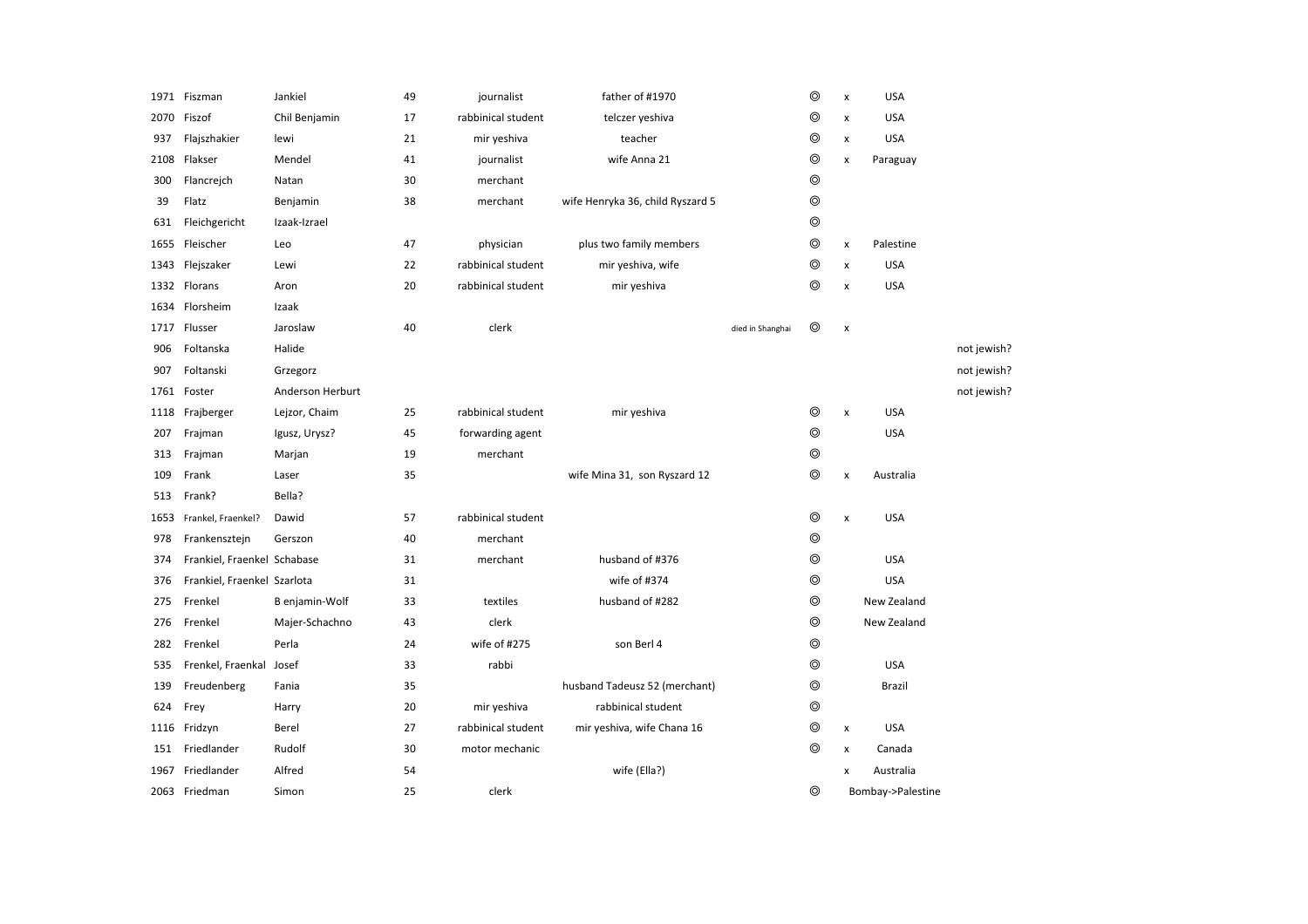| | | | | | | | | | | |
|---|---|---|---|---|---|---|---|---|---|---|
| 1971 | Fiszman | Jankiel | 49 | journalist | father of #1970 | | ◎ | x | USA | |
| 2070 | Fiszof | Chil Benjamin | 17 | rabbinical student | telczer yeshiva | | ◎ | x | USA | |
| 937 | Flajszhakier | lewi | 21 | mir yeshiva | teacher | | ◎ | x | USA | |
| 2108 | Flakser | Mendel | 41 | journalist | wife Anna 21 | | ◎ | x | Paraguay | |
| 300 | Flancrejch | Natan | 30 | merchant | | | ◎ | | | |
| 39 | Flatz | Benjamin | 38 | merchant | wife Henryka 36, child Ryszard 5 | | ◎ | | | |
| 631 | Fleichgericht | Izaak-Izrael | | | | | ◎ | | | |
| 1655 | Fleischer | Leo | 47 | physician | plus two family members | | ◎ | x | Palestine | |
| 1343 | Flejszaker | Lewi | 22 | rabbinical student | mir yeshiva, wife | | ◎ | x | USA | |
| 1332 | Florans | Aron | 20 | rabbinical student | mir yeshiva | | ◎ | x | USA | |
| 1634 | Florsheim | Izaak | | | | | | | | |
| 1717 | Flusser | Jaroslaw | 40 | clerk | | died in Shanghai | ◎ | x | | |
| 906 | Foltanska | Halide | | | | | | | | not jewish? |
| 907 | Foltanski | Grzegorz | | | | | | | | not jewish? |
| 1761 | Foster | Anderson Herburt | | | | | | | | not jewish? |
| 1118 | Frajberger | Lejzor, Chaim | 25 | rabbinical student | mir yeshiva | | ◎ | x | USA | |
| 207 | Frajman | Igusz, Urysz? | 45 | forwarding agent | | | ◎ | | USA | |
| 313 | Frajman | Marjan | 19 | merchant | | | ◎ | | | |
| 109 | Frank | Laser | 35 | | wife Mina 31, son Ryszard 12 | | ◎ | x | Australia | |
| 513 | Frank? | Bella? | | | | | | | | |
| 1653 | Frankel, Fraenkel? | Dawid | 57 | rabbinical student | | | ◎ | x | USA | |
| 978 | Frankensztejn | Gerszon | 40 | merchant | | | ◎ | | | |
| 374 | Frankiel, Fraenkel | Schabase | 31 | merchant | husband of #376 | | ◎ | | USA | |
| 376 | Frankiel, Fraenkel | Szarlota | 31 | | wife of #374 | | ◎ | | USA | |
| 275 | Frenkel | B enjamin-Wolf | 33 | textiles | husband of #282 | | ◎ | | New Zealand | |
| 276 | Frenkel | Majer-Schachno | 43 | clerk | | | ◎ | | New Zealand | |
| 282 | Frenkel | Perla | 24 | wife of #275 | son Berl 4 | | ◎ | | | |
| 535 | Frenkel, Fraenkal | Josef | 33 | rabbi | | | ◎ | | USA | |
| 139 | Freudenberg | Fania | 35 | | husband Tadeusz 52 (merchant) | | ◎ | | Brazil | |
| 624 | Frey | Harry | 20 | mir yeshiva | rabbinical student | | ◎ | | | |
| 1116 | Fridzyn | Berel | 27 | rabbinical student | mir yeshiva, wife Chana 16 | | ◎ | x | USA | |
| 151 | Friedlander | Rudolf | 30 | motor mechanic | | | ◎ | x | Canada | |
| 1967 | Friedlander | Alfred | 54 | | wife (Ella?) | | | x | Australia | |
| 2063 | Friedman | Simon | 25 | clerk | | | ◎ | | Bombay->Palestine | |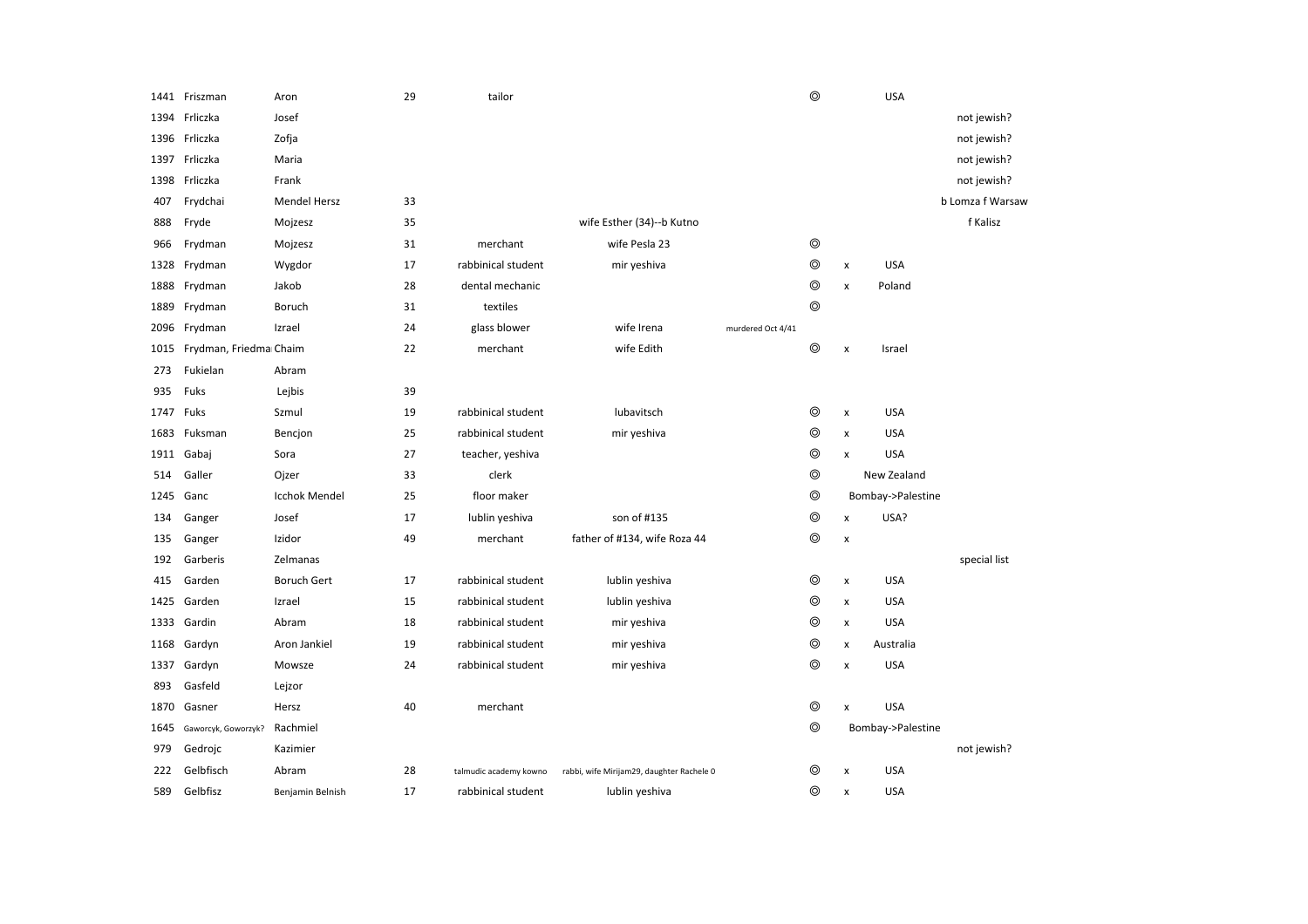| | | | | | | | | | | |
|---|---|---|---|---|---|---|---|---|---|---|
| 1441 | Friszman | Aron | 29 | tailor | | | ◎ | | USA | |
| 1394 | Frliczka | Josef | | | | | | | | not jewish? |
| 1396 | Frliczka | Zofja | | | | | | | | not jewish? |
| 1397 | Frliczka | Maria | | | | | | | | not jewish? |
| 1398 | Frliczka | Frank | | | | | | | | not jewish? |
| 407 | Frydchai | Mendel Hersz | 33 | | | | | | | b Lomza f Warsaw |
| 888 | Fryde | Mojzesz | 35 | | wife Esther (34)--b Kutno | | | | | f Kalisz |
| 966 | Frydman | Mojzesz | 31 | merchant | wife Pesla 23 | | ◎ | | | |
| 1328 | Frydman | Wygdor | 17 | rabbinical student | mir yeshiva | | ◎ | x | USA | |
| 1888 | Frydman | Jakob | 28 | dental mechanic | | | ◎ | x | Poland | |
| 1889 | Frydman | Boruch | 31 | textiles | | | ◎ | | | |
| 2096 | Frydman | Izrael | 24 | glass blower | wife Irena | murdered Oct 4/41 | | | | |
| 1015 | Frydman, Friedma | Chaim | 22 | merchant | wife Edith | | ◎ | x | Israel | |
| 273 | Fukielan | Abram | | | | | | | | |
| 935 | Fuks | Lejbis | 39 | | | | | | | |
| 1747 | Fuks | Szmul | 19 | rabbinical student | lubavitsch | | ◎ | x | USA | |
| 1683 | Fuksman | Bencjon | 25 | rabbinical student | mir yeshiva | | ◎ | x | USA | |
| 1911 | Gabaj | Sora | 27 | teacher, yeshiva | | | ◎ | x | USA | |
| 514 | Galler | Ojzer | 33 | clerk | | | ◎ | | New Zealand | |
| 1245 | Ganc | Icchok Mendel | 25 | floor maker | | | ◎ | | Bombay->Palestine | |
| 134 | Ganger | Josef | 17 | lublin yeshiva | son of #135 | | ◎ | x | USA? | |
| 135 | Ganger | Izidor | 49 | merchant | father of #134, wife Roza 44 | | ◎ | x | | |
| 192 | Garberis | Zelmanas | | | | | | | | special list |
| 415 | Garden | Boruch Gert | 17 | rabbinical student | lublin yeshiva | | ◎ | x | USA | |
| 1425 | Garden | Izrael | 15 | rabbinical student | lublin yeshiva | | ◎ | x | USA | |
| 1333 | Gardin | Abram | 18 | rabbinical student | mir yeshiva | | ◎ | x | USA | |
| 1168 | Gardyn | Aron Jankiel | 19 | rabbinical student | mir yeshiva | | ◎ | x | Australia | |
| 1337 | Gardyn | Mowsze | 24 | rabbinical student | mir yeshiva | | ◎ | x | USA | |
| 893 | Gasfeld | Lejzor | | | | | | | | |
| 1870 | Gasner | Hersz | 40 | merchant | | | ◎ | x | USA | |
| 1645 | Gaworcyk, Goworzyk? | Rachmiel | | | | | ◎ | | Bombay->Palestine | |
| 979 | Gedrojc | Kazimier | | | | | | | | not jewish? |
| 222 | Gelbfisch | Abram | 28 | talmudic academy kowno | rabbi, wife Mirijam29, daughter Rachele 0 | | ◎ | x | USA | |
| 589 | Gelbfisz | Benjamin Belnish | 17 | rabbinical student | lublin yeshiva | | ◎ | x | USA | |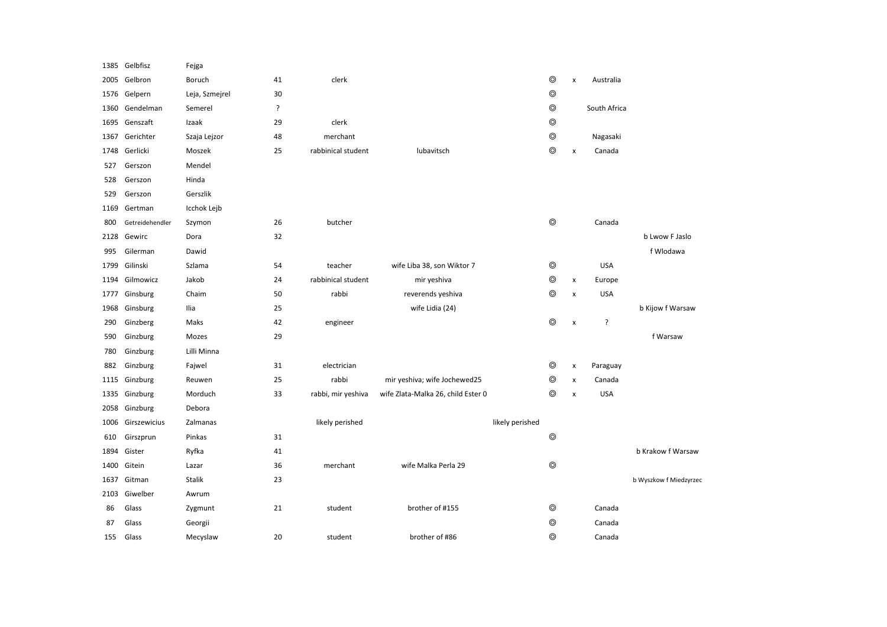| | | | | | | | | | | |
|---|---|---|---|---|---|---|---|---|---|---|
| 1385 | Gelbfisz | Fejga | | | | | | | | |
| 2005 | Gelbron | Boruch | 41 | clerk | | | ◎ | x | Australia | |
| 1576 | Gelpern | Leja, Szmejrel | 30 | | | | ◎ | | | |
| 1360 | Gendelman | Semerel | ? | | | | ◎ | | South Africa | |
| 1695 | Genszaft | Izaak | 29 | clerk | | | ◎ | | | |
| 1367 | Gerichter | Szaja Lejzor | 48 | merchant | | | ◎ | | Nagasaki | |
| 1748 | Gerlicki | Moszek | 25 | rabbinical student | lubavitsch | | ◎ | x | Canada | |
| 527 | Gerszon | Mendel | | | | | | | | |
| 528 | Gerszon | Hinda | | | | | | | | |
| 529 | Gerszon | Gerszlik | | | | | | | | |
| 1169 | Gertman | Icchok Lejb | | | | | | | | |
| 800 | Getreidehendler | Szymon | 26 | butcher | | | ◎ | | Canada | |
| 2128 | Gewirc | Dora | 32 | | | | | | | b Lwow F Jaslo |
| 995 | Gilerman | Dawid | | | | | | | | f Wlodawa |
| 1799 | Gilinski | Szlama | 54 | teacher | wife Liba 38, son Wiktor 7 | | ◎ | | USA | |
| 1194 | Gilmowicz | Jakob | 24 | rabbinical student | mir yeshiva | | ◎ | x | Europe | |
| 1777 | Ginsburg | Chaim | 50 | rabbi | reverends yeshiva | | ◎ | x | USA | |
| 1968 | Ginsburg | Ilia | 25 | | wife Lidia (24) | | | | | b Kijow f Warsaw |
| 290 | Ginzberg | Maks | 42 | engineer | | | ◎ | x | ? | |
| 590 | Ginzburg | Mozes | 29 | | | | | | | f Warsaw |
| 780 | Ginzburg | Lilli Minna | | | | | | | | |
| 882 | Ginzburg | Fajwel | 31 | electrician | | | ◎ | x | Paraguay | |
| 1115 | Ginzburg | Reuwen | 25 | rabbi | mir yeshiva; wife Jochewed25 | | ◎ | x | Canada | |
| 1335 | Ginzburg | Morduch | 33 | rabbi, mir yeshiva | wife Zlata-Malka 26, child Ester 0 | | ◎ | x | USA | |
| 2058 | Ginzburg | Debora | | | | | | | | |
| 1006 | Girszewicius | Zalmanas | | likely perished | | likely perished | | | | |
| 610 | Girszprun | Pinkas | 31 | | | | ◎ | | | |
| 1894 | Gister | Ryfka | 41 | | | | | | | b Krakow f Warsaw |
| 1400 | Gitein | Lazar | 36 | merchant | wife Malka Perla 29 | | ◎ | | | |
| 1637 | Gitman | Stalik | 23 | | | | | | | b Wyszkow f Miedzyrzec |
| 2103 | Giwelber | Awrum | | | | | | | | |
| 86 | Glass | Zygmunt | 21 | student | brother of #155 | | ◎ | | Canada | |
| 87 | Glass | Georgii | | | | | ◎ | | Canada | |
| 155 | Glass | Mecyslaw | 20 | student | brother of #86 | | ◎ | | Canada | |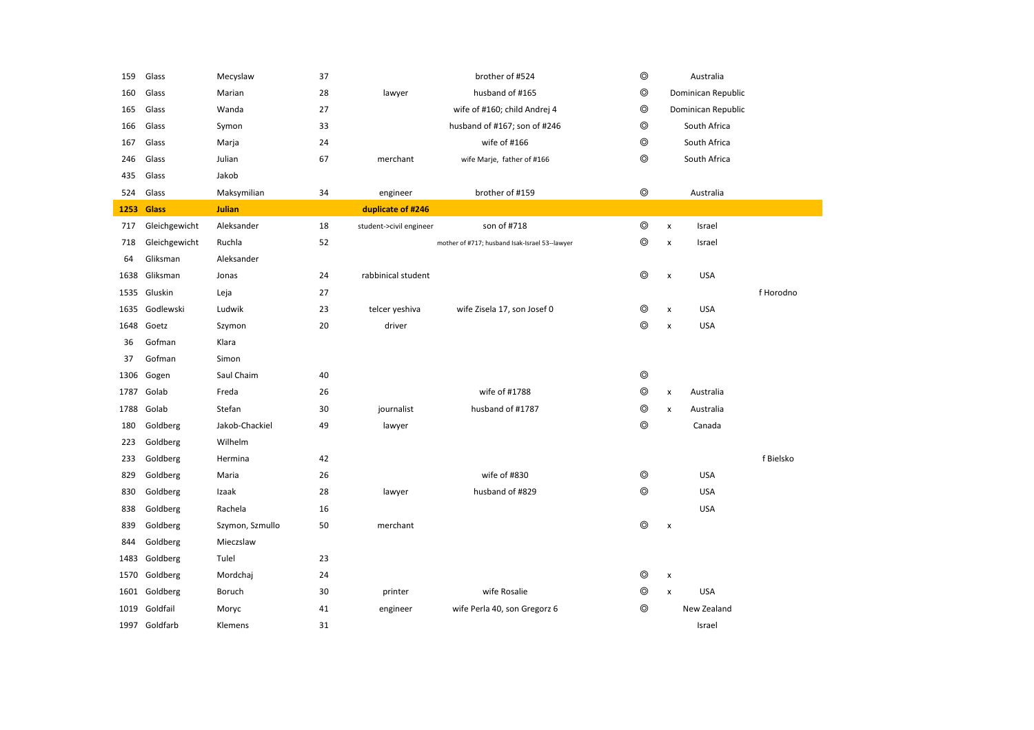| | | | | | | | | | |
|---|---|---|---|---|---|---|---|---|---|
| 159 | Glass | Mecyslaw | 37 | | brother of #524 | ◎ | | Australia | |
| 160 | Glass | Marian | 28 | lawyer | husband of #165 | ◎ | | Dominican Republic | |
| 165 | Glass | Wanda | 27 | | wife of #160; child Andrej 4 | ◎ | | Dominican Republic | |
| 166 | Glass | Symon | 33 | | husband of #167; son of #246 | ◎ | | South Africa | |
| 167 | Glass | Marja | 24 | | wife of #166 | ◎ | | South Africa | |
| 246 | Glass | Julian | 67 | merchant | wife Marje, father of #166 | ◎ | | South Africa | |
| 435 | Glass | Jakob | | | | | | | |
| 524 | Glass | Maksymilian | 34 | engineer | brother of #159 | ◎ | | Australia | |
| **1253** | **Glass** | **Julian** | | **duplicate of #246** | | | | | |
| 717 | Gleichgewicht | Aleksander | 18 | student->civil engineer | son of #718 | ◎ | x | Israel | |
| 718 | Gleichgewicht | Ruchla | 52 | | mother of #717; husband Isak-Israel 53--lawyer | ◎ | x | Israel | |
| 64 | Gliksman | Aleksander | | | | | | | |
| 1638 | Gliksman | Jonas | 24 | rabbinical student | | ◎ | x | USA | |
| 1535 | Gluskin | Leja | 27 | | | | | | f Horodno |
| 1635 | Godlewski | Ludwik | 23 | telcer yeshiva | wife Zisela 17, son Josef 0 | ◎ | x | USA | |
| 1648 | Goetz | Szymon | 20 | driver | | ◎ | x | USA | |
| 36 | Gofman | Klara | | | | | | | |
| 37 | Gofman | Simon | | | | | | | |
| 1306 | Gogen | Saul Chaim | 40 | | | ◎ | | | |
| 1787 | Golab | Freda | 26 | | wife of #1788 | ◎ | x | Australia | |
| 1788 | Golab | Stefan | 30 | journalist | husband of #1787 | ◎ | x | Australia | |
| 180 | Goldberg | Jakob-Chackiel | 49 | lawyer | | ◎ | | Canada | |
| 223 | Goldberg | Wilhelm | | | | | | | |
| 233 | Goldberg | Hermina | 42 | | | | | | f Bielsko |
| 829 | Goldberg | Maria | 26 | | wife of #830 | ◎ | | USA | |
| 830 | Goldberg | Izaak | 28 | lawyer | husband of #829 | ◎ | | USA | |
| 838 | Goldberg | Rachela | 16 | | | | | USA | |
| 839 | Goldberg | Szymon, Szmullo | 50 | merchant | | ◎ | x | | |
| 844 | Goldberg | Mieczslaw | | | | | | | |
| 1483 | Goldberg | Tulel | 23 | | | | | | |
| 1570 | Goldberg | Mordchaj | 24 | | | ◎ | x | | |
| 1601 | Goldberg | Boruch | 30 | printer | wife Rosalie | ◎ | x | USA | |
| 1019 | Goldfail | Moryc | 41 | engineer | wife Perla 40, son Gregorz 6 | ◎ | | New Zealand | |
| 1997 | Goldfarb | Klemens | 31 | | | | | Israel | |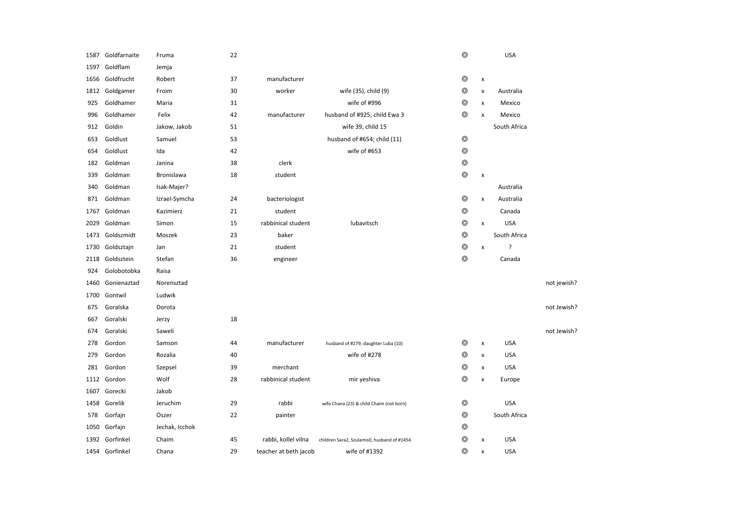| | | | | | | | | | |
|---|---|---|---|---|---|---|---|---|---|
| 1587 | Goldfarnaite | Fruma | 22 | | | ◎ | | USA | |
| 1597 | Goldflam | Jemja | | | | | | | |
| 1656 | Goldfrucht | Robert | 37 | manufacturer | | ◎ | x | | |
| 1812 | Goldgamer | Froim | 30 | worker | wife (35), child (9) | ◎ | x | Australia | |
| 925 | Goldhamer | Maria | 31 | | wife of #996 | ◎ | x | Mexico | |
| 996 | Goldhamer | Felix | 42 | manufacturer | husband of #925; child Ewa 3 | ◎ | x | Mexico | |
| 912 | Goldin | Jakow, Jakob | 51 | | wife 39, child 15 | | | South Africa | |
| 653 | Goldlust | Samuel | 53 | | husband of #654; child (11) | ◎ | | | |
| 654 | Goldlust | Ida | 42 | | wife of #653 | ◎ | | | |
| 182 | Goldman | Janina | 38 | clerk | | ◎ | | | |
| 339 | Goldman | Bronislawa | 18 | student | | ◎ | x | | |
| 340 | Goldman | Isak-Majer? | | | | | | Australia | |
| 871 | Goldman | Izrael-Symcha | 24 | bacteriologist | | ◎ | x | Australia | |
| 1767 | Goldman | Kazimierz | 21 | student | | ◎ | | Canada | |
| 2029 | Goldman | Simon | 15 | rabbinical student | lubavitsch | ◎ | x | USA | |
| 1473 | Goldszmidt | Moszek | 23 | baker | | ◎ | | South Africa | |
| 1730 | Goldsztajn | Jan | 21 | student | | ◎ | x | ? | |
| 2118 | Goldsztein | Stefan | 36 | engineer | | ◎ | | Canada | |
| 924 | Golobotobka | Raisa | | | | | | | |
| 1460 | Gonienaztad | Norensztad | | | | | | | not jewish? |
| 1700 | Gontwil | Ludwik | | | | | | | |
| 675 | Goralska | Dorota | | | | | | | not Jewish? |
| 667 | Goralski | Jerzy | 18 | | | | | | |
| 674 | Goralski | Saweli | | | | | | | not Jewish? |
| 278 | Gordon | Samson | 44 | manufacturer | husband of #279; daughter Luba (10) | ◎ | x | USA | |
| 279 | Gordon | Rozalia | 40 | | wife of #278 | ◎ | x | USA | |
| 281 | Gordon | Szepsel | 39 | merchant | | ◎ | x | USA | |
| 1112 | Gordon | Wolf | 28 | rabbinical student | mir yeshiva | ◎ | x | Europe | |
| 1607 | Gorecki | Jakob | | | | | | | |
| 1458 | Gorelik | Jeruchim | 29 | rabbi | wife Chana (23) & child Chaim (not born) | ◎ | | USA | |
| 578 | Gorfajn | Oszer | 22 | painter | | ◎ | | South Africa | |
| 1050 | Gorfajn | Jechak, Icchok | | | | ◎ | | | |
| 1392 | Gorfinkel | Chaim | 45 | rabbi, kollel vilna | children Sara2, Szulamis0, husband of #1454 | ◎ | x | USA | |
| 1454 | Gorfinkel | Chana | 29 | teacher at beth jacob | wife of #1392 | ◎ | x | USA | |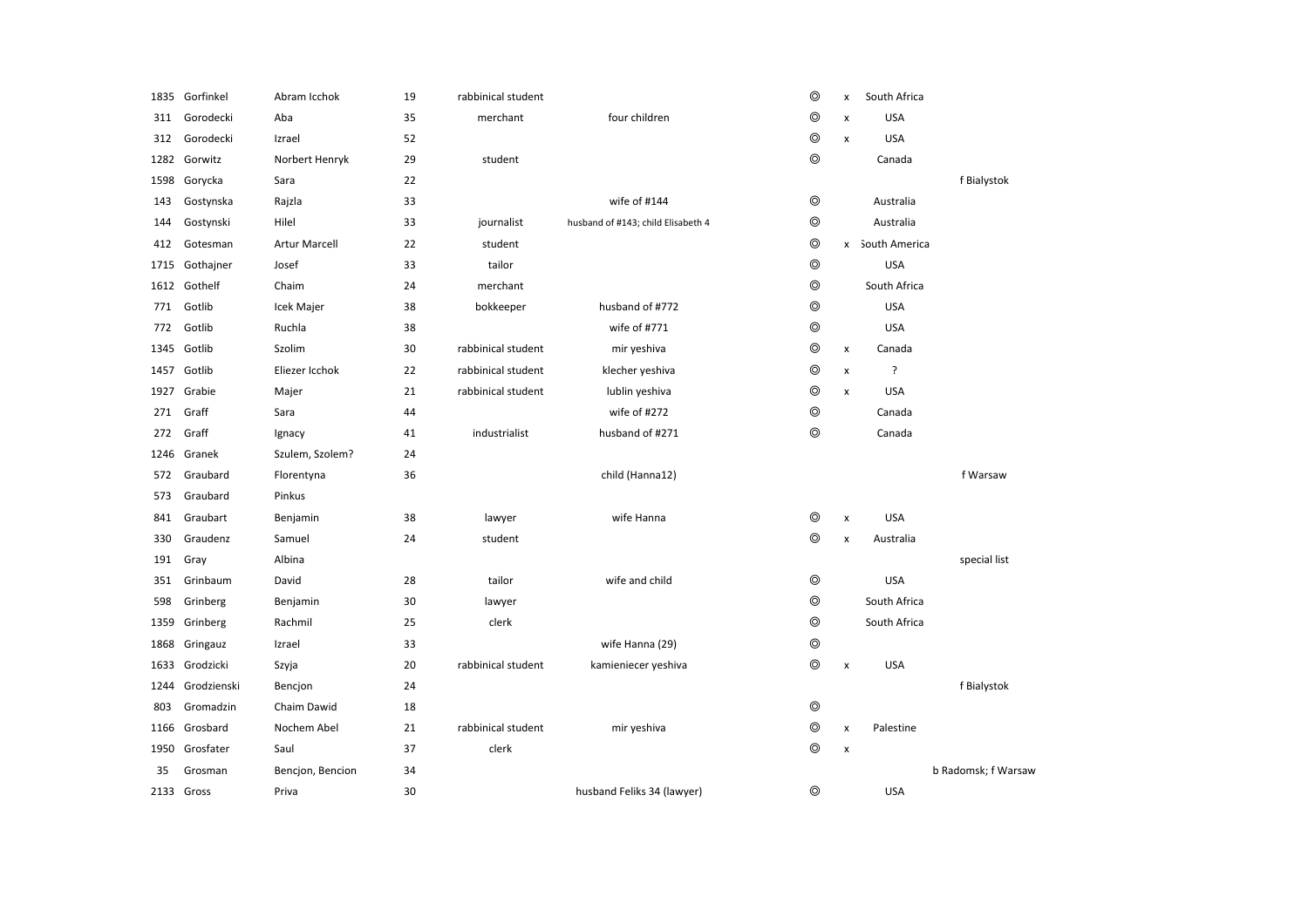| | | | | | | | | | |
|---|---|---|---|---|---|---|---|---|---|
| 1835 | Gorfinkel | Abram Icchok | 19 | rabbinical student | | ◎ | x | South Africa | |
| 311 | Gorodecki | Aba | 35 | merchant | four children | ◎ | x | USA | |
| 312 | Gorodecki | Izrael | 52 | | | ◎ | x | USA | |
| 1282 | Gorwitz | Norbert Henryk | 29 | student | | ◎ | | Canada | |
| 1598 | Gorycka | Sara | 22 | | | | | | f Bialystok |
| 143 | Gostynska | Rajzla | 33 | | wife of #144 | ◎ | | Australia | |
| 144 | Gostynski | Hilel | 33 | journalist | husband of #143; child Elisabeth 4 | ◎ | | Australia | |
| 412 | Gotesman | Artur Marcell | 22 | student | | ◎ | x | South America | |
| 1715 | Gothajner | Josef | 33 | tailor | | ◎ | | USA | |
| 1612 | Gothelf | Chaim | 24 | merchant | | ◎ | | South Africa | |
| 771 | Gotlib | Icek Majer | 38 | bokkeeper | husband of #772 | ◎ | | USA | |
| 772 | Gotlib | Ruchla | 38 | | wife of #771 | ◎ | | USA | |
| 1345 | Gotlib | Szolim | 30 | rabbinical student | mir yeshiva | ◎ | x | Canada | |
| 1457 | Gotlib | Eliezer Icchok | 22 | rabbinical student | klecher yeshiva | ◎ | x | ? | |
| 1927 | Grabie | Majer | 21 | rabbinical student | lublin yeshiva | ◎ | x | USA | |
| 271 | Graff | Sara | 44 | | wife of #272 | ◎ | | Canada | |
| 272 | Graff | Ignacy | 41 | industrialist | husband of #271 | ◎ | | Canada | |
| 1246 | Granek | Szulem, Szolem? | 24 | | | | | | |
| 572 | Graubard | Florentyna | 36 | | child (Hanna12) | | | | f Warsaw |
| 573 | Graubard | Pinkus | | | | | | | |
| 841 | Graubart | Benjamin | 38 | lawyer | wife Hanna | ◎ | x | USA | |
| 330 | Graudenz | Samuel | 24 | student | | ◎ | x | Australia | |
| 191 | Gray | Albina | | | | | | | special list |
| 351 | Grinbaum | David | 28 | tailor | wife and child | ◎ | | USA | |
| 598 | Grinberg | Benjamin | 30 | lawyer | | ◎ | | South Africa | |
| 1359 | Grinberg | Rachmil | 25 | clerk | | ◎ | | South Africa | |
| 1868 | Gringauz | Izrael | 33 | | wife Hanna (29) | ◎ | | | |
| 1633 | Grodzicki | Szyja | 20 | rabbinical student | kamieniecer yeshiva | ◎ | x | USA | |
| 1244 | Grodzienski | Bencjon | 24 | | | | | | f Bialystok |
| 803 | Gromadzin | Chaim Dawid | 18 | | | ◎ | | | |
| 1166 | Grosbard | Nochem Abel | 21 | rabbinical student | mir yeshiva | ◎ | x | Palestine | |
| 1950 | Grosfater | Saul | 37 | clerk | | ◎ | x | | |
| 35 | Grosman | Bencjon, Bencion | 34 | | | | | | b Radomsk; f Warsaw |
| 2133 | Gross | Priva | 30 | | husband Feliks 34 (lawyer) | ◎ | | USA | |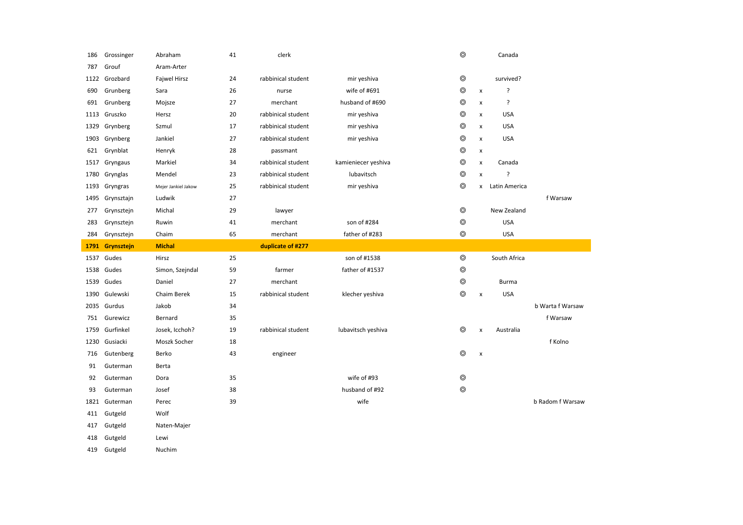| | | | | | | | | | |
|---|---|---|---|---|---|---|---|---|---|
| 186 | Grossinger | Abraham | 41 | clerk | | ◎ | | Canada | |
| 787 | Grouf | Aram-Arter | | | | | | | |
| 1122 | Grozbard | Fajwel Hirsz | 24 | rabbinical student | mir yeshiva | ◎ | | survived? | |
| 690 | Grunberg | Sara | 26 | nurse | wife of #691 | ◎ | x | ? | |
| 691 | Grunberg | Mojsze | 27 | merchant | husband of #690 | ◎ | x | ? | |
| 1113 | Gruszko | Hersz | 20 | rabbinical student | mir yeshiva | ◎ | x | USA | |
| 1329 | Grynberg | Szmul | 17 | rabbinical student | mir yeshiva | ◎ | x | USA | |
| 1903 | Grynberg | Jankiel | 27 | rabbinical student | mir yeshiva | ◎ | x | USA | |
| 621 | Grynblat | Henryk | 28 | passmant | | ◎ | x | | |
| 1517 | Gryngaus | Markiel | 34 | rabbinical student | kamieniecer yeshiva | ◎ | x | Canada | |
| 1780 | Grynglas | Mendel | 23 | rabbinical student | lubavitsch | ◎ | x | ? | |
| 1193 | Gryngras | Mejer Jankiel Jakow | 25 | rabbinical student | mir yeshiva | ◎ | x | Latin America | |
| 1495 | Grynsztajn | Ludwik | 27 | | | | | | f Warsaw |
| 277 | Grynsztejn | Michal | 29 | lawyer | | ◎ | | New Zealand | |
| 283 | Grynsztejn | Ruwin | 41 | merchant | son of #284 | ◎ | | USA | |
| 284 | Grynsztejn | Chaim | 65 | merchant | father of #283 | ◎ | | USA | |
| **1791** | **Grynsztejn** | **Michal** | | **duplicate of #277** | | | | | |
| 1537 | Gudes | Hirsz | 25 | | son of #1538 | ◎ | | South Africa | |
| 1538 | Gudes | Simon, Szejndal | 59 | farmer | father of #1537 | ◎ | | | |
| 1539 | Gudes | Daniel | 27 | merchant | | ◎ | | Burma | |
| 1390 | Gulewski | Chaim Berek | 15 | rabbinical student | klecher yeshiva | ◎ | x | USA | |
| 2035 | Gurdus | Jakob | 34 | | | | | | b Warta f Warsaw |
| 751 | Gurewicz | Bernard | 35 | | | | | | f Warsaw |
| 1759 | Gurfinkel | Josek, Icchoh? | 19 | rabbinical student | lubavitsch yeshiva | ◎ | x | Australia | |
| 1230 | Gusiacki | Moszk Socher | 18 | | | | | | f Kolno |
| 716 | Gutenberg | Berko | 43 | engineer | | ◎ | x | | |
| 91 | Guterman | Berta | | | | | | | |
| 92 | Guterman | Dora | 35 | | wife of #93 | ◎ | | | |
| 93 | Guterman | Josef | 38 | | husband of #92 | ◎ | | | |
| 1821 | Guterman | Perec | 39 | | wife | | | | b Radom f Warsaw |
| 411 | Gutgeld | Wolf | | | | | | | |
| 417 | Gutgeld | Naten-Majer | | | | | | | |
| 418 | Gutgeld | Lewi | | | | | | | |
| 419 | Gutgeld | Nuchim | | | | | | | |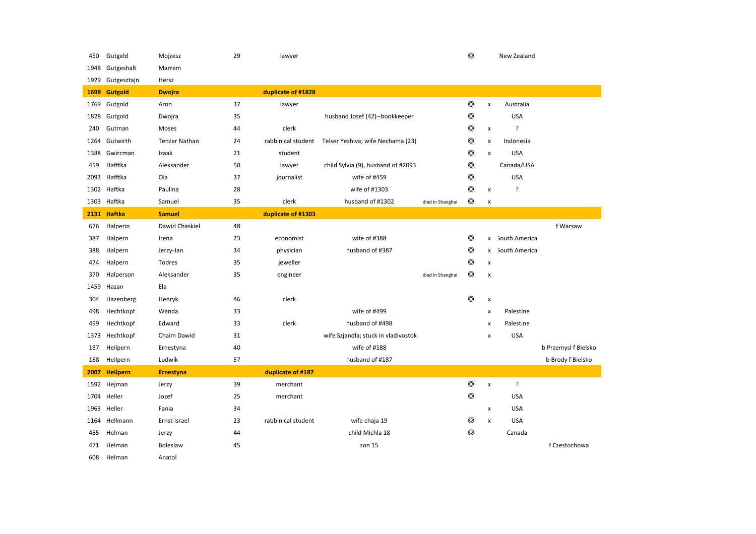| | | | | | | | | | | |
|---|---|---|---|---|---|---|---|---|---|---|
| 450 | Gutgeld | Mojzesz | 29 | lawyer | | | ◎ | | New Zealand | |
| 1948 | Gutgeshalt | Marrem | | | | | | | | |
| 1929 | Gutgesztajn | Hersz | | | | | | | | |
| **1699** | **Gutgold** | **Dwojra** | | **duplicate of #1828** | | | | | | |
| 1769 | Gutgold | Aron | 37 | lawyer | | | ◎ | x | Australia | |
| 1828 | Gutgold | Dwojra | 35 | | husband Josef (42)--bookkeeper | | ◎ | | USA | |
| 240 | Gutman | Moses | 44 | clerk | | | ◎ | x | ? | |
| 1264 | Gutwirth | Tenzer Nathan | 24 | rabbinical student | Telser Yeshiva; wife Nechama (23) | | ◎ | x | Indonesia | |
| 1388 | Gwircman | Izaak | 21 | student | | | ◎ | x | USA | |
| 459 | Hafftka | Aleksander | 50 | lawyer | child Sylvia (9), husband of #2093 | | ◎ | | Canada/USA | |
| 2093 | Hafftka | Ola | 37 | journalist | wife of #459 | | ◎ | | USA | |
| 1302 | Haftka | Paulina | 28 | | wife of #1303 | | ◎ | x | ? | |
| 1303 | Haftka | Samuel | 35 | clerk | husband of #1302 | died in Shanghai | ◎ | x | | |
| **2131** | **Haftka** | **Samuel** | | **duplicate of #1303** | | | | | | |
| 676 | Halperin | Dawid Chaskiel | 48 | | | | | | | f Warsaw |
| 387 | Halpern | Irena | 23 | economist | wife of #388 | | ◎ | x | South America | |
| 388 | Halpern | Jerzy-Jan | 34 | physician | husband of #387 | | ◎ | x | South America | |
| 474 | Halpern | Todres | 35 | jeweller | | | ◎ | x | | |
| 370 | Halperson | Aleksander | 35 | engineer | | died in Shanghai | ◎ | x | | |
| 1459 | Hazan | Ela | | | | | | | | |
| 304 | Hazenberg | Henryk | 46 | clerk | | | ◎ | x | | |
| 498 | Hechtkopf | Wanda | 33 | | wife of #499 | | | x | Palestine | |
| 499 | Hechtkopf | Edward | 33 | clerk | husband of #498 | | | x | Palestine | |
| 1373 | Hechtkopf | Chaim Dawid | 31 | | wife Szjandla; stuck in vladivostok | | | x | USA | |
| 187 | Heilpern | Ernestyna | 40 | | wife of #188 | | | | | b Przemysl f Bielsko |
| 188 | Heilpern | Ludwik | 57 | | husband of #187 | | | | | b Brody f Bielsko |
| **2007** | **Heilpern** | **Ernestyna** | | **duplicate of #187** | | | | | | |
| 1592 | Hejman | Jerzy | 39 | merchant | | | ◎ | x | ? | |
| 1704 | Heller | Jozef | 25 | merchant | | | ◎ | | USA | |
| 1963 | Heller | Fania | 34 | | | | | x | USA | |
| 1164 | Hellmann | Ernst Israel | 23 | rabbinical student | wife chaja 19 | | ◎ | x | USA | |
| 465 | Helman | Jerzy | 44 | | child Michla 18 | | ◎ | | Canada | |
| 471 | Helman | Boleslaw | 45 | | son 15 | | | | | f Czestochowa |
| 608 | Helman | Anatol | | | | | | | | |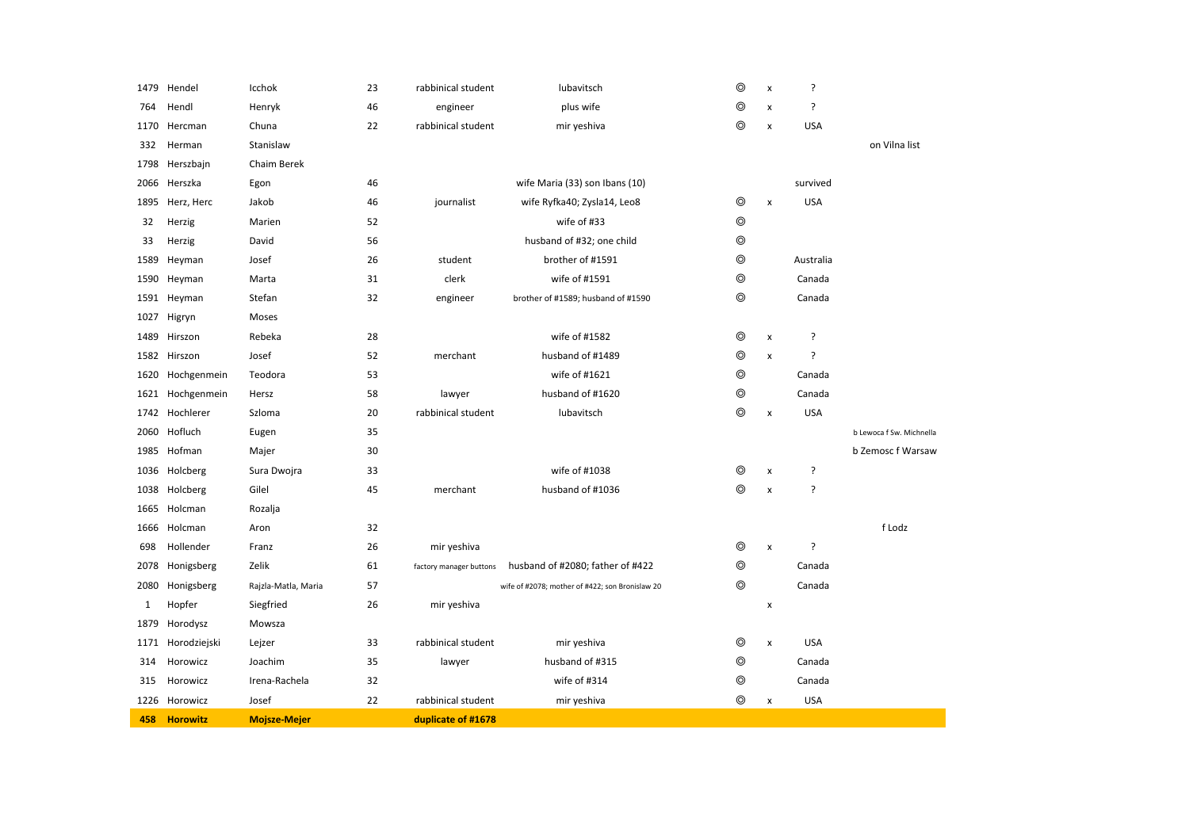| | | | | | | | | | |
|---|---|---|---|---|---|---|---|---|---|
| 1479 | Hendel | Icchok | 23 | rabbinical student | lubavitsch | ◎ | x | ? | |
| 764 | Hendl | Henryk | 46 | engineer | plus wife | ◎ | x | ? | |
| 1170 | Hercman | Chuna | 22 | rabbinical student | mir yeshiva | ◎ | x | USA | |
| 332 | Herman | Stanislaw | | | | | | | on Vilna list |
| 1798 | Herszbajn | Chaim Berek | | | | | | | |
| 2066 | Herszka | Egon | 46 | | wife Maria (33) son Ibans (10) | | | survived | |
| 1895 | Herz, Herc | Jakob | 46 | journalist | wife Ryfka40; Zysla14, Leo8 | ◎ | x | USA | |
| 32 | Herzig | Marien | 52 | | wife of #33 | ◎ | | | |
| 33 | Herzig | David | 56 | | husband of #32; one child | ◎ | | | |
| 1589 | Heyman | Josef | 26 | student | brother of #1591 | ◎ | | Australia | |
| 1590 | Heyman | Marta | 31 | clerk | wife of #1591 | ◎ | | Canada | |
| 1591 | Heyman | Stefan | 32 | engineer | brother of #1589; husband of #1590 | ◎ | | Canada | |
| 1027 | Higryn | Moses | | | | | | | |
| 1489 | Hirszon | Rebeka | 28 | | wife of #1582 | ◎ | x | ? | |
| 1582 | Hirszon | Josef | 52 | merchant | husband of #1489 | ◎ | x | ? | |
| 1620 | Hochgenmein | Teodora | 53 | | wife of #1621 | ◎ | | Canada | |
| 1621 | Hochgenmein | Hersz | 58 | lawyer | husband of #1620 | ◎ | | Canada | |
| 1742 | Hochlerer | Szloma | 20 | rabbinical student | lubavitsch | ◎ | x | USA | |
| 2060 | Hofluch | Eugen | 35 | | | | | | b Lewoca f Sw. Michnella |
| 1985 | Hofman | Majer | 30 | | | | | | b Zemosc f Warsaw |
| 1036 | Holcberg | Sura Dwojra | 33 | | wife of #1038 | ◎ | x | ? | |
| 1038 | Holcberg | Gilel | 45 | merchant | husband of #1036 | ◎ | x | ? | |
| 1665 | Holcman | Rozalja | | | | | | | |
| 1666 | Holcman | Aron | 32 | | | | | | f Lodz |
| 698 | Hollender | Franz | 26 | mir yeshiva | | ◎ | x | ? | |
| 2078 | Honigsberg | Zelik | 61 | factory manager buttons | husband of #2080; father of #422 | ◎ | | Canada | |
| 2080 | Honigsberg | Rajzla-Matla, Maria | 57 | | wife of #2078; mother of #422; son Bronislaw 20 | ◎ | | Canada | |
| 1 | Hopfer | Siegfried | 26 | mir yeshiva | | | x | | |
| 1879 | Horodysz | Mowsza | | | | | | | |
| 1171 | Horodziejski | Lejzer | 33 | rabbinical student | mir yeshiva | ◎ | x | USA | |
| 314 | Horowicz | Joachim | 35 | lawyer | husband of #315 | ◎ | | Canada | |
| 315 | Horowicz | Irena-Rachela | 32 | | wife of #314 | ◎ | | Canada | |
| 1226 | Horowicz | Josef | 22 | rabbinical student | mir yeshiva | ◎ | x | USA | |
| **458** | **Horowitz** | **Mojsze-Mejer** | | **duplicate of #1678** | | | | | |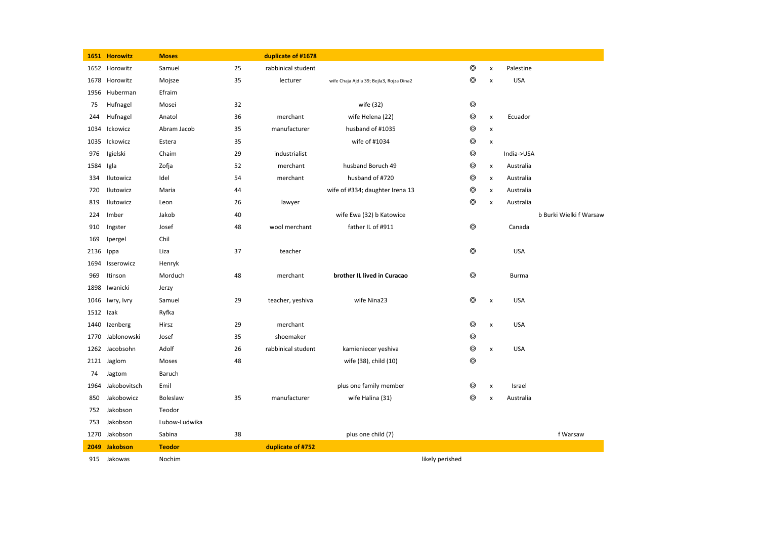| | | | | | | | | | | |
|---|---|---|---|---|---|---|---|---|---|---|
| **1651** | **Horowitz** | **Moses** | | **duplicate of #1678** | | | | | | |
| 1652 | Horowitz | Samuel | 25 | rabbinical student | | | ◎ | x | Palestine | |
| 1678 | Horowitz | Mojsze | 35 | lecturer | wife Chaja Ajdla 39; Bejla3, Rojza Dina2 | | ◎ | x | USA | |
| 1956 | Huberman | Efraim | | | | | | | | |
| 75 | Hufnagel | Mosei | 32 | | wife (32) | | ◎ | | | |
| 244 | Hufnagel | Anatol | 36 | merchant | wife Helena (22) | | ◎ | x | Ecuador | |
| 1034 | Ickowicz | Abram Jacob | 35 | manufacturer | husband of #1035 | | ◎ | x | | |
| 1035 | Ickowicz | Estera | 35 | | wife of #1034 | | ◎ | x | | |
| 976 | Igielski | Chaim | 29 | industrialist | | | ◎ | | India->USA | |
| 1584 | Igla | Zofja | 52 | merchant | husband Boruch 49 | | ◎ | x | Australia | |
| 334 | Ilutowicz | Idel | 54 | merchant | husband of #720 | | ◎ | x | Australia | |
| 720 | Ilutowicz | Maria | 44 | | wife of #334; daughter Irena 13 | | ◎ | x | Australia | |
| 819 | Ilutowicz | Leon | 26 | lawyer | | | ◎ | x | Australia | |
| 224 | Imber | Jakob | 40 | | wife Ewa (32) b Katowice | | | | | b Burki Wielki f Warsaw |
| 910 | Ingster | Josef | 48 | wool merchant | father IL of #911 | | ◎ | | Canada | |
| 169 | Ipergel | Chil | | | | | | | | |
| 2136 | Ippa | Liza | 37 | teacher | | | ◎ | | USA | |
| 1694 | Isserowicz | Henryk | | | | | | | | |
| 969 | Itinson | Morduch | 48 | merchant | **brother IL lived in Curacao** | | ◎ | | Burma | |
| 1898 | Iwanicki | Jerzy | | | | | | | | |
| 1046 | Iwry, Ivry | Samuel | 29 | teacher, yeshiva | wife Nina23 | | ◎ | x | USA | |
| 1512 | Izak | Ryfka | | | | | | | | |
| 1440 | Izenberg | Hirsz | 29 | merchant | | | ◎ | x | USA | |
| 1770 | Jablonowski | Josef | 35 | shoemaker | | | ◎ | | | |
| 1262 | Jacobsohn | Adolf | 26 | rabbinical student | kamieniecer yeshiva | | ◎ | x | USA | |
| 2121 | Jaglom | Moses | 48 | | wife (38), child (10) | | ◎ | | | |
| 74 | Jagtom | Baruch | | | | | | | | |
| 1964 | Jakobovitsch | Emil | | | plus one family member | | ◎ | x | Israel | |
| 850 | Jakobowicz | Boleslaw | 35 | manufacturer | wife Halina (31) | | ◎ | x | Australia | |
| 752 | Jakobson | Teodor | | | | | | | | |
| 753 | Jakobson | Lubow-Ludwika | | | | | | | | |
| 1270 | Jakobson | Sabina | 38 | | plus one child (7) | | | | | f Warsaw |
| **2049** | **Jakobson** | **Teodor** | | **duplicate of #752** | | | | | | |
| 915 | Jakowas | Nochim | | | | likely perished | | | | |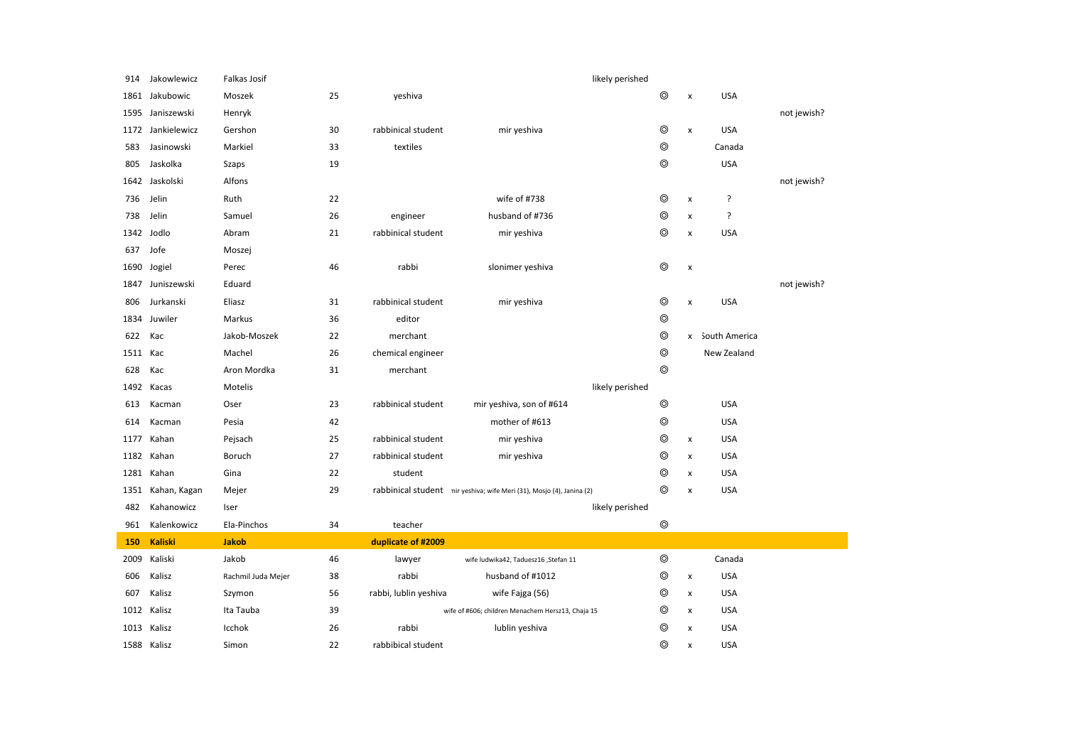| | | | | | | | | | | |
|---|---|---|---|---|---|---|---|---|---|---|
| 914 | Jakowlewicz | Falkas Josif | | | | likely perished | | | | |
| 1861 | Jakubowic | Moszek | 25 | yeshiva | | | ◎ | x | USA | |
| 1595 | Janiszewski | Henryk | | | | | | | | not jewish? |
| 1172 | Jankielewicz | Gershon | 30 | rabbinical student | mir yeshiva | | ◎ | x | USA | |
| 583 | Jasinowski | Markiel | 33 | textiles | | | ◎ | | Canada | |
| 805 | Jaskolka | Szaps | 19 | | | | ◎ | | USA | |
| 1642 | Jaskolski | Alfons | | | | | | | | not jewish? |
| 736 | Jelin | Ruth | 22 | | wife of #738 | | ◎ | x | ? | |
| 738 | Jelin | Samuel | 26 | engineer | husband of #736 | | ◎ | x | ? | |
| 1342 | Jodlo | Abram | 21 | rabbinical student | mir yeshiva | | ◎ | x | USA | |
| 637 | Jofe | Moszej | | | | | | | | |
| 1690 | Jogiel | Perec | 46 | rabbi | slonimer yeshiva | | ◎ | x | | |
| 1847 | Juniszewski | Eduard | | | | | | | | not jewish? |
| 806 | Jurkanski | Eliasz | 31 | rabbinical student | mir yeshiva | | ◎ | x | USA | |
| 1834 | Juwiler | Markus | 36 | editor | | | ◎ | | | |
| 622 | Kac | Jakob-Moszek | 22 | merchant | | | ◎ | x | South America | |
| 1511 | Kac | Machel | 26 | chemical engineer | | | ◎ | | New Zealand | |
| 628 | Kac | Aron Mordka | 31 | merchant | | | ◎ | | | |
| 1492 | Kacas | Motelis | | | | likely perished | | | | |
| 613 | Kacman | Oser | 23 | rabbinical student | mir yeshiva, son of #614 | | ◎ | | USA | |
| 614 | Kacman | Pesia | 42 | | mother of #613 | | ◎ | | USA | |
| 1177 | Kahan | Pejsach | 25 | rabbinical student | mir yeshiva | | ◎ | x | USA | |
| 1182 | Kahan | Boruch | 27 | rabbinical student | mir yeshiva | | ◎ | x | USA | |
| 1281 | Kahan | Gina | 22 | student | | | ◎ | x | USA | |
| 1351 | Kahan, Kagan | Mejer | 29 | rabbinical student | mir yeshiva; wife Meri (31), Mosjo (4), Janina (2) | | ◎ | x | USA | |
| 482 | Kahanowicz | Iser | | | | likely perished | | | | |
| 961 | Kalenkowicz | Ela-Pinchos | 34 | teacher | | | ◎ | | | |
| **150** | **Kaliski** | **Jakob** | | **duplicate of #2009** | | | | | | |
| 2009 | Kaliski | Jakob | 46 | lawyer | wife ludwika42, Taduesz16 ,Stefan 11 | | ◎ | | Canada | |
| 606 | Kalisz | Rachmil Juda Mejer | 38 | rabbi | husband of #1012 | | ◎ | x | USA | |
| 607 | Kalisz | Szymon | 56 | rabbi, lublin yeshiva | wife Fajga (56) | | ◎ | x | USA | |
| 1012 | Kalisz | Ita Tauba | 39 | | wife of #606; children Menachem Hersz13, Chaja 15 | | ◎ | x | USA | |
| 1013 | Kalisz | Icchok | 26 | rabbi | lublin yeshiva | | ◎ | x | USA | |
| 1588 | Kalisz | Simon | 22 | rabbibical student | | | ◎ | x | USA | |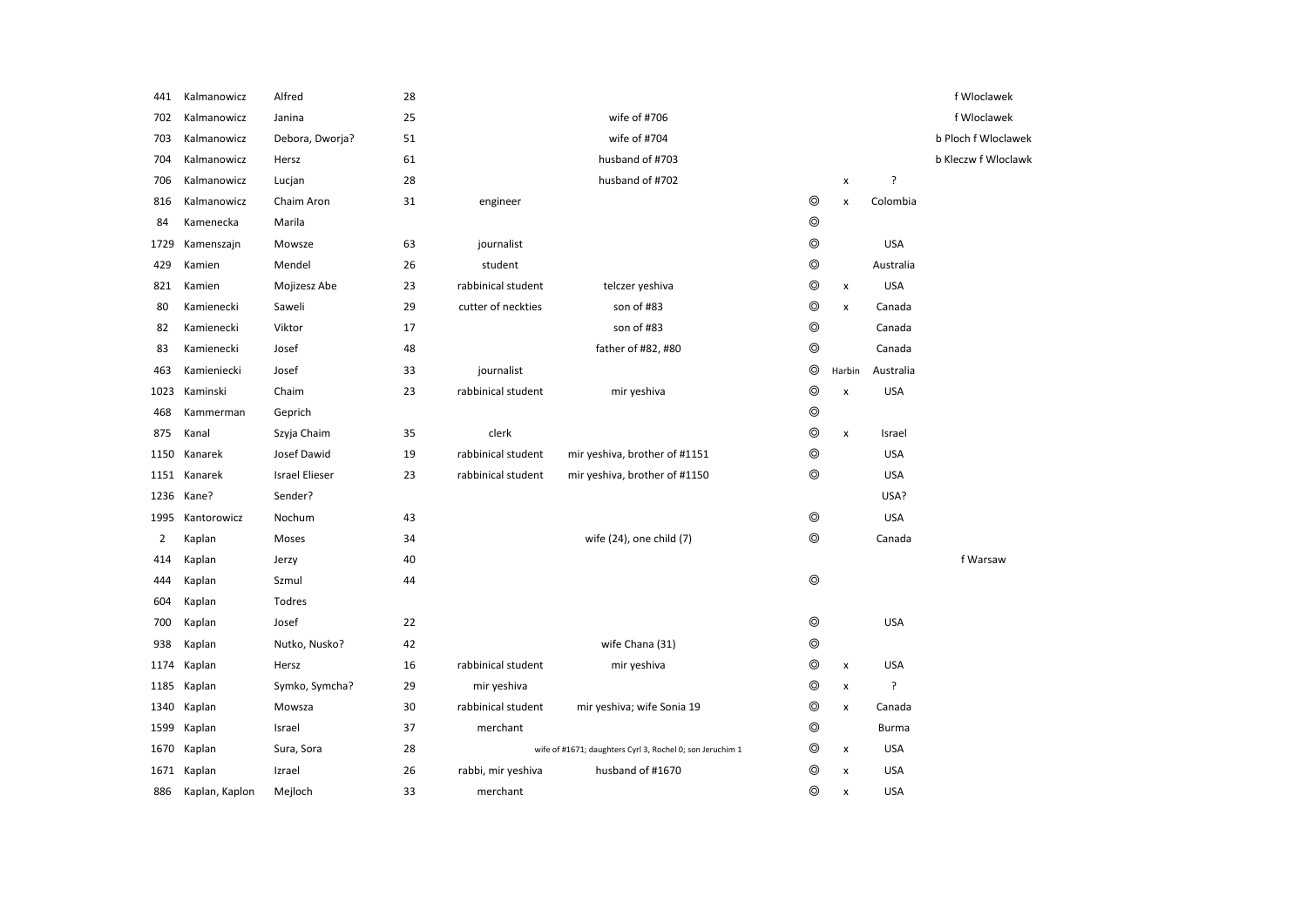| | | | | | | | | | |
|---|---|---|---|---|---|---|---|---|---|
| 441 | Kalmanowicz | Alfred | 28 | | | | | | f Wloclawek |
| 702 | Kalmanowicz | Janina | 25 | | wife of #706 | | | | f Wloclawek |
| 703 | Kalmanowicz | Debora, Dworja? | 51 | | wife of #704 | | | | b Ploch f Wloclawek |
| 704 | Kalmanowicz | Hersz | 61 | | husband of #703 | | | | b Kleczw f Wloclawk |
| 706 | Kalmanowicz | Lucjan | 28 | | husband of #702 | | x | ? | |
| 816 | Kalmanowicz | Chaim Aron | 31 | engineer | | ◎ | x | Colombia | |
| 84 | Kamenecka | Marila | | | | ◎ | | | |
| 1729 | Kamenszajn | Mowsze | 63 | journalist | | ◎ | | USA | |
| 429 | Kamien | Mendel | 26 | student | | ◎ | | Australia | |
| 821 | Kamien | Mojizesz Abe | 23 | rabbinical student | telczer yeshiva | ◎ | x | USA | |
| 80 | Kamienecki | Saweli | 29 | cutter of neckties | son of #83 | ◎ | x | Canada | |
| 82 | Kamienecki | Viktor | 17 | | son of #83 | ◎ | | Canada | |
| 83 | Kamienecki | Josef | 48 | | father of #82, #80 | ◎ | | Canada | |
| 463 | Kamieniecki | Josef | 33 | journalist | | ◎ | Harbin | Australia | |
| 1023 | Kaminski | Chaim | 23 | rabbinical student | mir yeshiva | ◎ | x | USA | |
| 468 | Kammerman | Geprich | | | | ◎ | | | |
| 875 | Kanal | Szyja Chaim | 35 | clerk | | ◎ | x | Israel | |
| 1150 | Kanarek | Josef Dawid | 19 | rabbinical student | mir yeshiva, brother of #1151 | ◎ | | USA | |
| 1151 | Kanarek | Israel Elieser | 23 | rabbinical student | mir yeshiva, brother of #1150 | ◎ | | USA | |
| 1236 | Kane? | Sender? | | | | | | USA? | |
| 1995 | Kantorowicz | Nochum | 43 | | | ◎ | | USA | |
| 2 | Kaplan | Moses | 34 | | wife (24), one child (7) | ◎ | | Canada | |
| 414 | Kaplan | Jerzy | 40 | | | | | | f Warsaw |
| 444 | Kaplan | Szmul | 44 | | | ◎ | | | |
| 604 | Kaplan | Todres | | | | | | | |
| 700 | Kaplan | Josef | 22 | | | ◎ | | USA | |
| 938 | Kaplan | Nutko, Nusko? | 42 | | wife Chana (31) | ◎ | | | |
| 1174 | Kaplan | Hersz | 16 | rabbinical student | mir yeshiva | ◎ | x | USA | |
| 1185 | Kaplan | Symko, Symcha? | 29 | mir yeshiva | | ◎ | x | ? | |
| 1340 | Kaplan | Mowsza | 30 | rabbinical student | mir yeshiva; wife Sonia 19 | ◎ | x | Canada | |
| 1599 | Kaplan | Israel | 37 | merchant | | ◎ | | Burma | |
| 1670 | Kaplan | Sura, Sora | 28 | | wife of #1671; daughters Cyrl 3, Rochel 0; son Jeruchim 1 | ◎ | x | USA | |
| 1671 | Kaplan | Izrael | 26 | rabbi, mir yeshiva | husband of #1670 | ◎ | x | USA | |
| 886 | Kaplan, Kaplon | Mejloch | 33 | merchant | | ◎ | x | USA | |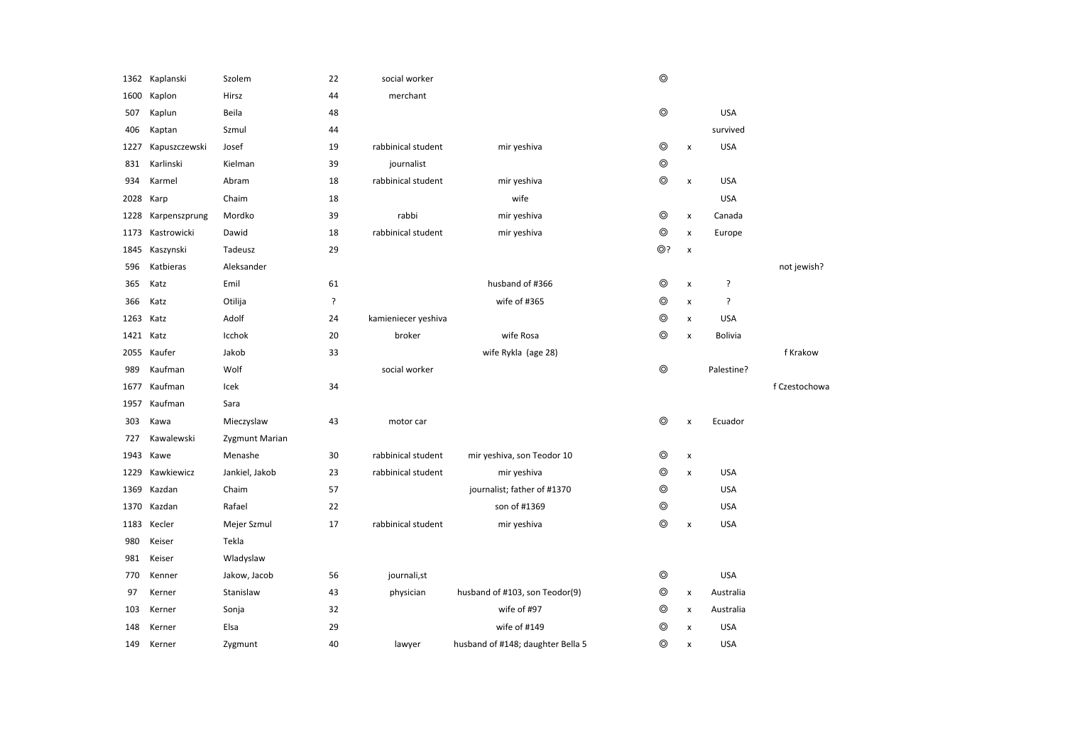| | | | | | | | | | |
|---|---|---|---|---|---|---|---|---|---|
| 1362 | Kaplanski | Szolem | 22 | social worker | | ◎ | | | |
| 1600 | Kaplon | Hirsz | 44 | merchant | | | | | |
| 507 | Kaplun | Beila | 48 | | | ◎ | | USA | |
| 406 | Kaptan | Szmul | 44 | | | | | survived | |
| 1227 | Kapuszczewski | Josef | 19 | rabbinical student | mir yeshiva | ◎ | x | USA | |
| 831 | Karlinski | Kielman | 39 | journalist | | ◎ | | | |
| 934 | Karmel | Abram | 18 | rabbinical student | mir yeshiva | ◎ | x | USA | |
| 2028 | Karp | Chaim | 18 | | wife | | | USA | |
| 1228 | Karpenszprung | Mordko | 39 | rabbi | mir yeshiva | ◎ | x | Canada | |
| 1173 | Kastrowicki | Dawid | 18 | rabbinical student | mir yeshiva | ◎ | x | Europe | |
| 1845 | Kaszynski | Tadeusz | 29 | | | ◎? | x | | |
| 596 | Katbieras | Aleksander | | | | | | | not jewish? |
| 365 | Katz | Emil | 61 | | husband of #366 | ◎ | x | ? | |
| 366 | Katz | Otilija | ? | | wife of #365 | ◎ | x | ? | |
| 1263 | Katz | Adolf | 24 | kamieniecer yeshiva | | ◎ | x | USA | |
| 1421 | Katz | Icchok | 20 | broker | wife Rosa | ◎ | x | Bolivia | |
| 2055 | Kaufer | Jakob | 33 | | wife Rykla (age 28) | | | | f Krakow |
| 989 | Kaufman | Wolf | | social worker | | ◎ | | Palestine? | |
| 1677 | Kaufman | Icek | 34 | | | | | | f Czestochowa |
| 1957 | Kaufman | Sara | | | | | | | |
| 303 | Kawa | Mieczyslaw | 43 | motor car | | ◎ | x | Ecuador | |
| 727 | Kawalewski | Zygmunt Marian | | | | | | | |
| 1943 | Kawe | Menashe | 30 | rabbinical student | mir yeshiva, son Teodor 10 | ◎ | x | | |
| 1229 | Kawkiewicz | Jankiel, Jakob | 23 | rabbinical student | mir yeshiva | ◎ | x | USA | |
| 1369 | Kazdan | Chaim | 57 | | journalist; father of #1370 | ◎ | | USA | |
| 1370 | Kazdan | Rafael | 22 | | son of #1369 | ◎ | | USA | |
| 1183 | Kecler | Mejer Szmul | 17 | rabbinical student | mir yeshiva | ◎ | x | USA | |
| 980 | Keiser | Tekla | | | | | | | |
| 981 | Keiser | Wladyslaw | | | | | | | |
| 770 | Kenner | Jakow, Jacob | 56 | journali,st | | ◎ | | USA | |
| 97 | Kerner | Stanislaw | 43 | physician | husband of #103, son Teodor(9) | ◎ | x | Australia | |
| 103 | Kerner | Sonja | 32 | | wife of #97 | ◎ | x | Australia | |
| 148 | Kerner | Elsa | 29 | | wife of #149 | ◎ | x | USA | |
| 149 | Kerner | Zygmunt | 40 | lawyer | husband of #148; daughter Bella 5 | ◎ | x | USA | |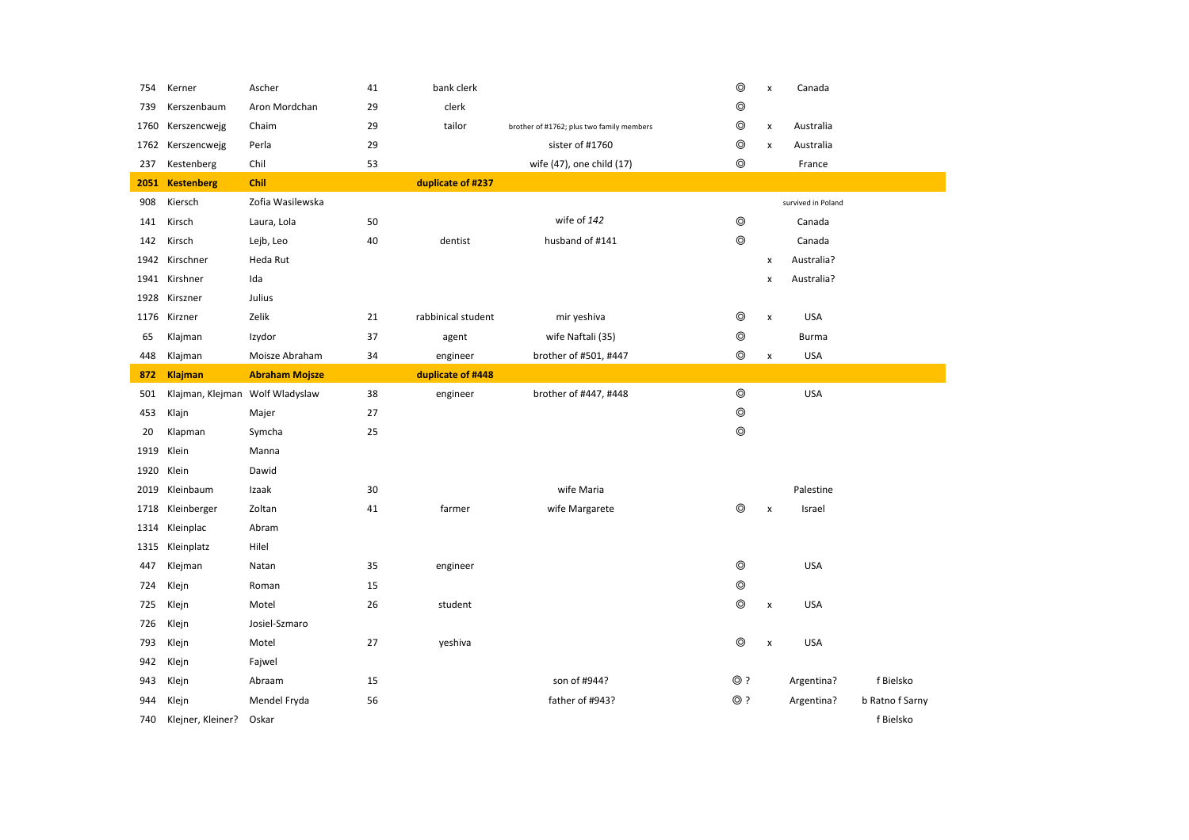| | | | | | | | | | |
|---|---|---|---|---|---|---|---|---|---|
| 754 | Kerner | Ascher | 41 | bank clerk | | ◎ | x | Canada | |
| 739 | Kerszenbaum | Aron Mordchan | 29 | clerk | | ◎ | | | |
| 1760 | Kerszencwejg | Chaim | 29 | tailor | brother of #1762; plus two family members | ◎ | x | Australia | |
| 1762 | Kerszencwejg | Perla | 29 | | sister of #1760 | ◎ | x | Australia | |
| 237 | Kestenberg | Chil | 53 | | wife (47), one child (17) | ◎ | | France | |
| **2051** | **Kestenberg** | **Chil** | | **duplicate of #237** | | | | | |
| 908 | Kiersch | Zofia Wasilewska | | | | | | survived in Poland | |
| 141 | Kirsch | Laura, Lola | 50 | | wife of *142* | ◎ | | Canada | |
| 142 | Kirsch | Lejb, Leo | 40 | dentist | husband of #141 | ◎ | | Canada | |
| 1942 | Kirschner | Heda Rut | | | | | x | Australia? | |
| 1941 | Kirshner | Ida | | | | | x | Australia? | |
| 1928 | Kirszner | Julius | | | | | | | |
| 1176 | Kirzner | Zelik | 21 | rabbinical student | mir yeshiva | ◎ | x | USA | |
| 65 | Klajman | Izydor | 37 | agent | wife Naftali (35) | ◎ | | Burma | |
| 448 | Klajman | Moisze Abraham | 34 | engineer | brother of #501, #447 | ◎ | x | USA | |
| **872** | **Klajman** | **Abraham Mojsze** | | **duplicate of #448** | | | | | |
| 501 | Klajman, Klejman | Wolf Wladyslaw | 38 | engineer | brother of #447, #448 | ◎ | | USA | |
| 453 | Klajn | Majer | 27 | | | ◎ | | | |
| 20 | Klapman | Symcha | 25 | | | ◎ | | | |
| 1919 | Klein | Manna | | | | | | | |
| 1920 | Klein | Dawid | | | | | | | |
| 2019 | Kleinbaum | Izaak | 30 | | wife Maria | | | Palestine | |
| 1718 | Kleinberger | Zoltan | 41 | farmer | wife Margarete | ◎ | x | Israel | |
| 1314 | Kleinplac | Abram | | | | | | | |
| 1315 | Kleinplatz | Hilel | | | | | | | |
| 447 | Klejman | Natan | 35 | engineer | | ◎ | | USA | |
| 724 | Klejn | Roman | 15 | | | ◎ | | | |
| 725 | Klejn | Motel | 26 | student | | ◎ | x | USA | |
| 726 | Klejn | Josiel-Szmaro | | | | | | | |
| 793 | Klejn | Motel | 27 | yeshiva | | ◎ | x | USA | |
| 942 | Klejn | Fajwel | | | | | | | |
| 943 | Klejn | Abraam | 15 | | son of #944? | ◎ ? | | Argentina? | f Bielsko |
| 944 | Klejn | Mendel Fryda | 56 | | father of #943? | ◎ ? | | Argentina? | b Ratno f Sarny |
| 740 | Klejner, Kleiner? | Oskar | | | | | | | f Bielsko |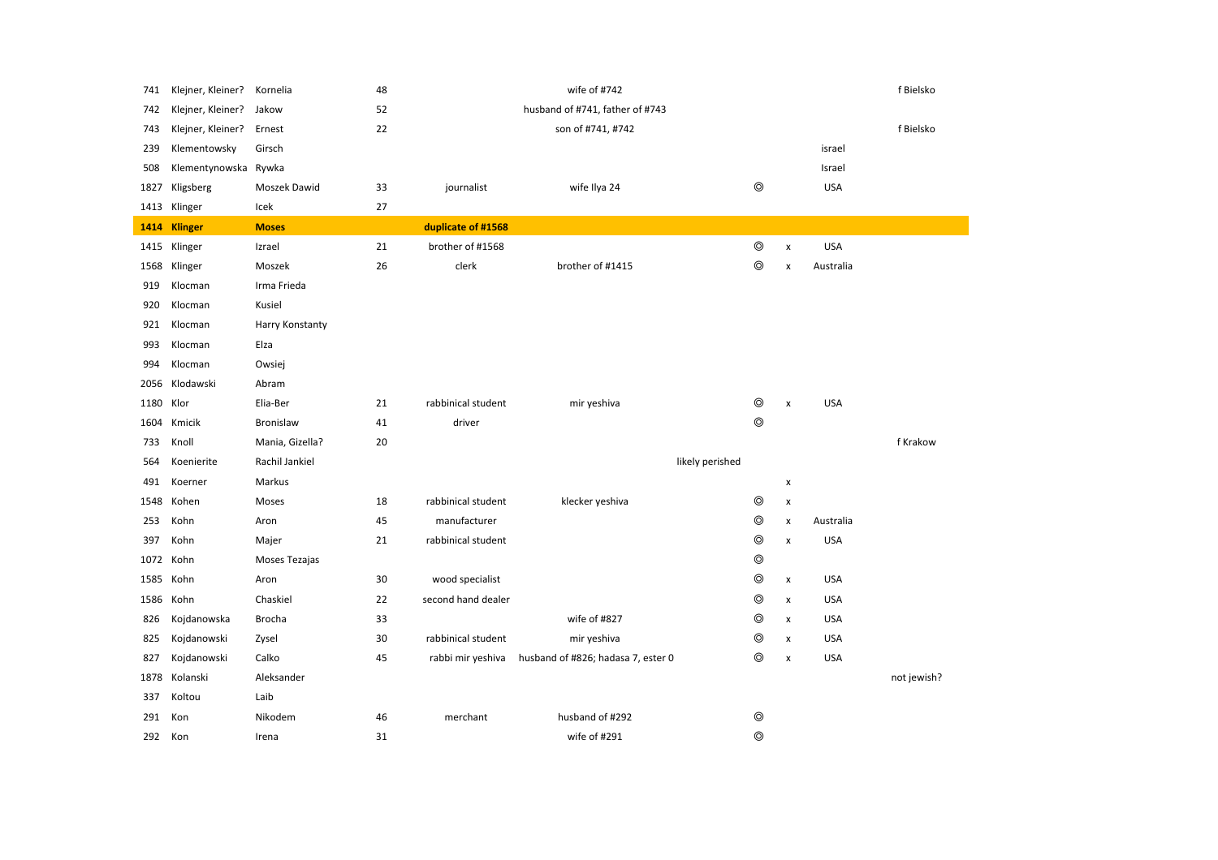| | | | | | | | | | | |
|---|---|---|---|---|---|---|---|---|---|---|
| 741 | Klejner, Kleiner? | Kornelia | 48 | | wife of #742 | | | | | f Bielsko |
| 742 | Klejner, Kleiner? | Jakow | 52 | | husband of #741, father of #743 | | | | | |
| 743 | Klejner, Kleiner? | Ernest | 22 | | son of #741, #742 | | | | | f Bielsko |
| 239 | Klementowsky | Girsch | | | | | | | israel | |
| 508 | Klementynowska | Rywka | | | | | | | Israel | |
| 1827 | Kligsberg | Moszek Dawid | 33 | journalist | wife Ilya 24 | | ◎ | | USA | |
| 1413 | Klinger | Icek | 27 | | | | | | | |
| **1414** | **Klinger** | **Moses** | | **duplicate of #1568** | | | | | | |
| 1415 | Klinger | Izrael | 21 | brother of #1568 | | | ◎ | x | USA | |
| 1568 | Klinger | Moszek | 26 | clerk | brother of #1415 | | ◎ | x | Australia | |
| 919 | Klocman | Irma Frieda | | | | | | | | |
| 920 | Klocman | Kusiel | | | | | | | | |
| 921 | Klocman | Harry Konstanty | | | | | | | | |
| 993 | Klocman | Elza | | | | | | | | |
| 994 | Klocman | Owsiej | | | | | | | | |
| 2056 | Klodawski | Abram | | | | | | | | |
| 1180 | Klor | Elia-Ber | 21 | rabbinical student | mir yeshiva | | ◎ | x | USA | |
| 1604 | Kmicik | Bronislaw | 41 | driver | | | ◎ | | | |
| 733 | Knoll | Mania, Gizella? | 20 | | | | | | | f Krakow |
| 564 | Koenierite | Rachil Jankiel | | | | likely perished | | | | |
| 491 | Koerner | Markus | | | | | | x | | |
| 1548 | Kohen | Moses | 18 | rabbinical student | klecker yeshiva | | ◎ | x | | |
| 253 | Kohn | Aron | 45 | manufacturer | | | ◎ | x | Australia | |
| 397 | Kohn | Majer | 21 | rabbinical student | | | ◎ | x | USA | |
| 1072 | Kohn | Moses Tezajas | | | | | ◎ | | | |
| 1585 | Kohn | Aron | 30 | wood specialist | | | ◎ | x | USA | |
| 1586 | Kohn | Chaskiel | 22 | second hand dealer | | | ◎ | x | USA | |
| 826 | Kojdanowska | Brocha | 33 | | wife of #827 | | ◎ | x | USA | |
| 825 | Kojdanowski | Zysel | 30 | rabbinical student | mir yeshiva | | ◎ | x | USA | |
| 827 | Kojdanowski | Calko | 45 | rabbi mir yeshiva | husband of #826; hadasa 7, ester 0 | | ◎ | x | USA | |
| 1878 | Kolanski | Aleksander | | | | | | | | not jewish? |
| 337 | Koltou | Laib | | | | | | | | |
| 291 | Kon | Nikodem | 46 | merchant | husband of #292 | | ◎ | | | |
| 292 | Kon | Irena | 31 | | wife of #291 | | ◎ | | | |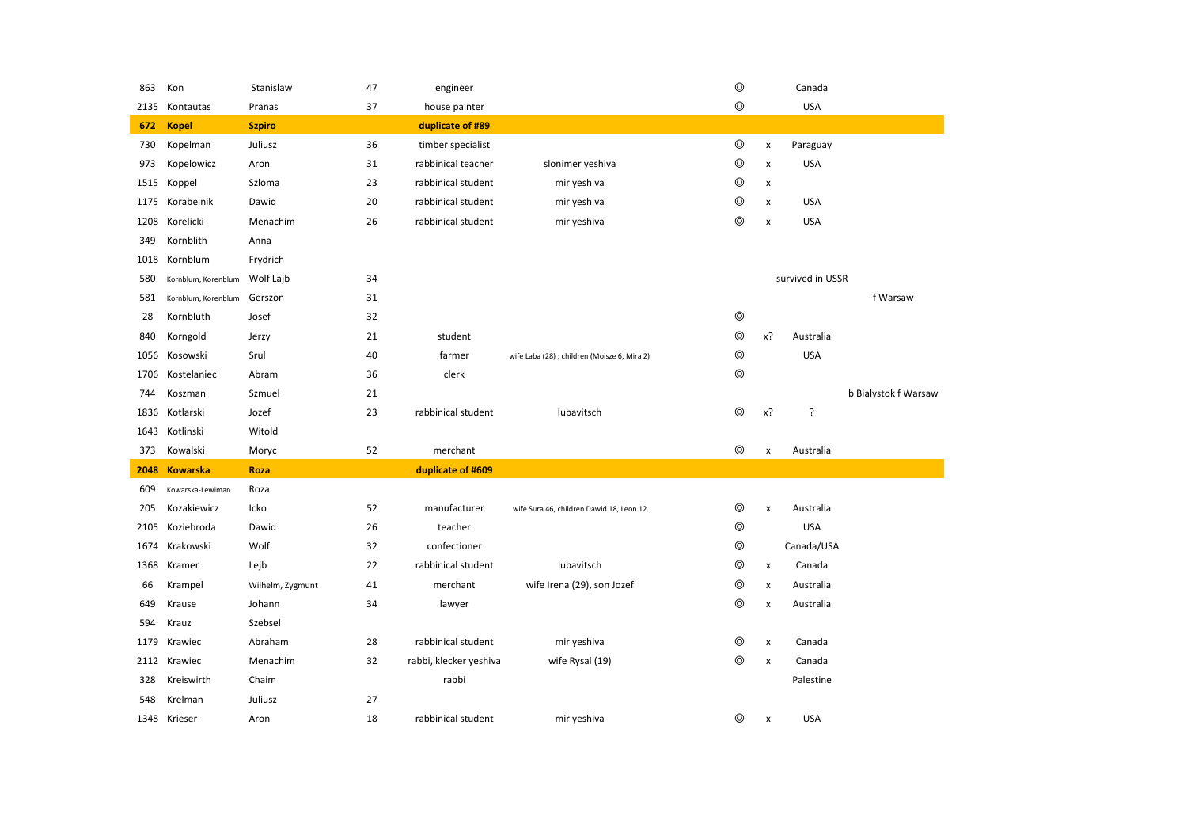| | | | | | | | | | |
|---|---|---|---|---|---|---|---|---|---|
| 863 | Kon | Stanislaw | 47 | engineer | | ◎ | | Canada | |
| 2135 | Kontautas | Pranas | 37 | house painter | | ◎ | | USA | |
| **672** | **Kopel** | **Szpiro** | | **duplicate of #89** | | | | | |
| 730 | Kopelman | Juliusz | 36 | timber specialist | | ◎ | x | Paraguay | |
| 973 | Kopelowicz | Aron | 31 | rabbinical teacher | slonimer yeshiva | ◎ | x | USA | |
| 1515 | Koppel | Szloma | 23 | rabbinical student | mir yeshiva | ◎ | x | | |
| 1175 | Korabelnik | Dawid | 20 | rabbinical student | mir yeshiva | ◎ | x | USA | |
| 1208 | Korelicki | Menachim | 26 | rabbinical student | mir yeshiva | ◎ | x | USA | |
| 349 | Kornblith | Anna | | | | | | | |
| 1018 | Kornblum | Frydrich | | | | | | | |
| 580 | Kornblum, Korenblum | Wolf Lajb | 34 | | | | | survived in USSR | |
| 581 | Kornblum, Korenblum | Gerszon | 31 | | | | | | f Warsaw |
| 28 | Kornbluth | Josef | 32 | | | ◎ | | | |
| 840 | Korngold | Jerzy | 21 | student | | ◎ | x? | Australia | |
| 1056 | Kosowski | Srul | 40 | farmer | wife Laba (28) ; children (Moisze 6, Mira 2) | ◎ | | USA | |
| 1706 | Kostelaniec | Abram | 36 | clerk | | ◎ | | | |
| 744 | Koszman | Szmuel | 21 | | | | | | b Bialystok f Warsaw |
| 1836 | Kotlarski | Jozef | 23 | rabbinical student | lubavitsch | ◎ | x? | ? | |
| 1643 | Kotlinski | Witold | | | | | | | |
| 373 | Kowalski | Moryc | 52 | merchant | | ◎ | x | Australia | |
| **2048** | **Kowarska** | **Roza** | | **duplicate of #609** | | | | | |
| 609 | Kowarska-Lewiman | Roza | | | | | | | |
| 205 | Kozakiewicz | Icko | 52 | manufacturer | wife Sura 46, children Dawid 18, Leon 12 | ◎ | x | Australia | |
| 2105 | Koziebroda | Dawid | 26 | teacher | | ◎ | | USA | |
| 1674 | Krakowski | Wolf | 32 | confectioner | | ◎ | | Canada/USA | |
| 1368 | Kramer | Lejb | 22 | rabbinical student | lubavitsch | ◎ | x | Canada | |
| 66 | Krampel | Wilhelm, Zygmunt | 41 | merchant | wife Irena (29), son Jozef | ◎ | x | Australia | |
| 649 | Krause | Johann | 34 | lawyer | | ◎ | x | Australia | |
| 594 | Krauz | Szebsel | | | | | | | |
| 1179 | Krawiec | Abraham | 28 | rabbinical student | mir yeshiva | ◎ | x | Canada | |
| 2112 | Krawiec | Menachim | 32 | rabbi, klecker yeshiva | wife Rysal (19) | ◎ | x | Canada | |
| 328 | Kreiswirth | Chaim | | rabbi | | | | Palestine | |
| 548 | Krelman | Juliusz | 27 | | | | | | |
| 1348 | Krieser | Aron | 18 | rabbinical student | mir yeshiva | ◎ | x | USA | |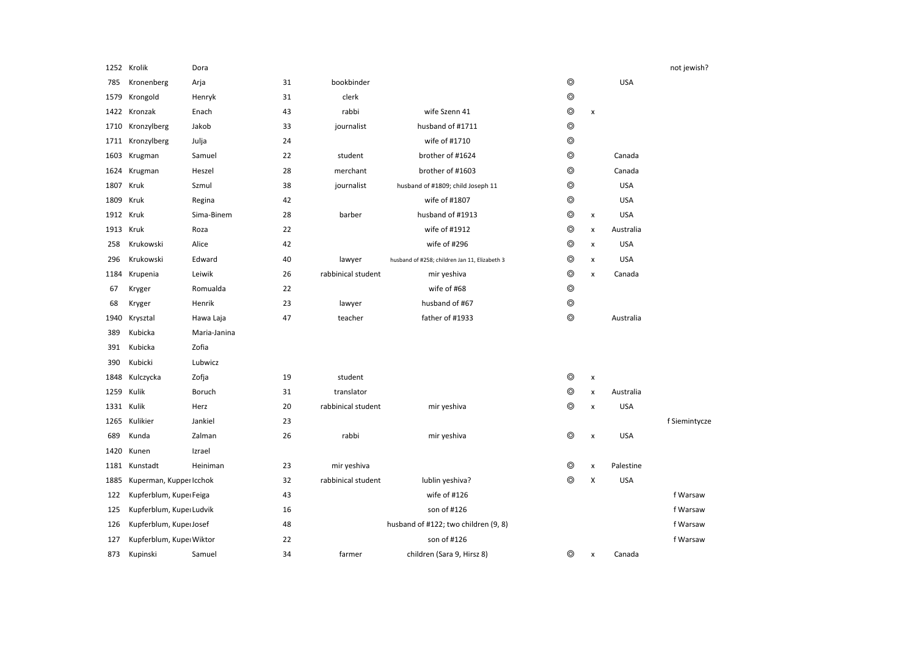| | | | | | | | | | |
|---|---|---|---|---|---|---|---|---|---|
| 1252 | Krolik | Dora | | | | | | | not jewish? |
| 785 | Kronenberg | Arja | 31 | bookbinder | | ◎ | | USA | |
| 1579 | Krongold | Henryk | 31 | clerk | | ◎ | | | |
| 1422 | Kronzak | Enach | 43 | rabbi | wife Szenn 41 | ◎ | x | | |
| 1710 | Kronzylberg | Jakob | 33 | journalist | husband of #1711 | ◎ | | | |
| 1711 | Kronzylberg | Julja | 24 | | wife of #1710 | ◎ | | | |
| 1603 | Krugman | Samuel | 22 | student | brother of #1624 | ◎ | | Canada | |
| 1624 | Krugman | Heszel | 28 | merchant | brother of #1603 | ◎ | | Canada | |
| 1807 | Kruk | Szmul | 38 | journalist | husband of #1809; child Joseph 11 | ◎ | | USA | |
| 1809 | Kruk | Regina | 42 | | wife of #1807 | ◎ | | USA | |
| 1912 | Kruk | Sima-Binem | 28 | barber | husband of #1913 | ◎ | x | USA | |
| 1913 | Kruk | Roza | 22 | | wife of #1912 | ◎ | x | Australia | |
| 258 | Krukowski | Alice | 42 | | wife of #296 | ◎ | x | USA | |
| 296 | Krukowski | Edward | 40 | lawyer | husband of #258; children Jan 11, Elizabeth 3 | ◎ | x | USA | |
| 1184 | Krupenia | Leiwik | 26 | rabbinical student | mir yeshiva | ◎ | x | Canada | |
| 67 | Kryger | Romualda | 22 | | wife of #68 | ◎ | | | |
| 68 | Kryger | Henrik | 23 | lawyer | husband of #67 | ◎ | | | |
| 1940 | Krysztal | Hawa Laja | 47 | teacher | father of #1933 | ◎ | | Australia | |
| 389 | Kubicka | Maria-Janina | | | | | | | |
| 391 | Kubicka | Zofia | | | | | | | |
| 390 | Kubicki | Lubwicz | | | | | | | |
| 1848 | Kulczycka | Zofja | 19 | student | | ◎ | x | | |
| 1259 | Kulik | Boruch | 31 | translator | | ◎ | x | Australia | |
| 1331 | Kulik | Herz | 20 | rabbinical student | mir yeshiva | ◎ | x | USA | |
| 1265 | Kulikier | Jankiel | 23 | | | | | | f Siemintycze |
| 689 | Kunda | Zalman | 26 | rabbi | mir yeshiva | ◎ | x | USA | |
| 1420 | Kunen | Izrael | | | | | | | |
| 1181 | Kunstadt | Heiniman | 23 | mir yeshiva | | ◎ | x | Palestine | |
| 1885 | Kuperman, Kupper | Icchok | 32 | rabbinical student | lublin yeshiva? | ◎ | X | USA | |
| 122 | Kupferblum, Kuper | Feiga | 43 | | wife of #126 | | | | f Warsaw |
| 125 | Kupferblum, Kuper | Ludvik | 16 | | son of #126 | | | | f Warsaw |
| 126 | Kupferblum, Kuper | Josef | 48 | | husband of #122; two children (9, 8) | | | | f Warsaw |
| 127 | Kupferblum, Kuper | Wiktor | 22 | | son of #126 | | | | f Warsaw |
| 873 | Kupinski | Samuel | 34 | farmer | children (Sara 9, Hirsz 8) | ◎ | x | Canada | |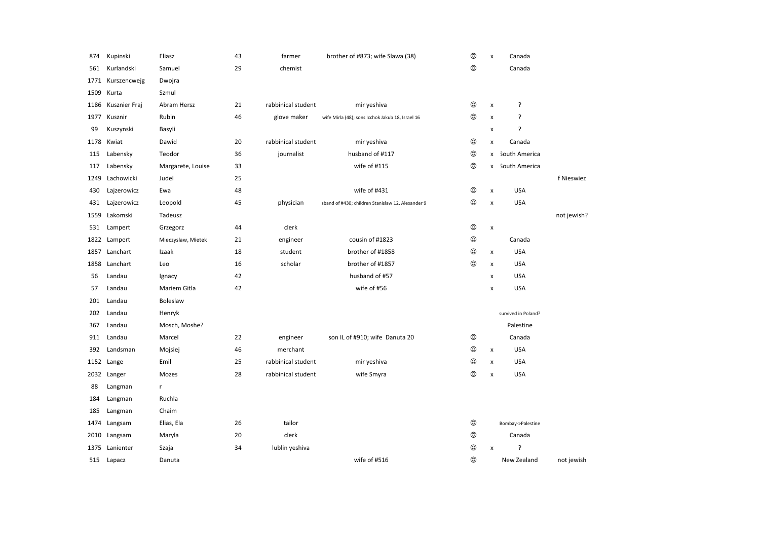| | | | | | | | | | |
|---|---|---|---|---|---|---|---|---|---|
| 874 | Kupinski | Eliasz | 43 | farmer | brother of #873; wife Slawa (38) | ◎ | x | Canada | |
| 561 | Kurlandski | Samuel | 29 | chemist | | ◎ | | Canada | |
| 1771 | Kurszencwejg | Dwojra | | | | | | | |
| 1509 | Kurta | Szmul | | | | | | | |
| 1186 | Kusznier Fraj | Abram Hersz | 21 | rabbinical student | mir yeshiva | ◎ | x | ? | |
| 1977 | Kusznir | Rubin | 46 | glove maker | wife Mirla (48); sons Icchok Jakub 18, Israel 16 | ◎ | x | ? | |
| 99 | Kuszynski | Basyli | | | | | x | ? | |
| 1178 | Kwiat | Dawid | 20 | rabbinical student | mir yeshiva | ◎ | x | Canada | |
| 115 | Labensky | Teodor | 36 | journalist | husband of #117 | ◎ | x | South America | |
| 117 | Labensky | Margarete, Louise | 33 | | wife of #115 | ◎ | x | South America | |
| 1249 | Lachowicki | Judel | 25 | | | | | | f Nieswiez |
| 430 | Lajzerowicz | Ewa | 48 | | wife of #431 | ◎ | x | USA | |
| 431 | Lajzerowicz | Leopold | 45 | physician | sband of #430; children Stanislaw 12, Alexander 9 | ◎ | x | USA | |
| 1559 | Lakomski | Tadeusz | | | | | | | not jewish? |
| 531 | Lampert | Grzegorz | 44 | clerk | | ◎ | x | | |
| 1822 | Lampert | Mieczyslaw, Mietek | 21 | engineer | cousin of #1823 | ◎ | | Canada | |
| 1857 | Lanchart | Izaak | 18 | student | brother of #1858 | ◎ | x | USA | |
| 1858 | Lanchart | Leo | 16 | scholar | brother of #1857 | ◎ | x | USA | |
| 56 | Landau | Ignacy | 42 | | husband of #57 | | x | USA | |
| 57 | Landau | Mariem Gitla | 42 | | wife of #56 | | x | USA | |
| 201 | Landau | Boleslaw | | | | | | | |
| 202 | Landau | Henryk | | | | | | survived in Poland? | |
| 367 | Landau | Mosch, Moshe? | | | | | | Palestine | |
| 911 | Landau | Marcel | 22 | engineer | son IL of #910; wife Danuta 20 | ◎ | | Canada | |
| 392 | Landsman | Mojsiej | 46 | merchant | | ◎ | x | USA | |
| 1152 | Lange | Emil | 25 | rabbinical student | mir yeshiva | ◎ | x | USA | |
| 2032 | Langer | Mozes | 28 | rabbinical student | wife Smyra | ◎ | x | USA | |
| 88 | Langman | r | | | | | | | |
| 184 | Langman | Ruchla | | | | | | | |
| 185 | Langman | Chaim | | | | | | | |
| 1474 | Langsam | Elias, Ela | 26 | tailor | | ◎ | | Bombay->Palestine | |
| 2010 | Langsam | Maryla | 20 | clerk | | ◎ | | Canada | |
| 1375 | Lanienter | Szaja | 34 | lublin yeshiva | | ◎ | x | ? | |
| 515 | Lapacz | Danuta | | | wife of #516 | ◎ | | New Zealand | not jewish |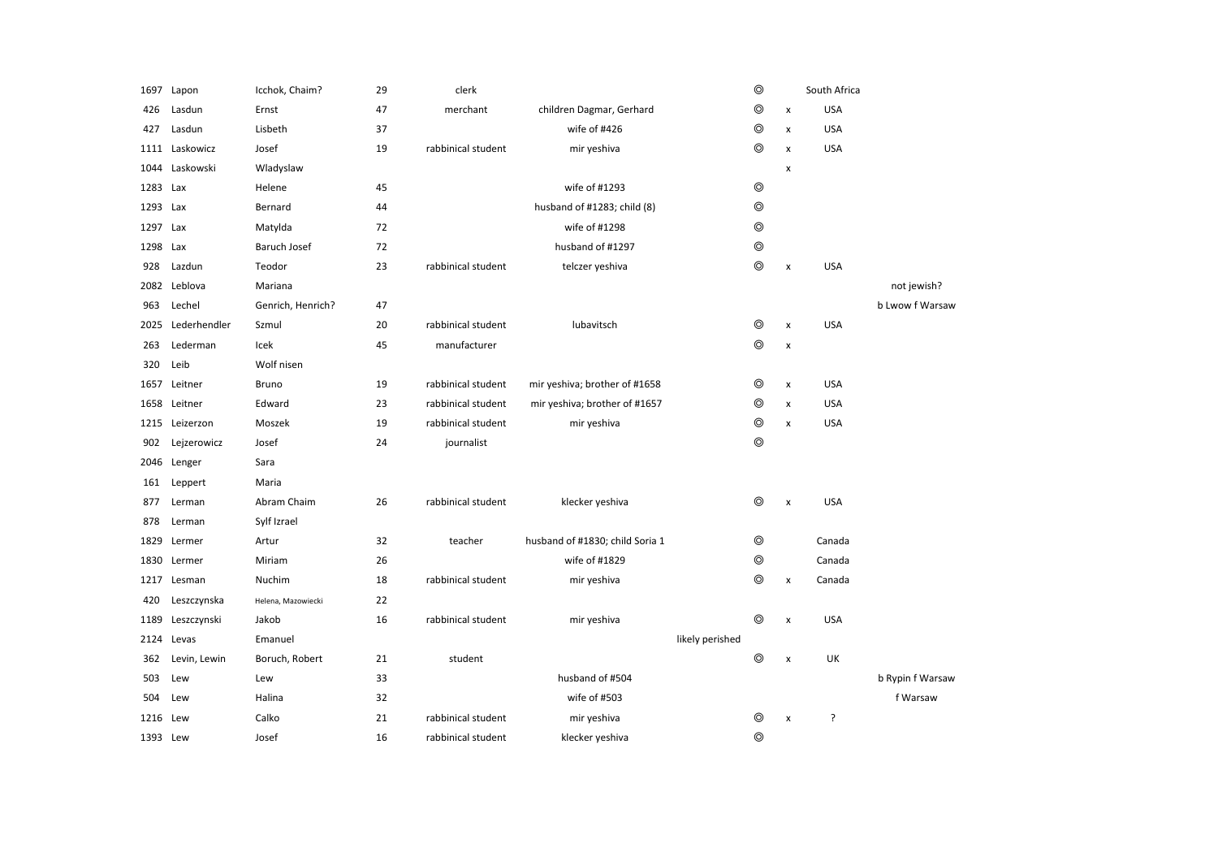| | | | | | | | | | |
|---|---|---|---|---|---|---|---|---|---|
| 1697 | Lapon | Icchok, Chaim? | 29 | clerk | | | ◎ | | South Africa | |
| 426 | Lasdun | Ernst | 47 | merchant | children Dagmar, Gerhard | | ◎ | x | USA | |
| 427 | Lasdun | Lisbeth | 37 | | wife of #426 | | ◎ | x | USA | |
| 1111 | Laskowicz | Josef | 19 | rabbinical student | mir yeshiva | | ◎ | x | USA | |
| 1044 | Laskowski | Wladyslaw | | | | | | x | | |
| 1283 | Lax | Helene | 45 | | wife of #1293 | | ◎ | | | |
| 1293 | Lax | Bernard | 44 | | husband of #1283; child (8) | | ◎ | | | |
| 1297 | Lax | Matylda | 72 | | wife of #1298 | | ◎ | | | |
| 1298 | Lax | Baruch Josef | 72 | | husband of #1297 | | ◎ | | | |
| 928 | Lazdun | Teodor | 23 | rabbinical student | telczer yeshiva | | ◎ | x | USA | |
| 2082 | Leblova | Mariana | | | | | | | | not jewish? |
| 963 | Lechel | Genrich, Henrich? | 47 | | | | | | | b Lwow f Warsaw |
| 2025 | Lederhendler | Szmul | 20 | rabbinical student | lubavitsch | | ◎ | x | USA | |
| 263 | Lederman | Icek | 45 | manufacturer | | | ◎ | x | | |
| 320 | Leib | Wolf nisen | | | | | | | | |
| 1657 | Leitner | Bruno | 19 | rabbinical student | mir yeshiva; brother of #1658 | | ◎ | x | USA | |
| 1658 | Leitner | Edward | 23 | rabbinical student | mir yeshiva; brother of #1657 | | ◎ | x | USA | |
| 1215 | Leizerzon | Moszek | 19 | rabbinical student | mir yeshiva | | ◎ | x | USA | |
| 902 | Lejzerowicz | Josef | 24 | journalist | | | ◎ | | | |
| 2046 | Lenger | Sara | | | | | | | | |
| 161 | Leppert | Maria | | | | | | | | |
| 877 | Lerman | Abram Chaim | 26 | rabbinical student | klecker yeshiva | | ◎ | x | USA | |
| 878 | Lerman | Sylf Izrael | | | | | | | | |
| 1829 | Lermer | Artur | 32 | teacher | husband of #1830; child Soria 1 | | ◎ | | Canada | |
| 1830 | Lermer | Miriam | 26 | | wife of #1829 | | ◎ | | Canada | |
| 1217 | Lesman | Nuchim | 18 | rabbinical student | mir yeshiva | | ◎ | x | Canada | |
| 420 | Leszczynska | Helena, Mazowiecki | 22 | | | | | | | |
| 1189 | Leszczynski | Jakob | 16 | rabbinical student | mir yeshiva | | ◎ | x | USA | |
| 2124 | Levas | Emanuel | | | | likely perished | | | | |
| 362 | Levin, Lewin | Boruch, Robert | 21 | student | | | ◎ | x | UK | |
| 503 | Lew | Lew | 33 | | husband of #504 | | | | | b Rypin f Warsaw |
| 504 | Lew | Halina | 32 | | wife of #503 | | | | | f Warsaw |
| 1216 | Lew | Calko | 21 | rabbinical student | mir yeshiva | | ◎ | x | ? | |
| 1393 | Lew | Josef | 16 | rabbinical student | klecker yeshiva | | ◎ | | | |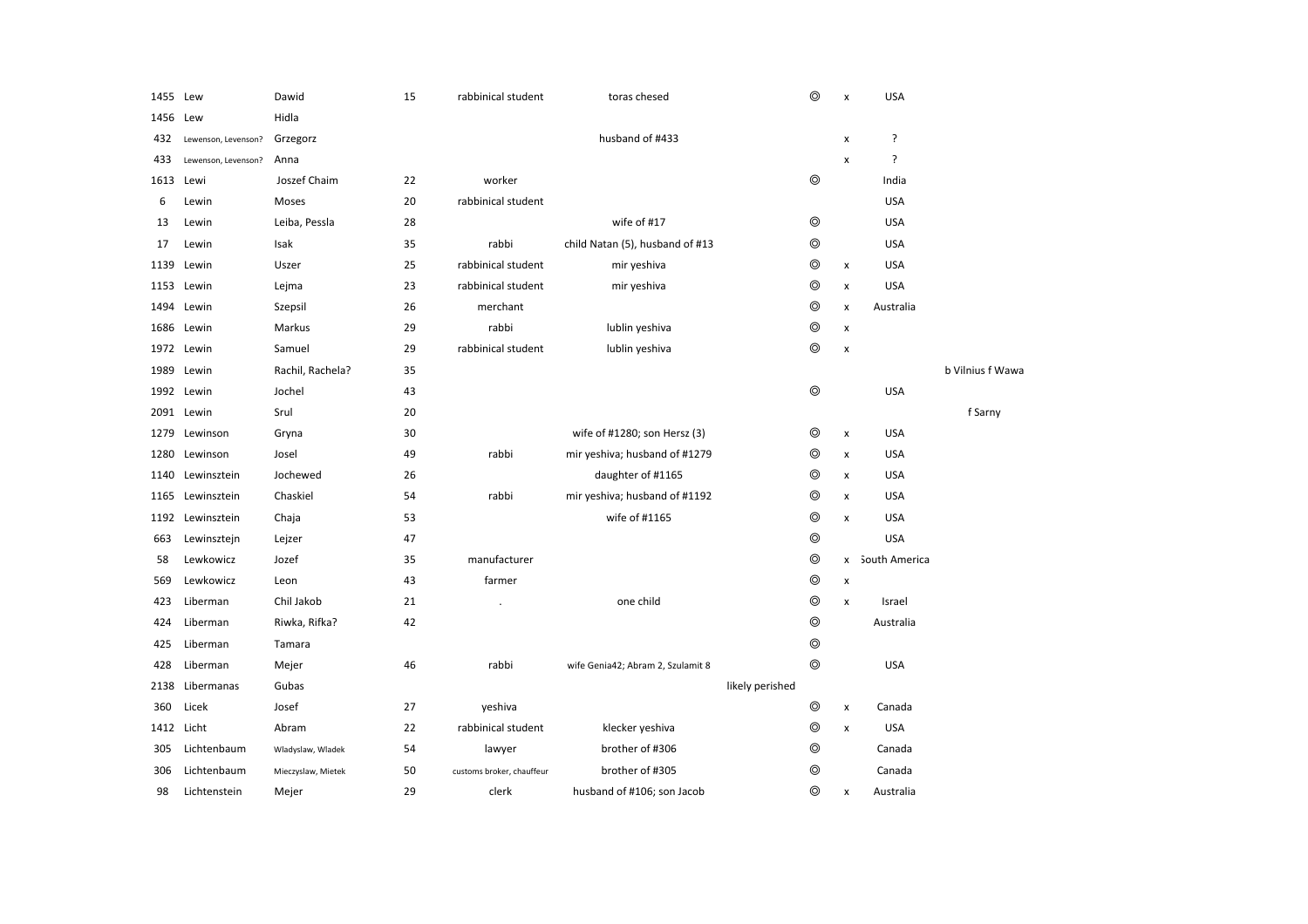| | | | | | | | | | | |
|---|---|---|---|---|---|---|---|---|---|---|
| 1455 | Lew | Dawid | 15 | rabbinical student | toras chesed | | ◎ | x | USA | |
| 1456 | Lew | Hidla | | | | | | | | |
| 432 | Lewenson, Levenson? | Grzegorz | | | husband of #433 | | | x | ? | |
| 433 | Lewenson, Levenson? | Anna | | | | | | x | ? | |
| 1613 | Lewi | Joszef Chaim | 22 | worker | | | ◎ | | India | |
| 6 | Lewin | Moses | 20 | rabbinical student | | | | | USA | |
| 13 | Lewin | Leiba, Pessla | 28 | | wife of #17 | | ◎ | | USA | |
| 17 | Lewin | Isak | 35 | rabbi | child Natan (5), husband of #13 | | ◎ | | USA | |
| 1139 | Lewin | Uszer | 25 | rabbinical student | mir yeshiva | | ◎ | x | USA | |
| 1153 | Lewin | Lejma | 23 | rabbinical student | mir yeshiva | | ◎ | x | USA | |
| 1494 | Lewin | Szepsil | 26 | merchant | | | ◎ | x | Australia | |
| 1686 | Lewin | Markus | 29 | rabbi | lublin yeshiva | | ◎ | x | | |
| 1972 | Lewin | Samuel | 29 | rabbinical student | lublin yeshiva | | ◎ | x | | |
| 1989 | Lewin | Rachil, Rachela? | 35 | | | | | | | b Vilnius f Wawa |
| 1992 | Lewin | Jochel | 43 | | | | ◎ | | USA | |
| 2091 | Lewin | Srul | 20 | | | | | | | f Sarny |
| 1279 | Lewinson | Gryna | 30 | | wife of #1280; son Hersz (3) | | ◎ | x | USA | |
| 1280 | Lewinson | Josel | 49 | rabbi | mir yeshiva; husband of #1279 | | ◎ | x | USA | |
| 1140 | Lewinsztein | Jochewed | 26 | | daughter of #1165 | | ◎ | x | USA | |
| 1165 | Lewinsztein | Chaskiel | 54 | rabbi | mir yeshiva; husband of #1192 | | ◎ | x | USA | |
| 1192 | Lewinsztein | Chaja | 53 | | wife of #1165 | | ◎ | x | USA | |
| 663 | Lewinsztejn | Lejzer | 47 | | | | ◎ | | USA | |
| 58 | Lewkowicz | Jozef | 35 | manufacturer | | | ◎ | x | South America | |
| 569 | Lewkowicz | Leon | 43 | farmer | | | ◎ | x | | |
| 423 | Liberman | Chil Jakob | 21 | . | one child | | ◎ | x | Israel | |
| 424 | Liberman | Riwka, Rifka? | 42 | | | | ◎ | | Australia | |
| 425 | Liberman | Tamara | | | | | ◎ | | | |
| 428 | Liberman | Mejer | 46 | rabbi | wife Genia42; Abram 2, Szulamit 8 | | ◎ | | USA | |
| 2138 | Libermanas | Gubas | | | | likely perished | | | | |
| 360 | Licek | Josef | 27 | yeshiva | | | ◎ | x | Canada | |
| 1412 | Licht | Abram | 22 | rabbinical student | klecker yeshiva | | ◎ | x | USA | |
| 305 | Lichtenbaum | Wladyslaw, Wladek | 54 | lawyer | brother of #306 | | ◎ | | Canada | |
| 306 | Lichtenbaum | Mieczyslaw, Mietek | 50 | customs broker, chauffeur | brother of #305 | | ◎ | | Canada | |
| 98 | Lichtenstein | Mejer | 29 | clerk | husband of #106; son Jacob | | ◎ | x | Australia | |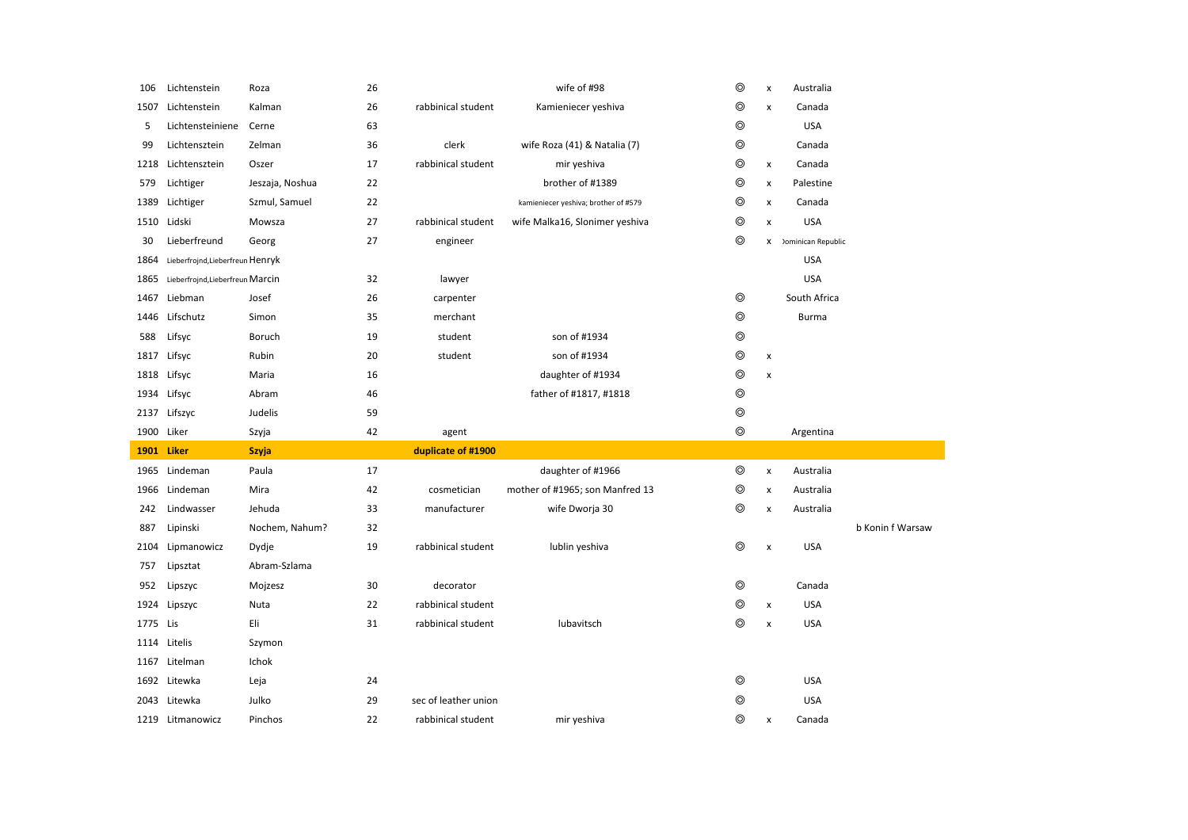| | | | | | | | | | |
|---|---|---|---|---|---|---|---|---|---|
| 106 | Lichtenstein | Roza | 26 | | wife of #98 | ◎ | x | Australia | |
| 1507 | Lichtenstein | Kalman | 26 | rabbinical student | Kamieniecer yeshiva | ◎ | x | Canada | |
| 5 | Lichtensteiniene | Cerne | 63 | | | ◎ | | USA | |
| 99 | Lichtensztein | Zelman | 36 | clerk | wife Roza (41) & Natalia (7) | ◎ | | Canada | |
| 1218 | Lichtensztein | Oszer | 17 | rabbinical student | mir yeshiva | ◎ | x | Canada | |
| 579 | Lichtiger | Jeszaja, Noshua | 22 | | brother of #1389 | ◎ | x | Palestine | |
| 1389 | Lichtiger | Szmul, Samuel | 22 | | kamieniecer yeshiva; brother of #579 | ◎ | x | Canada | |
| 1510 | Lidski | Mowsza | 27 | rabbinical student | wife Malka16, Slonimer yeshiva | ◎ | x | USA | |
| 30 | Lieberfreund | Georg | 27 | engineer | | ◎ | x | Dominican Republic | |
| 1864 | Lieberfrojnd,Lieberfreun | Henryk | | | | | | USA | |
| 1865 | Lieberfrojnd,Lieberfreun | Marcin | 32 | lawyer | | | | USA | |
| 1467 | Liebman | Josef | 26 | carpenter | | ◎ | | South Africa | |
| 1446 | Lifschutz | Simon | 35 | merchant | | ◎ | | Burma | |
| 588 | Lifsyc | Boruch | 19 | student | son of #1934 | ◎ | | | |
| 1817 | Lifsyc | Rubin | 20 | student | son of #1934 | ◎ | x | | |
| 1818 | Lifsyc | Maria | 16 | | daughter of #1934 | ◎ | x | | |
| 1934 | Lifsyc | Abram | 46 | | father of #1817, #1818 | ◎ | | | |
| 2137 | Lifszyc | Judelis | 59 | | | ◎ | | | |
| 1900 | Liker | Szyja | 42 | agent | | ◎ | | Argentina | |
| **1901** | **Liker** | **Szyja** | | **duplicate of #1900** | | | | | |
| 1965 | Lindeman | Paula | 17 | | daughter of #1966 | ◎ | x | Australia | |
| 1966 | Lindeman | Mira | 42 | cosmetician | mother of #1965; son Manfred 13 | ◎ | x | Australia | |
| 242 | Lindwasser | Jehuda | 33 | manufacturer | wife Dworja 30 | ◎ | x | Australia | |
| 887 | Lipinski | Nochem, Nahum? | 32 | | | | | | b Konin f Warsaw |
| 2104 | Lipmanowicz | Dydje | 19 | rabbinical student | lublin yeshiva | ◎ | x | USA | |
| 757 | Lipsztat | Abram-Szlama | | | | | | | |
| 952 | Lipszyc | Mojzesz | 30 | decorator | | ◎ | | Canada | |
| 1924 | Lipszyc | Nuta | 22 | rabbinical student | | ◎ | x | USA | |
| 1775 | Lis | Eli | 31 | rabbinical student | lubavitsch | ◎ | x | USA | |
| 1114 | Litelis | Szymon | | | | | | | |
| 1167 | Litelman | Ichok | | | | | | | |
| 1692 | Litewka | Leja | 24 | | | ◎ | | USA | |
| 2043 | Litewka | Julko | 29 | sec of leather union | | ◎ | | USA | |
| 1219 | Litmanowicz | Pinchos | 22 | rabbinical student | mir yeshiva | ◎ | x | Canada | |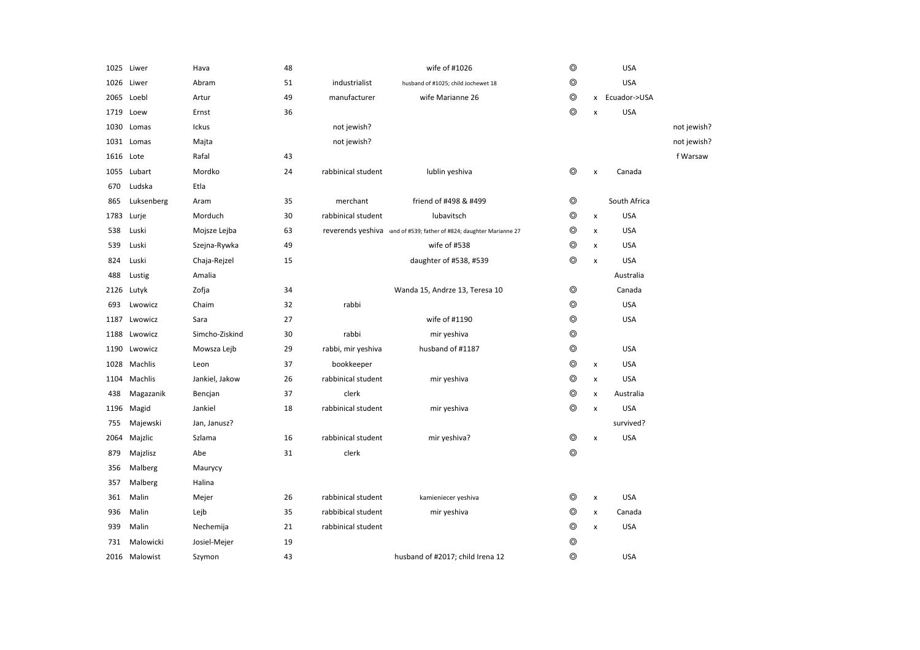| | | | | | | | | | |
|---|---|---|---|---|---|---|---|---|---|
| 1025 | Liwer | Hava | 48 | | wife of #1026 | ◎ | | USA | |
| 1026 | Liwer | Abram | 51 | industrialist | husband of #1025; child Jochewet 18 | ◎ | | USA | |
| 2065 | Loebl | Artur | 49 | manufacturer | wife Marianne 26 | ◎ | x | Ecuador->USA | |
| 1719 | Loew | Ernst | 36 | | | ◎ | x | USA | |
| 1030 | Lomas | Ickus | | not jewish? | | | | | not jewish? |
| 1031 | Lomas | Majta | | not jewish? | | | | | not jewish? |
| 1616 | Lote | Rafal | 43 | | | | | | f Warsaw |
| 1055 | Lubart | Mordko | 24 | rabbinical student | lublin yeshiva | ◎ | x | Canada | |
| 670 | Ludska | Etla | | | | | | | |
| 865 | Luksenberg | Aram | 35 | merchant | friend of #498 & #499 | ◎ | | South Africa | |
| 1783 | Lurje | Morduch | 30 | rabbinical student | lubavitsch | ◎ | x | USA | |
| 538 | Luski | Mojsze Lejba | 63 | reverends yeshiva | and of #539; father of #824; daughter Marianne 27 | ◎ | x | USA | |
| 539 | Luski | Szejna-Rywka | 49 | | wife of #538 | ◎ | x | USA | |
| 824 | Luski | Chaja-Rejzel | 15 | | daughter of #538, #539 | ◎ | x | USA | |
| 488 | Lustig | Amalia | | | | | | Australia | |
| 2126 | Lutyk | Zofja | 34 | | Wanda 15, Andrze 13, Teresa 10 | ◎ | | Canada | |
| 693 | Lwowicz | Chaim | 32 | rabbi | | ◎ | | USA | |
| 1187 | Lwowicz | Sara | 27 | | wife of #1190 | ◎ | | USA | |
| 1188 | Lwowicz | Simcho-Ziskind | 30 | rabbi | mir yeshiva | ◎ | | | |
| 1190 | Lwowicz | Mowsza Lejb | 29 | rabbi, mir yeshiva | husband of #1187 | ◎ | | USA | |
| 1028 | Machlis | Leon | 37 | bookkeeper | | ◎ | x | USA | |
| 1104 | Machlis | Jankiel, Jakow | 26 | rabbinical student | mir yeshiva | ◎ | x | USA | |
| 438 | Magazanik | Bencjan | 37 | clerk | | ◎ | x | Australia | |
| 1196 | Magid | Jankiel | 18 | rabbinical student | mir yeshiva | ◎ | x | USA | |
| 755 | Majewski | Jan, Janusz? | | | | | | survived? | |
| 2064 | Majzlic | Szlama | 16 | rabbinical student | mir yeshiva? | ◎ | x | USA | |
| 879 | Majzlisz | Abe | 31 | clerk | | ◎ | | | |
| 356 | Malberg | Maurycy | | | | | | | |
| 357 | Malberg | Halina | | | | | | | |
| 361 | Malin | Mejer | 26 | rabbinical student | kamieniecer yeshiva | ◎ | x | USA | |
| 936 | Malin | Lejb | 35 | rabbibical student | mir yeshiva | ◎ | x | Canada | |
| 939 | Malin | Nechemija | 21 | rabbinical student | | ◎ | x | USA | |
| 731 | Malowicki | Josiel-Mejer | 19 | | | ◎ | | | |
| 2016 | Malowist | Szymon | 43 | | husband of #2017; child Irena 12 | ◎ | | USA | |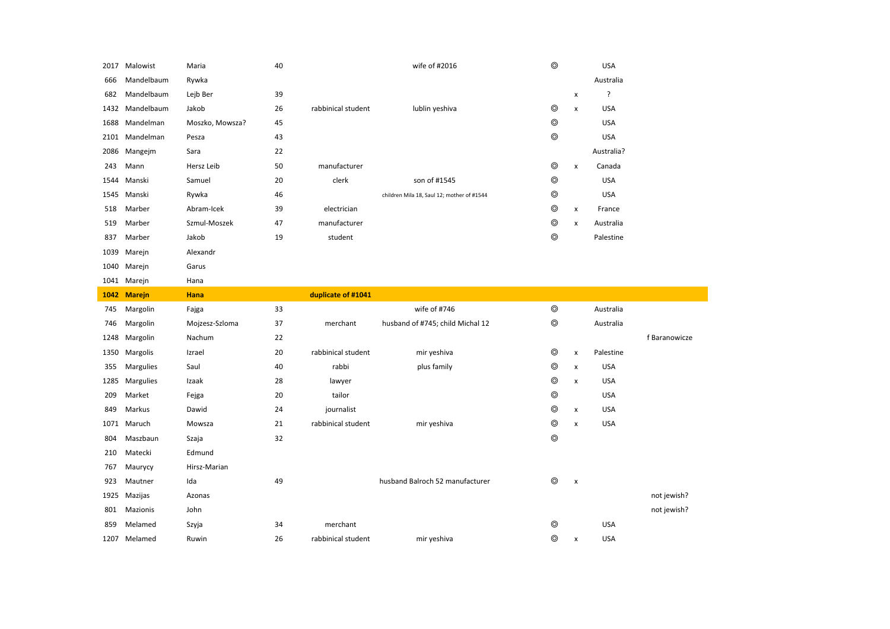| | | | | | | | | | |
|---|---|---|---|---|---|---|---|---|---|
| 2017 | Malowist | Maria | 40 | | wife of #2016 | ◎ | | USA | |
| 666 | Mandelbaum | Rywka | | | | | | Australia | |
| 682 | Mandelbaum | Lejb Ber | 39 | | | | x | ? | |
| 1432 | Mandelbaum | Jakob | 26 | rabbinical student | lublin yeshiva | ◎ | x | USA | |
| 1688 | Mandelman | Moszko, Mowsza? | 45 | | | ◎ | | USA | |
| 2101 | Mandelman | Pesza | 43 | | | ◎ | | USA | |
| 2086 | Mangejm | Sara | 22 | | | | | Australia? | |
| 243 | Mann | Hersz Leib | 50 | manufacturer | | ◎ | x | Canada | |
| 1544 | Manski | Samuel | 20 | clerk | son of #1545 | ◎ | | USA | |
| 1545 | Manski | Rywka | 46 | | children Mila 18, Saul 12; mother of #1544 | ◎ | | USA | |
| 518 | Marber | Abram-Icek | 39 | electrician | | ◎ | x | France | |
| 519 | Marber | Szmul-Moszek | 47 | manufacturer | | ◎ | x | Australia | |
| 837 | Marber | Jakob | 19 | student | | ◎ | | Palestine | |
| 1039 | Marejn | Alexandr | | | | | | | |
| 1040 | Marejn | Garus | | | | | | | |
| 1041 | Marejn | Hana | | | | | | | |
| **1042** | **Marejn** | **Hana** | | **duplicate of #1041** | | | | | |
| 745 | Margolin | Fajga | 33 | | wife of #746 | ◎ | | Australia | |
| 746 | Margolin | Mojzesz-Szloma | 37 | merchant | husband of #745; child Michal 12 | ◎ | | Australia | |
| 1248 | Margolin | Nachum | 22 | | | | | | f Baranowicze |
| 1350 | Margolis | Izrael | 20 | rabbinical student | mir yeshiva | ◎ | x | Palestine | |
| 355 | Margulies | Saul | 40 | rabbi | plus family | ◎ | x | USA | |
| 1285 | Margulies | Izaak | 28 | lawyer | | ◎ | x | USA | |
| 209 | Market | Fejga | 20 | tailor | | ◎ | | USA | |
| 849 | Markus | Dawid | 24 | journalist | | ◎ | x | USA | |
| 1071 | Maruch | Mowsza | 21 | rabbinical student | mir yeshiva | ◎ | x | USA | |
| 804 | Maszbaun | Szaja | 32 | | | ◎ | | | |
| 210 | Matecki | Edmund | | | | | | | |
| 767 | Maurycy | Hirsz-Marian | | | | | | | |
| 923 | Mautner | Ida | 49 | | husband Balroch 52 manufacturer | ◎ | x | | |
| 1925 | Mazijas | Azonas | | | | | | | not jewish? |
| 801 | Mazionis | John | | | | | | | not jewish? |
| 859 | Melamed | Szyja | 34 | merchant | | ◎ | | USA | |
| 1207 | Melamed | Ruwin | 26 | rabbinical student | mir yeshiva | ◎ | x | USA | |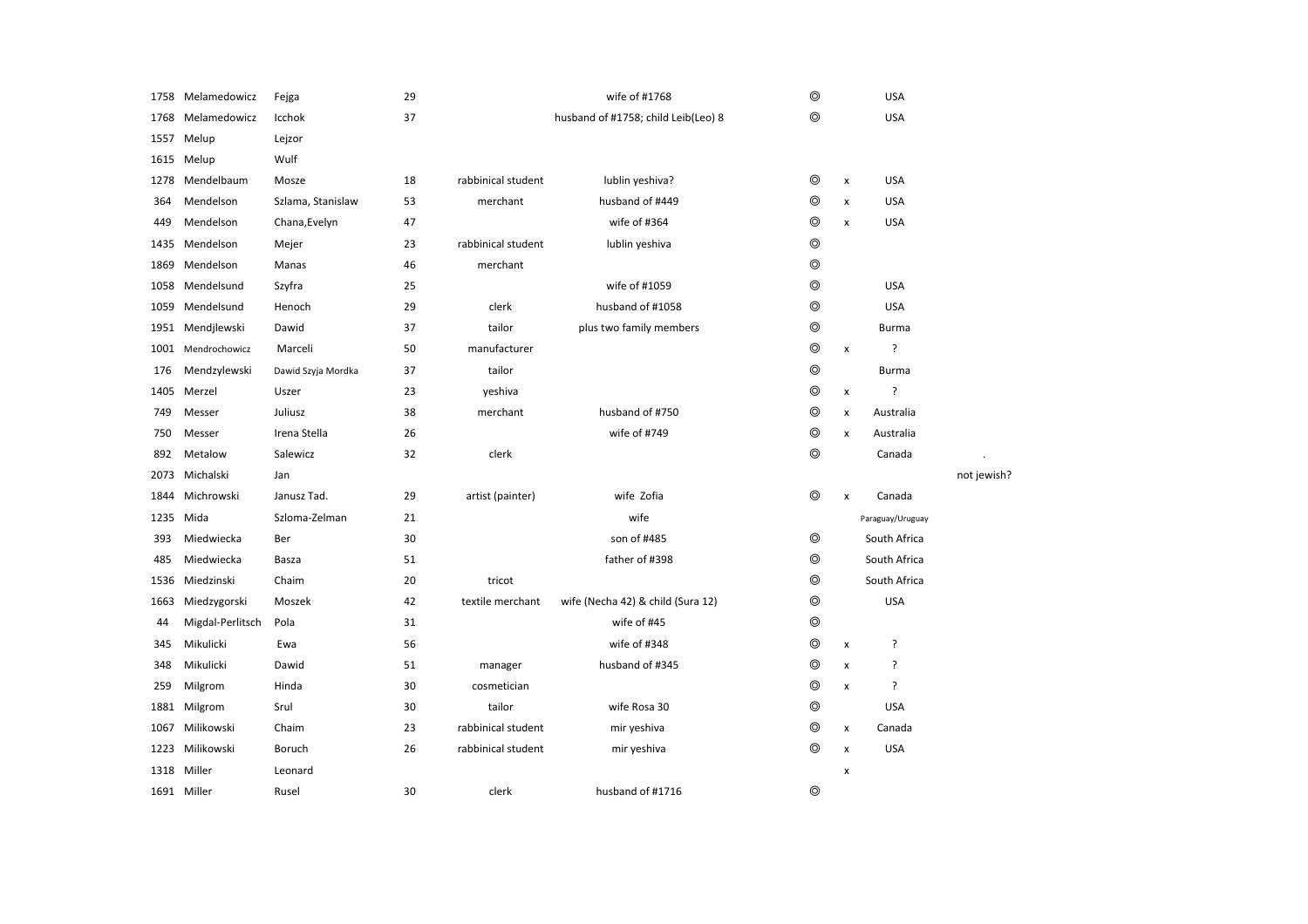| | | | | | | | | | |
|---|---|---|---|---|---|---|---|---|---|
| 1758 | Melamedowicz | Fejga | 29 | | wife of #1768 | ◎ | | USA | |
| 1768 | Melamedowicz | Icchok | 37 | | husband of #1758; child Leib(Leo) 8 | ◎ | | USA | |
| 1557 | Melup | Lejzor | | | | | | | |
| 1615 | Melup | Wulf | | | | | | | |
| 1278 | Mendelbaum | Mosze | 18 | rabbinical student | lublin yeshiva? | ◎ | x | USA | |
| 364 | Mendelson | Szlama, Stanislaw | 53 | merchant | husband of #449 | ◎ | x | USA | |
| 449 | Mendelson | Chana,Evelyn | 47 | | wife of #364 | ◎ | x | USA | |
| 1435 | Mendelson | Mejer | 23 | rabbinical student | lublin yeshiva | ◎ | | | |
| 1869 | Mendelson | Manas | 46 | merchant | | ◎ | | | |
| 1058 | Mendelsund | Szyfra | 25 | | wife of #1059 | ◎ | | USA | |
| 1059 | Mendelsund | Henoch | 29 | clerk | husband of #1058 | ◎ | | USA | |
| 1951 | Mendjlewski | Dawid | 37 | tailor | plus two family members | ◎ | | Burma | |
| 1001 | Mendrochowicz | Marceli | 50 | manufacturer | | ◎ | x | ? | |
| 176 | Mendzylewski | Dawid Szyja Mordka | 37 | tailor | | ◎ | | Burma | |
| 1405 | Merzel | Uszer | 23 | yeshiva | | ◎ | x | ? | |
| 749 | Messer | Juliusz | 38 | merchant | husband of #750 | ◎ | x | Australia | |
| 750 | Messer | Irena Stella | 26 | | wife of #749 | ◎ | x | Australia | |
| 892 | Metalow | Salewicz | 32 | clerk | | ◎ | | Canada | . |
| 2073 | Michalski | Jan | | | | | | | not jewish? |
| 1844 | Michrowski | Janusz Tad. | 29 | artist (painter) | wife Zofia | ◎ | x | Canada | |
| 1235 | Mida | Szloma-Zelman | 21 | | wife | | | Paraguay/Uruguay | |
| 393 | Miedwiecka | Ber | 30 | | son of #485 | ◎ | | South Africa | |
| 485 | Miedwiecka | Basza | 51 | | father of #398 | ◎ | | South Africa | |
| 1536 | Miedzinski | Chaim | 20 | tricot | | ◎ | | South Africa | |
| 1663 | Miedzygorski | Moszek | 42 | textile merchant | wife (Necha 42) & child (Sura 12) | ◎ | | USA | |
| 44 | Migdal-Perlitsch | Pola | 31 | | wife of #45 | ◎ | | | |
| 345 | Mikulicki | Ewa | 56 | | wife of #348 | ◎ | x | ? | |
| 348 | Mikulicki | Dawid | 51 | manager | husband of #345 | ◎ | x | ? | |
| 259 | Milgrom | Hinda | 30 | cosmetician | | ◎ | x | ? | |
| 1881 | Milgrom | Srul | 30 | tailor | wife Rosa 30 | ◎ | | USA | |
| 1067 | Milikowski | Chaim | 23 | rabbinical student | mir yeshiva | ◎ | x | Canada | |
| 1223 | Milikowski | Boruch | 26 | rabbinical student | mir yeshiva | ◎ | x | USA | |
| 1318 | Miller | Leonard | | | | | x | | |
| 1691 | Miller | Rusel | 30 | clerk | husband of #1716 | ◎ | | | |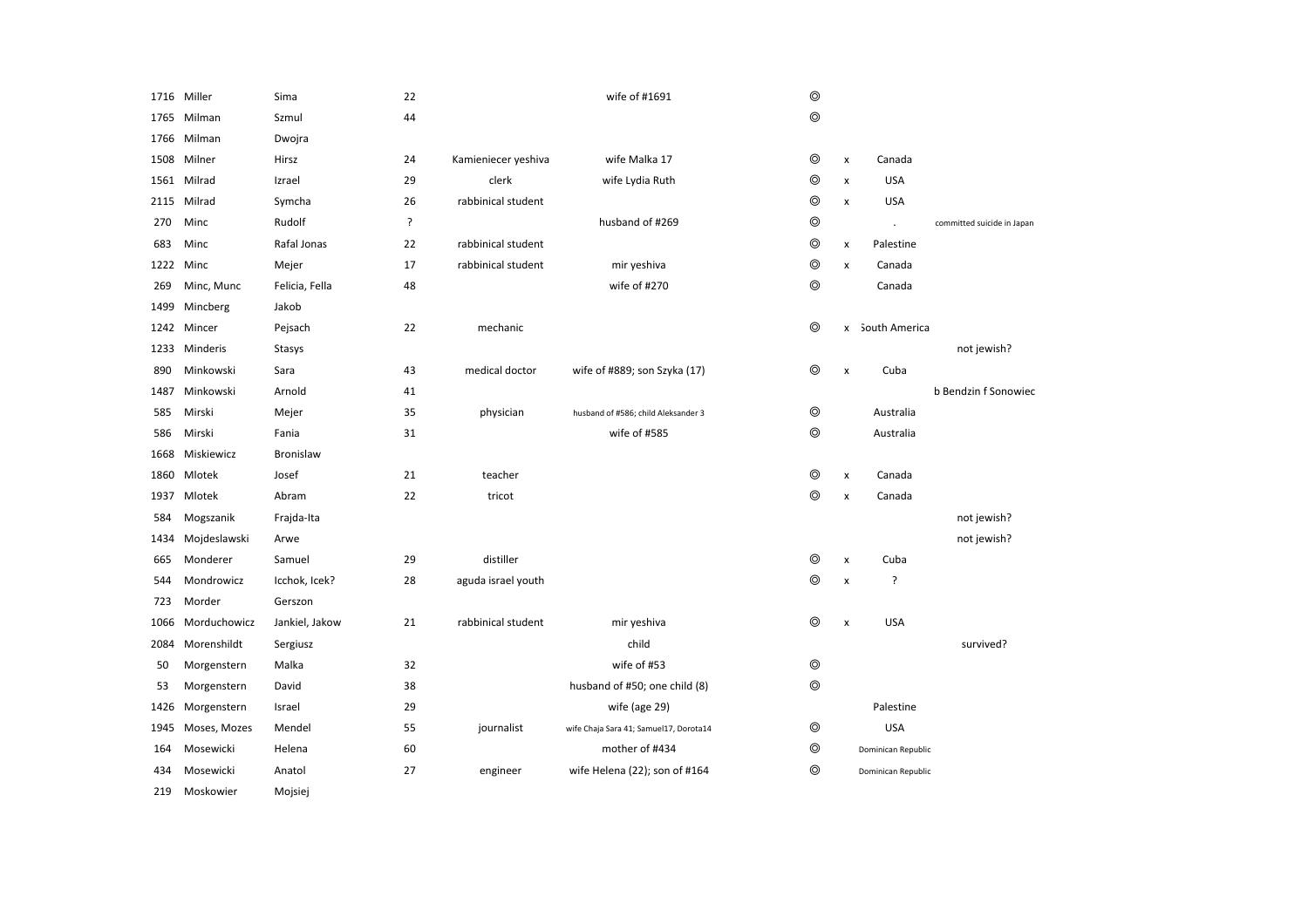| | | | | | | | | | |
|---|---|---|---|---|---|---|---|---|---|
| 1716 | Miller | Sima | 22 | | wife of #1691 | ◎ | | | |
| 1765 | Milman | Szmul | 44 | | | ◎ | | | |
| 1766 | Milman | Dwojra | | | | | | | |
| 1508 | Milner | Hirsz | 24 | Kamieniecer yeshiva | wife Malka 17 | ◎ | x | Canada | |
| 1561 | Milrad | Izrael | 29 | clerk | wife Lydia Ruth | ◎ | x | USA | |
| 2115 | Milrad | Symcha | 26 | rabbinical student | | ◎ | x | USA | |
| 270 | Minc | Rudolf | ? | | husband of #269 | ◎ | | . | committed suicide in Japan |
| 683 | Minc | Rafal Jonas | 22 | rabbinical student | | ◎ | x | Palestine | |
| 1222 | Minc | Mejer | 17 | rabbinical student | mir yeshiva | ◎ | x | Canada | |
| 269 | Minc, Munc | Felicia, Fella | 48 | | wife of #270 | ◎ | | Canada | |
| 1499 | Mincberg | Jakob | | | | | | | |
| 1242 | Mincer | Pejsach | 22 | mechanic | | ◎ | x | South America | |
| 1233 | Minderis | Stasys | | | | | | | not jewish? |
| 890 | Minkowski | Sara | 43 | medical doctor | wife of #889; son Szyka (17) | ◎ | x | Cuba | |
| 1487 | Minkowski | Arnold | 41 | | | | | | b Bendzin f Sonowiec |
| 585 | Mirski | Mejer | 35 | physician | husband of #586; child Aleksander 3 | ◎ | | Australia | |
| 586 | Mirski | Fania | 31 | | wife of #585 | ◎ | | Australia | |
| 1668 | Miskiewicz | Bronislaw | | | | | | | |
| 1860 | Mlotek | Josef | 21 | teacher | | ◎ | x | Canada | |
| 1937 | Mlotek | Abram | 22 | tricot | | ◎ | x | Canada | |
| 584 | Mogszanik | Frajda-Ita | | | | | | | not jewish? |
| 1434 | Mojdeslawski | Arwe | | | | | | | not jewish? |
| 665 | Monderer | Samuel | 29 | distiller | | ◎ | x | Cuba | |
| 544 | Mondrowicz | Icchok, Icek? | 28 | aguda israel youth | | ◎ | x | ? | |
| 723 | Morder | Gerszon | | | | | | | |
| 1066 | Morduchowicz | Jankiel, Jakow | 21 | rabbinical student | mir yeshiva | ◎ | x | USA | |
| 2084 | Morenshildt | Sergiusz | | | child | | | | survived? |
| 50 | Morgenstern | Malka | 32 | | wife of #53 | ◎ | | | |
| 53 | Morgenstern | David | 38 | | husband of #50; one child (8) | ◎ | | | |
| 1426 | Morgenstern | Israel | 29 | | wife (age 29) | | | Palestine | |
| 1945 | Moses, Mozes | Mendel | 55 | journalist | wife Chaja Sara 41; Samuel17, Dorota14 | ◎ | | USA | |
| 164 | Mosewicki | Helena | 60 | | mother of #434 | ◎ | | Dominican Republic | |
| 434 | Mosewicki | Anatol | 27 | engineer | wife Helena (22); son of #164 | ◎ | | Dominican Republic | |
| 219 | Moskowier | Mojsiej | | | | | | | |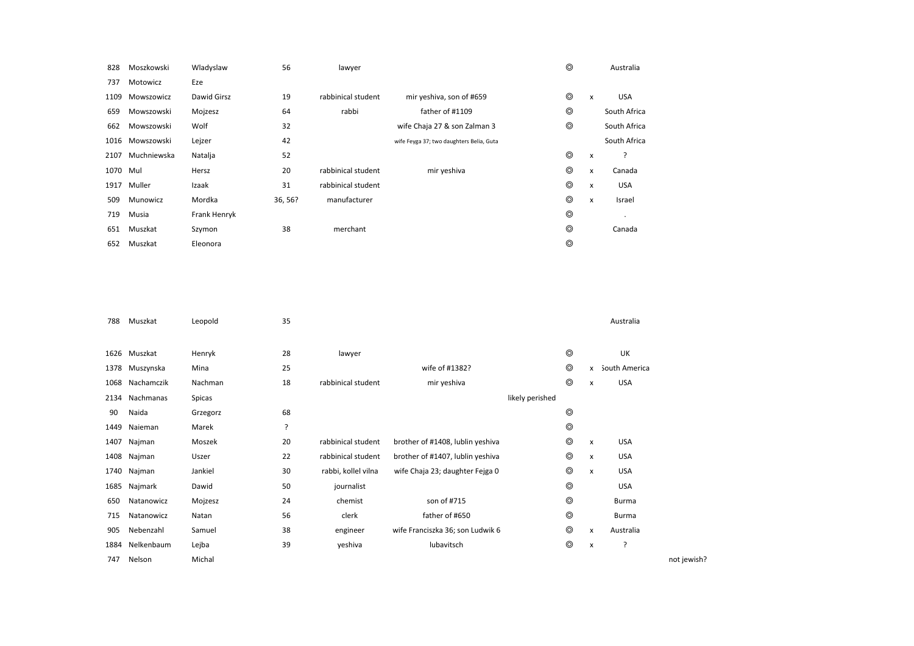| | | | | | | | | | | |
|---|---|---|---|---|---|---|---|---|---|---|
| 828 | Moszkowski | Wladyslaw | 56 | lawyer | | | ◎ | | Australia | |
| 737 | Motowicz | Eze | | | | | | | | |
| 1109 | Mowszowicz | Dawid Girsz | 19 | rabbinical student | mir yeshiva, son of #659 | | ◎ | x | USA | |
| 659 | Mowszowski | Mojzesz | 64 | rabbi | father of #1109 | | ◎ | | South Africa | |
| 662 | Mowszowski | Wolf | 32 | | wife Chaja 27 & son Zalman 3 | | ◎ | | South Africa | |
| 1016 | Mowszowski | Lejzer | 42 | | wife Feyga 37; two daughters Belia, Guta | | | | South Africa | |
| 2107 | Muchniewska | Natalja | 52 | | | | ◎ | x | ? | |
| 1070 | Mul | Hersz | 20 | rabbinical student | mir yeshiva | | ◎ | x | Canada | |
| 1917 | Muller | Izaak | 31 | rabbinical student | | | ◎ | x | USA | |
| 509 | Munowicz | Mordka | 36, 56? | manufacturer | | | ◎ | x | Israel | |
| 719 | Musia | Frank Henryk | | | | | ◎ | | . | |
| 651 | Muszkat | Szymon | 38 | merchant | | | ◎ | | Canada | |
| 652 | Muszkat | Eleonora | | | | | ◎ | | | |
| 788 | Muszkat | Leopold | 35 | | | | | | Australia | |
| 1626 | Muszkat | Henryk | 28 | lawyer | | | ◎ | | UK | |
| 1378 | Muszynska | Mina | 25 | | wife of #1382? | | ◎ | x | South America | |
| 1068 | Nachamczik | Nachman | 18 | rabbinical student | mir yeshiva | | ◎ | x | USA | |
| 2134 | Nachmanas | Spicas | | | | likely perished | | | | |
| 90 | Naida | Grzegorz | 68 | | | | ◎ | | | |
| 1449 | Naieman | Marek | ? | | | | ◎ | | | |
| 1407 | Najman | Moszek | 20 | rabbinical student | brother of #1408, lublin yeshiva | | ◎ | x | USA | |
| 1408 | Najman | Uszer | 22 | rabbinical student | brother of #1407, lublin yeshiva | | ◎ | x | USA | |
| 1740 | Najman | Jankiel | 30 | rabbi, kollel vilna | wife Chaja 23; daughter Fejga 0 | | ◎ | x | USA | |
| 1685 | Najmark | Dawid | 50 | journalist | | | ◎ | | USA | |
| 650 | Natanowicz | Mojzesz | 24 | chemist | son of #715 | | ◎ | | Burma | |
| 715 | Natanowicz | Natan | 56 | clerk | father of #650 | | ◎ | | Burma | |
| 905 | Nebenzahl | Samuel | 38 | engineer | wife Franciszka 36; son Ludwik 6 | | ◎ | x | Australia | |
| 1884 | Nelkenbaum | Lejba | 39 | yeshiva | lubavitsch | | ◎ | x | ? | |
| 747 | Nelson | Michal | | | | | | | | not jewish? |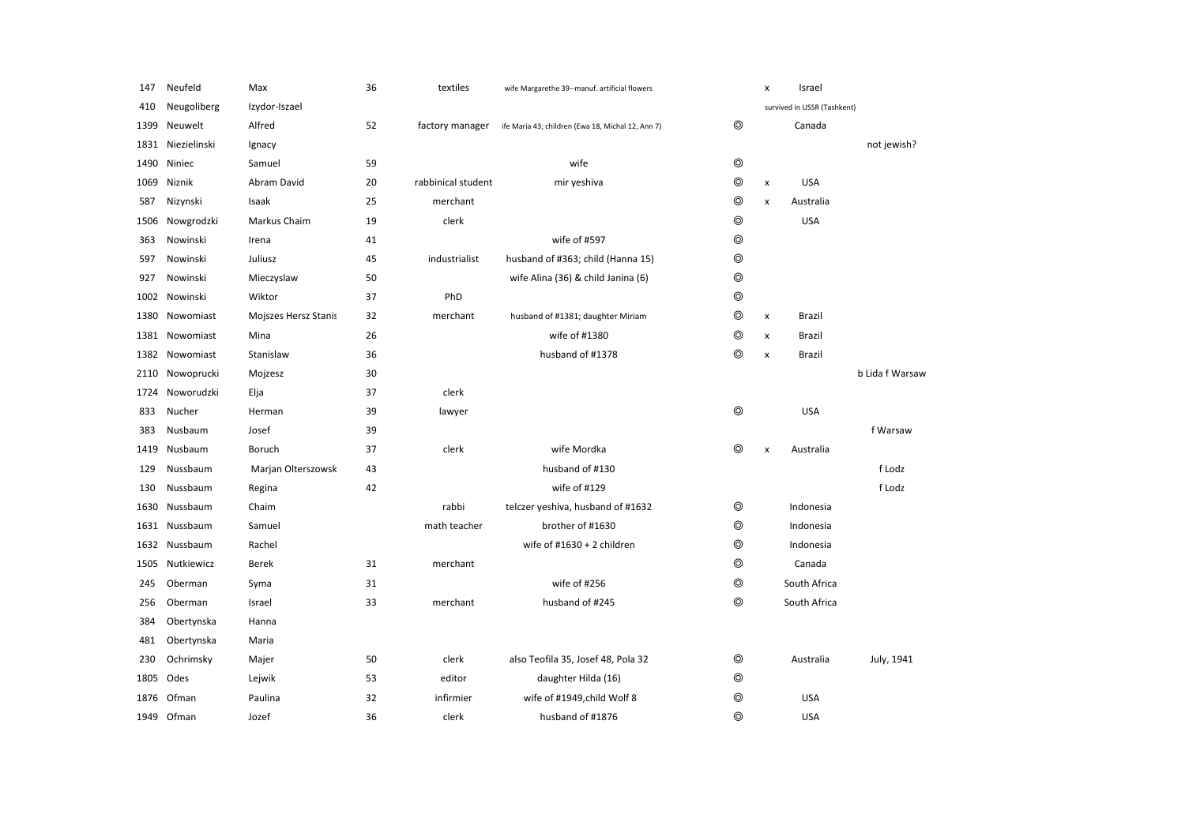| | | | | | | | | | |
|---|---|---|---|---|---|---|---|---|---|
| 147 | Neufeld | Max | 36 | textiles | wife Margarethe 39--manuf. artificial flowers | | x | Israel | |
| 410 | Neugoliberg | Izydor-Iszael | | | | | survived in USSR (Tashkent) | | |
| 1399 | Neuwelt | Alfred | 52 | factory manager | ife Maria 43; children (Ewa 18, Michal 12, Ann 7) | ◎ | | Canada | |
| 1831 | Niezielinski | Ignacy | | | | | | | not jewish? |
| 1490 | Niniec | Samuel | 59 | | wife | ◎ | | | |
| 1069 | Niznik | Abram David | 20 | rabbinical student | mir yeshiva | ◎ | x | USA | |
| 587 | Nizynski | Isaak | 25 | merchant | | ◎ | x | Australia | |
| 1506 | Nowgrodzki | Markus Chaim | 19 | clerk | | ◎ | | USA | |
| 363 | Nowinski | Irena | 41 | | wife of #597 | ◎ | | | |
| 597 | Nowinski | Juliusz | 45 | industrialist | husband of #363; child (Hanna 15) | ◎ | | | |
| 927 | Nowinski | Mieczyslaw | 50 | | wife Alina (36) & child Janina (6) | ◎ | | | |
| 1002 | Nowinski | Wiktor | 37 | PhD | | ◎ | | | |
| 1380 | Nowomiast | Mojszes Hersz Stanis | 32 | merchant | husband of #1381; daughter Miriam | ◎ | x | Brazil | |
| 1381 | Nowomiast | Mina | 26 | | wife of #1380 | ◎ | x | Brazil | |
| 1382 | Nowomiast | Stanislaw | 36 | | husband of #1378 | ◎ | x | Brazil | |
| 2110 | Nowoprucki | Mojzesz | 30 | | | | | | b Lida f Warsaw |
| 1724 | Noworudzki | Elja | 37 | clerk | | | | | |
| 833 | Nucher | Herman | 39 | lawyer | | ◎ | | USA | |
| 383 | Nusbaum | Josef | 39 | | | | | | f Warsaw |
| 1419 | Nusbaum | Boruch | 37 | clerk | wife Mordka | ◎ | x | Australia | |
| 129 | Nussbaum | Marjan Olterszowsk | 43 | | husband of #130 | | | | f Lodz |
| 130 | Nussbaum | Regina | 42 | | wife of #129 | | | | f Lodz |
| 1630 | Nussbaum | Chaim | | rabbi | telczer yeshiva, husband of #1632 | ◎ | | Indonesia | |
| 1631 | Nussbaum | Samuel | | math teacher | brother of #1630 | ◎ | | Indonesia | |
| 1632 | Nussbaum | Rachel | | | wife of #1630 + 2 children | ◎ | | Indonesia | |
| 1505 | Nutkiewicz | Berek | 31 | merchant | | ◎ | | Canada | |
| 245 | Oberman | Syma | 31 | | wife of #256 | ◎ | | South Africa | |
| 256 | Oberman | Israel | 33 | merchant | husband of #245 | ◎ | | South Africa | |
| 384 | Obertynska | Hanna | | | | | | | |
| 481 | Obertynska | Maria | | | | | | | |
| 230 | Ochrimsky | Majer | 50 | clerk | also Teofila 35, Josef 48, Pola 32 | ◎ | | Australia | July, 1941 |
| 1805 | Odes | Lejwik | 53 | editor | daughter Hilda (16) | ◎ | | | |
| 1876 | Ofman | Paulina | 32 | infirmier | wife of #1949,child Wolf 8 | ◎ | | USA | |
| 1949 | Ofman | Jozef | 36 | clerk | husband of #1876 | ◎ | | USA | |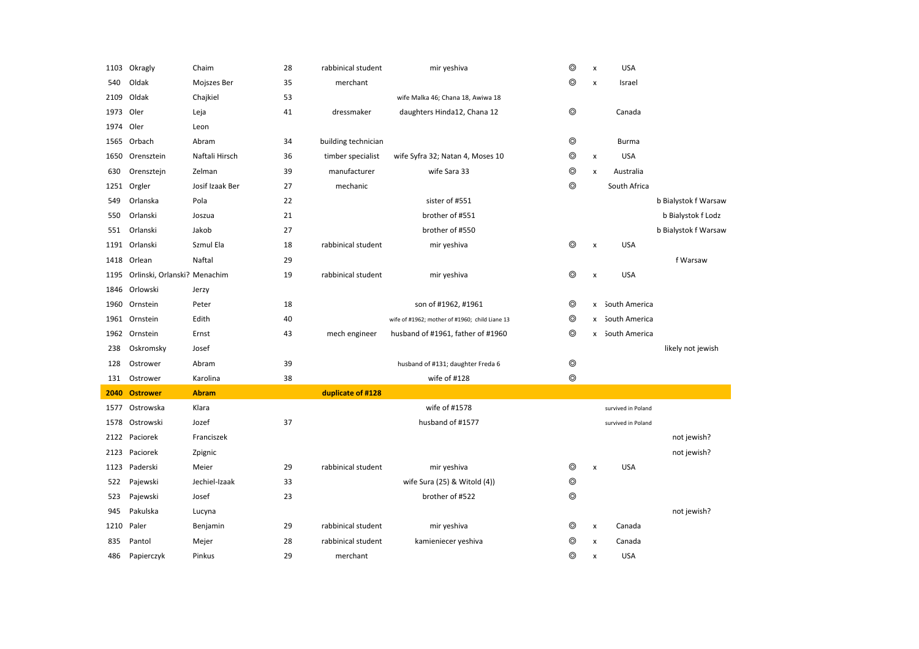| | | | | | | | | | |
|---|---|---|---|---|---|---|---|---|---|
| 1103 | Okragly | Chaim | 28 | rabbinical student | mir yeshiva | ◎ | x | USA | |
| 540 | Oldak | Mojszes Ber | 35 | merchant | | ◎ | x | Israel | |
| 2109 | Oldak | Chajkiel | 53 | | wife Malka 46; Chana 18, Awiwa 18 | | | | |
| 1973 | Oler | Leja | 41 | dressmaker | daughters Hinda12, Chana 12 | ◎ | | Canada | |
| 1974 | Oler | Leon | | | | | | | |
| 1565 | Orbach | Abram | 34 | building technician | | ◎ | | Burma | |
| 1650 | Orensztein | Naftali Hirsch | 36 | timber specialist | wife Syfra 32; Natan 4, Moses 10 | ◎ | x | USA | |
| 630 | Orensztejn | Zelman | 39 | manufacturer | wife Sara 33 | ◎ | x | Australia | |
| 1251 | Orgler | Josif Izaak Ber | 27 | mechanic | | ◎ | | South Africa | |
| 549 | Orlanska | Pola | 22 | | sister of #551 | | | | b Bialystok f Warsaw |
| 550 | Orlanski | Joszua | 21 | | brother of #551 | | | | b Bialystok f Lodz |
| 551 | Orlanski | Jakob | 27 | | brother of #550 | | | | b Bialystok f Warsaw |
| 1191 | Orlanski | Szmul Ela | 18 | rabbinical student | mir yeshiva | ◎ | x | USA | |
| 1418 | Orlean | Naftal | 29 | | | | | | f Warsaw |
| 1195 | Orlinski, Orlanski? | Menachim | 19 | rabbinical student | mir yeshiva | ◎ | x | USA | |
| 1846 | Orlowski | Jerzy | | | | | | | |
| 1960 | Ornstein | Peter | 18 | | son of #1962, #1961 | ◎ | x | South America | |
| 1961 | Ornstein | Edith | 40 | | wife of #1962; mother of #1960; child Liane 13 | ◎ | x | South America | |
| 1962 | Ornstein | Ernst | 43 | mech engineer | husband of #1961, father of #1960 | ◎ | x | South America | |
| 238 | Oskromsky | Josef | | | | | | | likely not jewish |
| 128 | Ostrower | Abram | 39 | | husband of #131; daughter Freda 6 | ◎ | | | |
| 131 | Ostrower | Karolina | 38 | | wife of #128 | ◎ | | | |
| **2040** | **Ostrower** | **Abram** | | **duplicate of #128** | | | | | |
| 1577 | Ostrowska | Klara | | | wife of #1578 | | | survived in Poland | |
| 1578 | Ostrowski | Jozef | 37 | | husband of #1577 | | | survived in Poland | |
| 2122 | Paciorek | Franciszek | | | | | | | not jewish? |
| 2123 | Paciorek | Zpignic | | | | | | | not jewish? |
| 1123 | Paderski | Meier | 29 | rabbinical student | mir yeshiva | ◎ | x | USA | |
| 522 | Pajewski | Jechiel-Izaak | 33 | | wife Sura (25) & Witold (4)) | ◎ | | | |
| 523 | Pajewski | Josef | 23 | | brother of #522 | ◎ | | | |
| 945 | Pakulska | Lucyna | | | | | | | not jewish? |
| 1210 | Paler | Benjamin | 29 | rabbinical student | mir yeshiva | ◎ | x | Canada | |
| 835 | Pantol | Mejer | 28 | rabbinical student | kamieniecer yeshiva | ◎ | x | Canada | |
| 486 | Papierczyk | Pinkus | 29 | merchant | | ◎ | x | USA | |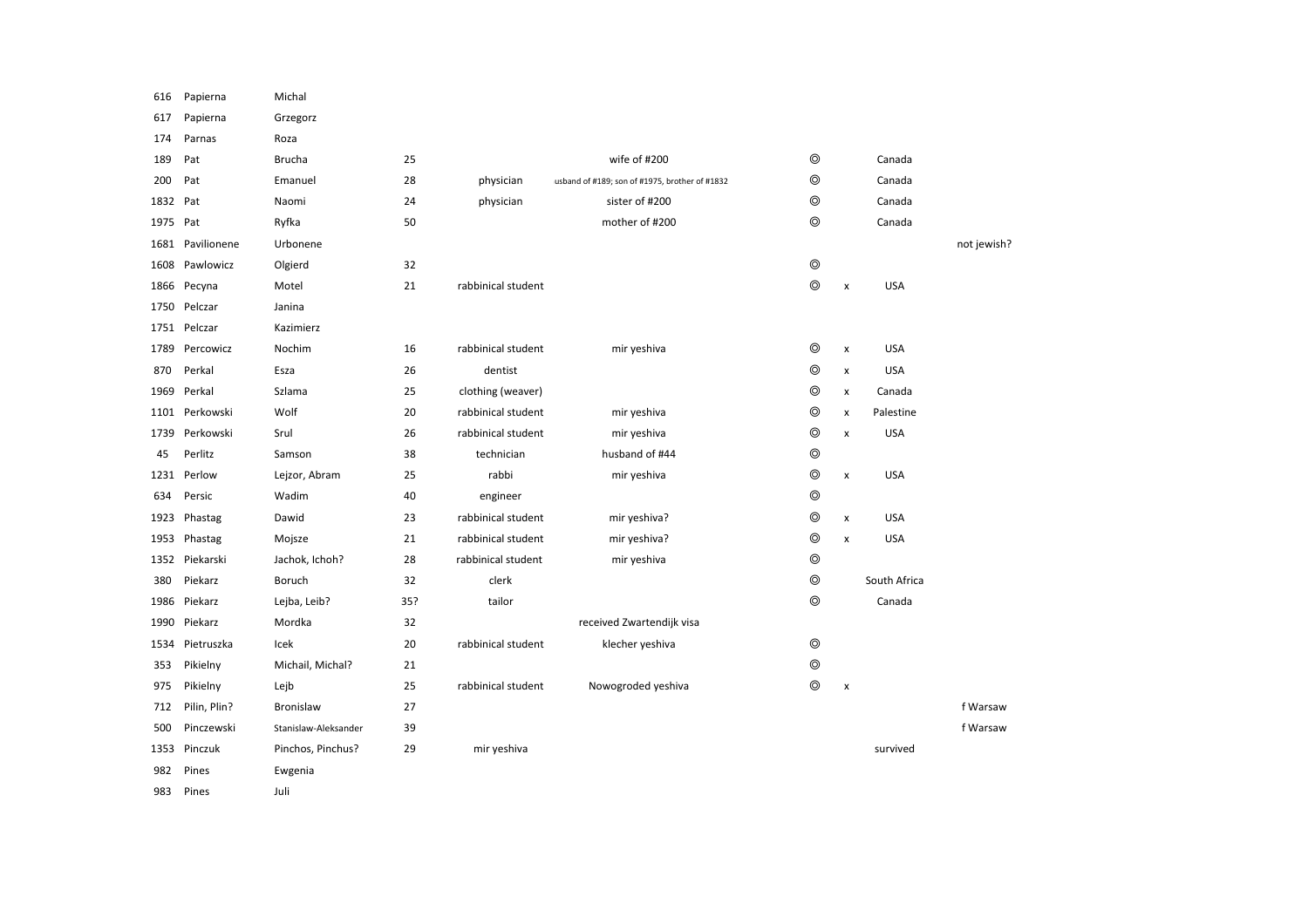| | | | | | | | | | |
|---|---|---|---|---|---|---|---|---|---|
| 616 | Papierna | Michal | | | | | | | |
| 617 | Papierna | Grzegorz | | | | | | | |
| 174 | Parnas | Roza | | | | | | | |
| 189 | Pat | Brucha | 25 | | wife of #200 | ◎ | | Canada | |
| 200 | Pat | Emanuel | 28 | physician | usband of #189; son of #1975, brother of #1832 | ◎ | | Canada | |
| 1832 | Pat | Naomi | 24 | physician | sister of #200 | ◎ | | Canada | |
| 1975 | Pat | Ryfka | 50 | | mother of #200 | ◎ | | Canada | |
| 1681 | Pavilionene | Urbonene | | | | | | | not jewish? |
| 1608 | Pawlowicz | Olgierd | 32 | | | ◎ | | | |
| 1866 | Pecyna | Motel | 21 | rabbinical student | | ◎ | x | USA | |
| 1750 | Pelczar | Janina | | | | | | | |
| 1751 | Pelczar | Kazimierz | | | | | | | |
| 1789 | Percowicz | Nochim | 16 | rabbinical student | mir yeshiva | ◎ | x | USA | |
| 870 | Perkal | Esza | 26 | dentist | | ◎ | x | USA | |
| 1969 | Perkal | Szlama | 25 | clothing (weaver) | | ◎ | x | Canada | |
| 1101 | Perkowski | Wolf | 20 | rabbinical student | mir yeshiva | ◎ | x | Palestine | |
| 1739 | Perkowski | Srul | 26 | rabbinical student | mir yeshiva | ◎ | x | USA | |
| 45 | Perlitz | Samson | 38 | technician | husband of #44 | ◎ | | | |
| 1231 | Perlow | Lejzor, Abram | 25 | rabbi | mir yeshiva | ◎ | x | USA | |
| 634 | Persic | Wadim | 40 | engineer | | ◎ | | | |
| 1923 | Phastag | Dawid | 23 | rabbinical student | mir yeshiva? | ◎ | x | USA | |
| 1953 | Phastag | Mojsze | 21 | rabbinical student | mir yeshiva? | ◎ | x | USA | |
| 1352 | Piekarski | Jachok, Ichoh? | 28 | rabbinical student | mir yeshiva | ◎ | | | |
| 380 | Piekarz | Boruch | 32 | clerk | | ◎ | | South Africa | |
| 1986 | Piekarz | Lejba, Leib? | 35? | tailor | | ◎ | | Canada | |
| 1990 | Piekarz | Mordka | 32 | | received Zwartendijk visa | | | | |
| 1534 | Pietruszka | Icek | 20 | rabbinical student | klecher yeshiva | ◎ | | | |
| 353 | Pikielny | Michail, Michal? | 21 | | | ◎ | | | |
| 975 | Pikielny | Lejb | 25 | rabbinical student | Nowogroded yeshiva | ◎ | x | | |
| 712 | Pilin, Plin? | Bronislaw | 27 | | | | | | f Warsaw |
| 500 | Pinczewski | Stanislaw-Aleksander | 39 | | | | | | f Warsaw |
| 1353 | Pinczuk | Pinchos, Pinchus? | 29 | mir yeshiva | | | | survived | |
| 982 | Pines | Ewgenia | | | | | | | |
| 983 | Pines | Juli | | | | | | | |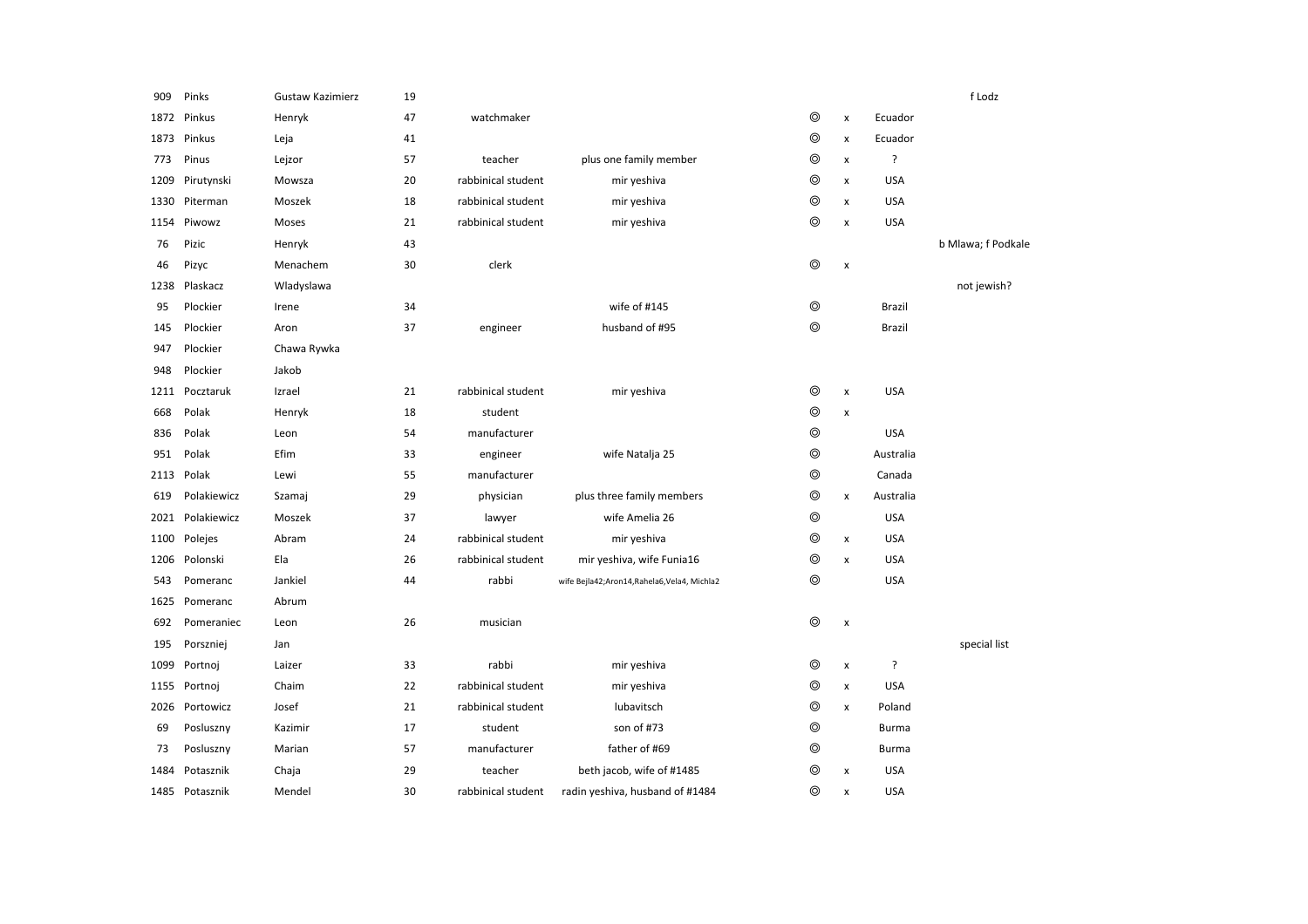| | | | | | | | | | |
|---|---|---|---|---|---|---|---|---|---|
| 909 | Pinks | Gustaw Kazimierz | 19 | | | | | | f Lodz |
| 1872 | Pinkus | Henryk | 47 | watchmaker | | ◎ | x | Ecuador | |
| 1873 | Pinkus | Leja | 41 | | | ◎ | x | Ecuador | |
| 773 | Pinus | Lejzor | 57 | teacher | plus one family member | ◎ | x | ? | |
| 1209 | Pirutynski | Mowsza | 20 | rabbinical student | mir yeshiva | ◎ | x | USA | |
| 1330 | Piterman | Moszek | 18 | rabbinical student | mir yeshiva | ◎ | x | USA | |
| 1154 | Piwowz | Moses | 21 | rabbinical student | mir yeshiva | ◎ | x | USA | |
| 76 | Pizic | Henryk | 43 | | | | | | b Mlawa; f Podkale |
| 46 | Pizyc | Menachem | 30 | clerk | | ◎ | x | | |
| 1238 | Plaskacz | Wladyslawa | | | | | | | not jewish? |
| 95 | Plockier | Irene | 34 | | wife of #145 | ◎ | | Brazil | |
| 145 | Plockier | Aron | 37 | engineer | husband of #95 | ◎ | | Brazil | |
| 947 | Plockier | Chawa Rywka | | | | | | | |
| 948 | Plockier | Jakob | | | | | | | |
| 1211 | Pocztaruk | Izrael | 21 | rabbinical student | mir yeshiva | ◎ | x | USA | |
| 668 | Polak | Henryk | 18 | student | | ◎ | x | | |
| 836 | Polak | Leon | 54 | manufacturer | | ◎ | | USA | |
| 951 | Polak | Efim | 33 | engineer | wife Natalja 25 | ◎ | | Australia | |
| 2113 | Polak | Lewi | 55 | manufacturer | | ◎ | | Canada | |
| 619 | Polakiewicz | Szamaj | 29 | physician | plus three family members | ◎ | x | Australia | |
| 2021 | Polakiewicz | Moszek | 37 | lawyer | wife Amelia 26 | ◎ | | USA | |
| 1100 | Polejes | Abram | 24 | rabbinical student | mir yeshiva | ◎ | x | USA | |
| 1206 | Polonski | Ela | 26 | rabbinical student | mir yeshiva, wife Funia16 | ◎ | x | USA | |
| 543 | Pomeranc | Jankiel | 44 | rabbi | wife Bejla42;Aron14,Rahela6,Vela4, Michla2 | ◎ | | USA | |
| 1625 | Pomeranc | Abrum | | | | | | | |
| 692 | Pomeraniec | Leon | 26 | musician | | ◎ | x | | |
| 195 | Porszniej | Jan | | | | | | | special list |
| 1099 | Portnoj | Laizer | 33 | rabbi | mir yeshiva | ◎ | x | ? | |
| 1155 | Portnoj | Chaim | 22 | rabbinical student | mir yeshiva | ◎ | x | USA | |
| 2026 | Portowicz | Josef | 21 | rabbinical student | lubavitsch | ◎ | x | Poland | |
| 69 | Posluszny | Kazimir | 17 | student | son of #73 | ◎ | | Burma | |
| 73 | Posluszny | Marian | 57 | manufacturer | father of #69 | ◎ | | Burma | |
| 1484 | Potasznik | Chaja | 29 | teacher | beth jacob, wife of #1485 | ◎ | x | USA | |
| 1485 | Potasznik | Mendel | 30 | rabbinical student | radin yeshiva, husband of #1484 | ◎ | x | USA | |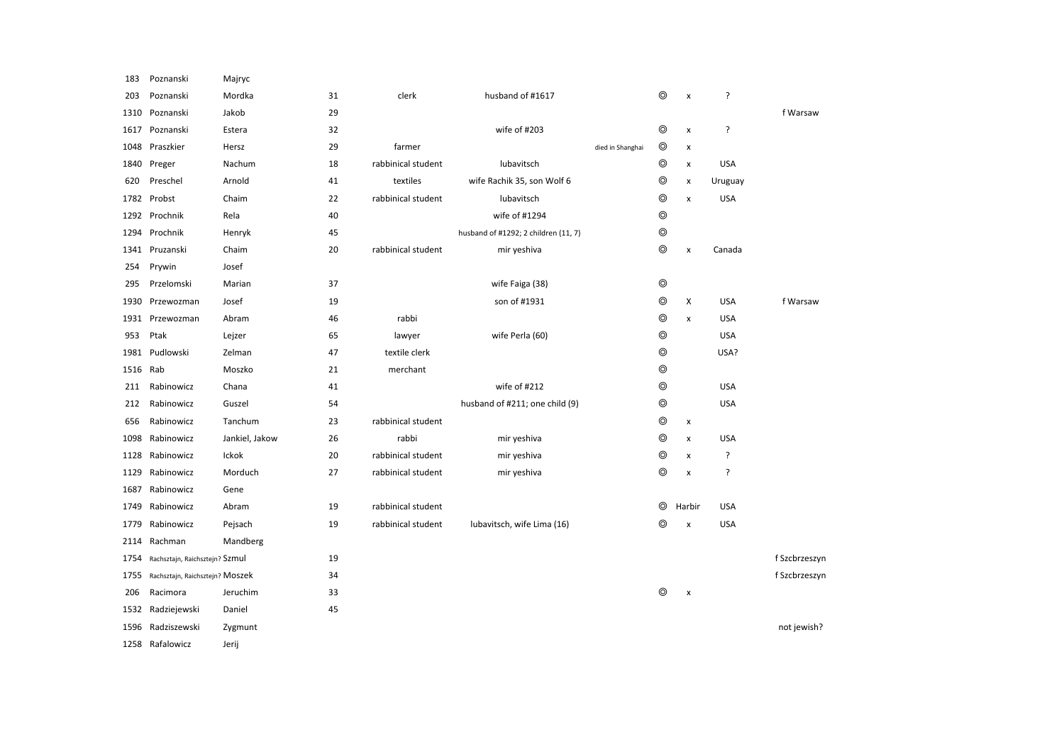| | | | | | | | | | | |
|---|---|---|---|---|---|---|---|---|---|---|
| 183 | Poznanski | Majryc | | | | | | | | |
| 203 | Poznanski | Mordka | 31 | clerk | husband of #1617 | | ◎ | x | ? | |
| 1310 | Poznanski | Jakob | 29 | | | | | | | f Warsaw |
| 1617 | Poznanski | Estera | 32 | | wife of #203 | | ◎ | x | ? | |
| 1048 | Praszkier | Hersz | 29 | farmer | | died in Shanghai | ◎ | x | | |
| 1840 | Preger | Nachum | 18 | rabbinical student | lubavitsch | | ◎ | x | USA | |
| 620 | Preschel | Arnold | 41 | textiles | wife Rachik 35, son Wolf 6 | | ◎ | x | Uruguay | |
| 1782 | Probst | Chaim | 22 | rabbinical student | lubavitsch | | ◎ | x | USA | |
| 1292 | Prochnik | Rela | 40 | | wife of #1294 | | ◎ | | | |
| 1294 | Prochnik | Henryk | 45 | | husband of #1292; 2 children (11, 7) | | ◎ | | | |
| 1341 | Pruzanski | Chaim | 20 | rabbinical student | mir yeshiva | | ◎ | x | Canada | |
| 254 | Prywin | Josef | | | | | | | | |
| 295 | Przelomski | Marian | 37 | | wife Faiga (38) | | ◎ | | | |
| 1930 | Przewozman | Josef | 19 | | son of #1931 | | ◎ | X | USA | f Warsaw |
| 1931 | Przewozman | Abram | 46 | rabbi | | | ◎ | x | USA | |
| 953 | Ptak | Lejzer | 65 | lawyer | wife Perla (60) | | ◎ | | USA | |
| 1981 | Pudlowski | Zelman | 47 | textile clerk | | | ◎ | | USA? | |
| 1516 | Rab | Moszko | 21 | merchant | | | ◎ | | | |
| 211 | Rabinowicz | Chana | 41 | | wife of #212 | | ◎ | | USA | |
| 212 | Rabinowicz | Guszel | 54 | | husband of #211; one child (9) | | ◎ | | USA | |
| 656 | Rabinowicz | Tanchum | 23 | rabbinical student | | | ◎ | x | | |
| 1098 | Rabinowicz | Jankiel, Jakow | 26 | rabbi | mir yeshiva | | ◎ | x | USA | |
| 1128 | Rabinowicz | Ickok | 20 | rabbinical student | mir yeshiva | | ◎ | x | ? | |
| 1129 | Rabinowicz | Morduch | 27 | rabbinical student | mir yeshiva | | ◎ | x | ? | |
| 1687 | Rabinowicz | Gene | | | | | | | | |
| 1749 | Rabinowicz | Abram | 19 | rabbinical student | | | ◎ | Harbir | USA | |
| 1779 | Rabinowicz | Pejsach | 19 | rabbinical student | lubavitsch, wife Lima (16) | | ◎ | x | USA | |
| 2114 | Rachman | Mandberg | | | | | | | | |
| 1754 | Rachsztajn, Raichsztejn? | Szmul | 19 | | | | | | | f Szcbrzeszyn |
| 1755 | Rachsztajn, Raichsztejn? | Moszek | 34 | | | | | | | f Szcbrzeszyn |
| 206 | Racimora | Jeruchim | 33 | | | | ◎ | x | | |
| 1532 | Radziejewski | Daniel | 45 | | | | | | | |
| 1596 | Radziszewski | Zygmunt | | | | | | | | not jewish? |
| 1258 | Rafalowicz | Jerij | | | | | | | | |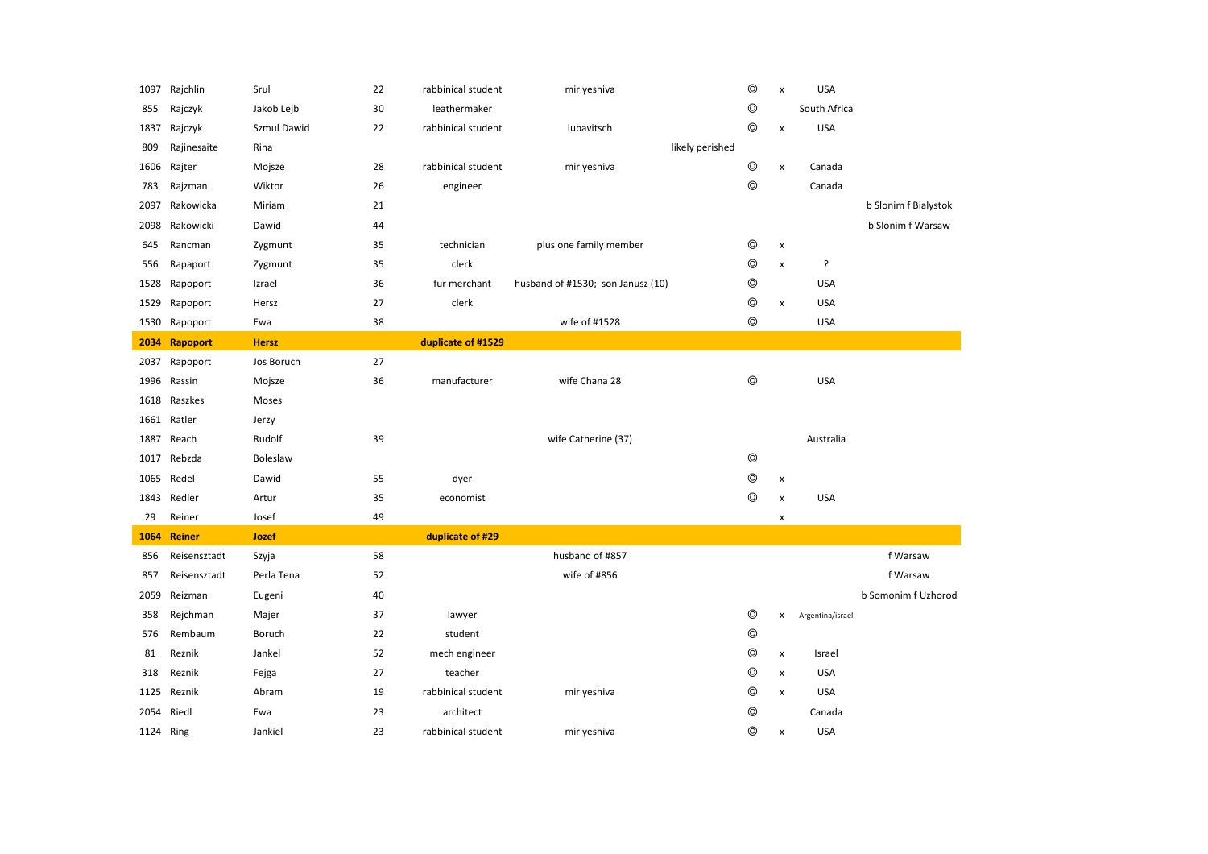| | | | | | | | | | | |
|---|---|---|---|---|---|---|---|---|---|---|
| 1097 | Rajchlin | Srul | 22 | rabbinical student | mir yeshiva | | ◎ | x | USA | |
| 855 | Rajczyk | Jakob Lejb | 30 | leathermaker | | | ◎ | | South Africa | |
| 1837 | Rajczyk | Szmul Dawid | 22 | rabbinical student | lubavitsch | | ◎ | x | USA | |
| 809 | Rajinesaite | Rina | | | | likely perished | | | | |
| 1606 | Rajter | Mojsze | 28 | rabbinical student | mir yeshiva | | ◎ | x | Canada | |
| 783 | Rajzman | Wiktor | 26 | engineer | | | ◎ | | Canada | |
| 2097 | Rakowicka | Miriam | 21 | | | | | | | b Slonim f Bialystok |
| 2098 | Rakowicki | Dawid | 44 | | | | | | | b Slonim f Warsaw |
| 645 | Rancman | Zygmunt | 35 | technician | plus one family member | | ◎ | x | | |
| 556 | Rapaport | Zygmunt | 35 | clerk | | | ◎ | x | ? | |
| 1528 | Rapoport | Izrael | 36 | fur merchant | husband of #1530; son Janusz (10) | | ◎ | | USA | |
| 1529 | Rapoport | Hersz | 27 | clerk | | | ◎ | x | USA | |
| 1530 | Rapoport | Ewa | 38 | | wife of #1528 | | ◎ | | USA | |
| **2034** | **Rapoport** | **Hersz** | | **duplicate of #1529** | | | | | | |
| 2037 | Rapoport | Jos Boruch | 27 | | | | | | | |
| 1996 | Rassin | Mojsze | 36 | manufacturer | wife Chana 28 | | ◎ | | USA | |
| 1618 | Raszkes | Moses | | | | | | | | |
| 1661 | Ratler | Jerzy | | | | | | | | |
| 1887 | Reach | Rudolf | 39 | | wife Catherine (37) | | | | Australia | |
| 1017 | Rebzda | Boleslaw | | | | | ◎ | | | |
| 1065 | Redel | Dawid | 55 | dyer | | | ◎ | x | | |
| 1843 | Redler | Artur | 35 | economist | | | ◎ | x | USA | |
| 29 | Reiner | Josef | 49 | | | | | x | | |
| **1064** | **Reiner** | **Jozef** | | **duplicate of #29** | | | | | | |
| 856 | Reisensztadt | Szyja | 58 | | husband of #857 | | | | | f Warsaw |
| 857 | Reisensztadt | Perla Tena | 52 | | wife of #856 | | | | | f Warsaw |
| 2059 | Reizman | Eugeni | 40 | | | | | | | b Somonim f Uzhorod |
| 358 | Rejchman | Majer | 37 | lawyer | | | ◎ | x | Argentina/israel | |
| 576 | Rembaum | Boruch | 22 | student | | | ◎ | | | |
| 81 | Reznik | Jankel | 52 | mech engineer | | | ◎ | x | Israel | |
| 318 | Reznik | Fejga | 27 | teacher | | | ◎ | x | USA | |
| 1125 | Reznik | Abram | 19 | rabbinical student | mir yeshiva | | ◎ | x | USA | |
| 2054 | Riedl | Ewa | 23 | architect | | | ◎ | | Canada | |
| 1124 | Ring | Jankiel | 23 | rabbinical student | mir yeshiva | | ◎ | x | USA | |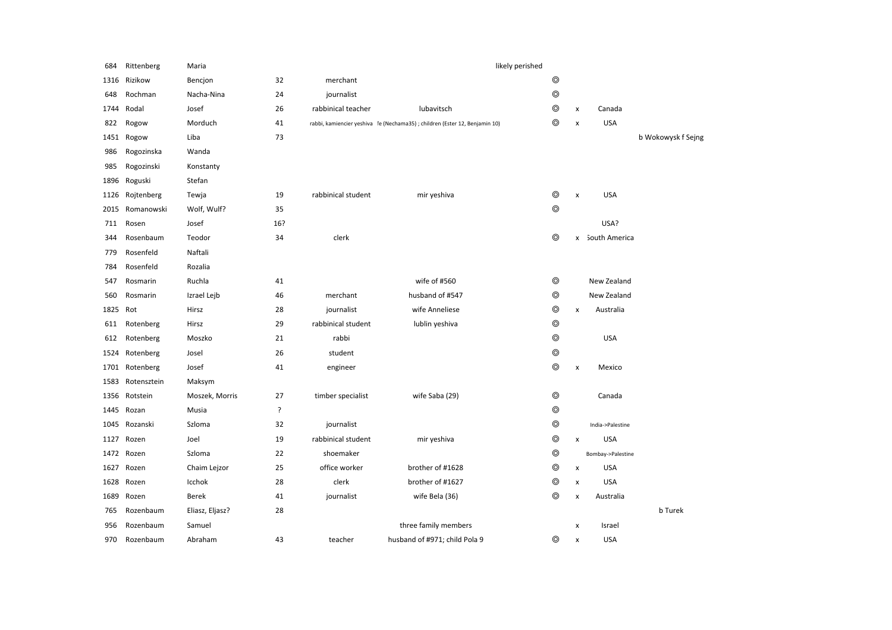| | | | | | | | | | |
|---|---|---|---|---|---|---|---|---|---|
| 684 | Rittenberg | Maria | | | likely perished | | | | |
| 1316 | Rizikow | Bencjon | 32 | merchant | | ◎ | | | |
| 648 | Rochman | Nacha-Nina | 24 | journalist | | ◎ | | | |
| 1744 | Rodal | Josef | 26 | rabbinical teacher | lubavitsch | ◎ | x | Canada | |
| 822 | Rogow | Morduch | 41 | rabbi, kamiencier yeshiva | fe (Nechama35) ; children (Ester 12, Benjamin 10) | ◎ | x | USA | |
| 1451 | Rogow | Liba | 73 | | | | | | b Wokowysk f Sejng |
| 986 | Rogozinska | Wanda | | | | | | | |
| 985 | Rogozinski | Konstanty | | | | | | | |
| 1896 | Roguski | Stefan | | | | | | | |
| 1126 | Rojtenberg | Tewja | 19 | rabbinical student | mir yeshiva | ◎ | x | USA | |
| 2015 | Romanowski | Wolf, Wulf? | 35 | | | ◎ | | | |
| 711 | Rosen | Josef | 16? | | | | | USA? | |
| 344 | Rosenbaum | Teodor | 34 | clerk | | ◎ | x | South America | |
| 779 | Rosenfeld | Naftali | | | | | | | |
| 784 | Rosenfeld | Rozalia | | | | | | | |
| 547 | Rosmarin | Ruchla | 41 | | wife of #560 | ◎ | | New Zealand | |
| 560 | Rosmarin | Izrael Lejb | 46 | merchant | husband of #547 | ◎ | | New Zealand | |
| 1825 | Rot | Hirsz | 28 | journalist | wife Anneliese | ◎ | x | Australia | |
| 611 | Rotenberg | Hirsz | 29 | rabbinical student | lublin yeshiva | ◎ | | | |
| 612 | Rotenberg | Moszko | 21 | rabbi | | ◎ | | USA | |
| 1524 | Rotenberg | Josel | 26 | student | | ◎ | | | |
| 1701 | Rotenberg | Josef | 41 | engineer | | ◎ | x | Mexico | |
| 1583 | Rotensztein | Maksym | | | | | | | |
| 1356 | Rotstein | Moszek, Morris | 27 | timber specialist | wife Saba (29) | ◎ | | Canada | |
| 1445 | Rozan | Musia | ? | | | ◎ | | | |
| 1045 | Rozanski | Szloma | 32 | journalist | | ◎ | | India->Palestine | |
| 1127 | Rozen | Joel | 19 | rabbinical student | mir yeshiva | ◎ | x | USA | |
| 1472 | Rozen | Szloma | 22 | shoemaker | | ◎ | | Bombay->Palestine | |
| 1627 | Rozen | Chaim Lejzor | 25 | office worker | brother of #1628 | ◎ | x | USA | |
| 1628 | Rozen | Icchok | 28 | clerk | brother of #1627 | ◎ | x | USA | |
| 1689 | Rozen | Berek | 41 | journalist | wife Bela (36) | ◎ | x | Australia | |
| 765 | Rozenbaum | Eliasz, Eljasz? | 28 | | | | | | b Turek |
| 956 | Rozenbaum | Samuel | | | three family members | | x | Israel | |
| 970 | Rozenbaum | Abraham | 43 | teacher | husband of #971; child Pola 9 | ◎ | x | USA | |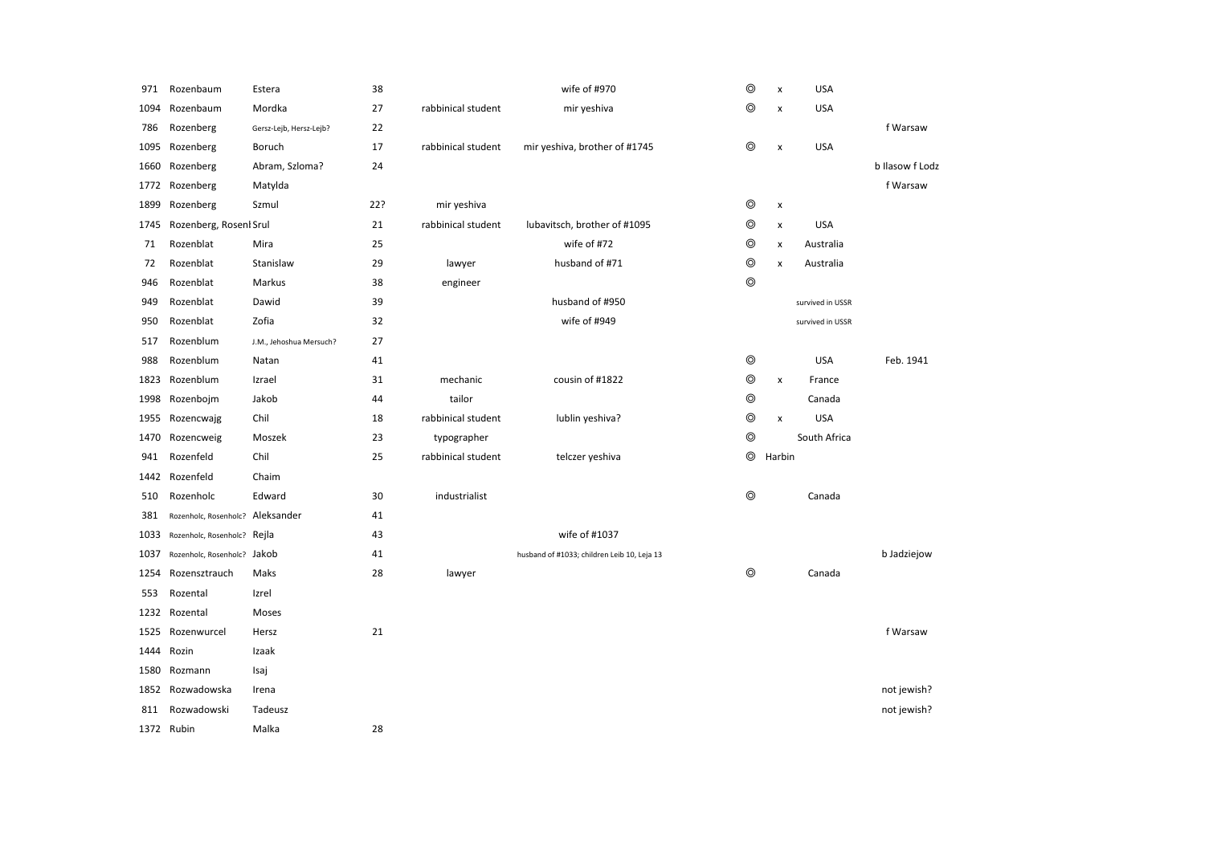| | | | | | | | | | |
|---|---|---|---|---|---|---|---|---|---|
| 971 | Rozenbaum | Estera | 38 | | wife of #970 | ◎ | x | USA | |
| 1094 | Rozenbaum | Mordka | 27 | rabbinical student | mir yeshiva | ◎ | x | USA | |
| 786 | Rozenberg | Gersz-Lejb, Hersz-Lejb? | 22 | | | | | | f Warsaw |
| 1095 | Rozenberg | Boruch | 17 | rabbinical student | mir yeshiva, brother of #1745 | ◎ | x | USA | |
| 1660 | Rozenberg | Abram, Szloma? | 24 | | | | | | b Ilasow f Lodz |
| 1772 | Rozenberg | Matylda | | | | | | | f Warsaw |
| 1899 | Rozenberg | Szmul | 22? | mir yeshiva | | ◎ | x | | |
| 1745 | Rozenberg, Rosenl | Srul | 21 | rabbinical student | lubavitsch, brother of #1095 | ◎ | x | USA | |
| 71 | Rozenblat | Mira | 25 | | wife of #72 | ◎ | x | Australia | |
| 72 | Rozenblat | Stanislaw | 29 | lawyer | husband of #71 | ◎ | x | Australia | |
| 946 | Rozenblat | Markus | 38 | engineer | | ◎ | | | |
| 949 | Rozenblat | Dawid | 39 | | husband of #950 | | | survived in USSR | |
| 950 | Rozenblat | Zofia | 32 | | wife of #949 | | | survived in USSR | |
| 517 | Rozenblum | J.M., Jehoshua Mersuch? | 27 | | | | | | |
| 988 | Rozenblum | Natan | 41 | | | ◎ | | USA | Feb. 1941 |
| 1823 | Rozenblum | Izrael | 31 | mechanic | cousin of #1822 | ◎ | x | France | |
| 1998 | Rozenbojm | Jakob | 44 | tailor | | ◎ | | Canada | |
| 1955 | Rozencwajg | Chil | 18 | rabbinical student | lublin yeshiva? | ◎ | x | USA | |
| 1470 | Rozencweig | Moszek | 23 | typographer | | ◎ | | South Africa | |
| 941 | Rozenfeld | Chil | 25 | rabbinical student | telczer yeshiva | ◎ | Harbin | | |
| 1442 | Rozenfeld | Chaim | | | | | | | |
| 510 | Rozenholc | Edward | 30 | industrialist | | ◎ | | Canada | |
| 381 | Rozenholc, Rosenholc? | Aleksander | 41 | | | | | | |
| 1033 | Rozenholc, Rosenholc? | Rejla | 43 | | wife of #1037 | | | | |
| 1037 | Rozenholc, Rosenholc? | Jakob | 41 | | husband of #1033; children Leib 10, Leja 13 | | | | b Jadziejow |
| 1254 | Rozensztrauch | Maks | 28 | lawyer | | ◎ | | Canada | |
| 553 | Rozental | Izrel | | | | | | | |
| 1232 | Rozental | Moses | | | | | | | |
| 1525 | Rozenwurcel | Hersz | 21 | | | | | | f Warsaw |
| 1444 | Rozin | Izaak | | | | | | | |
| 1580 | Rozmann | Isaj | | | | | | | |
| 1852 | Rozwadowska | Irena | | | | | | | not jewish? |
| 811 | Rozwadowski | Tadeusz | | | | | | | not jewish? |
| 1372 | Rubin | Malka | 28 | | | | | | |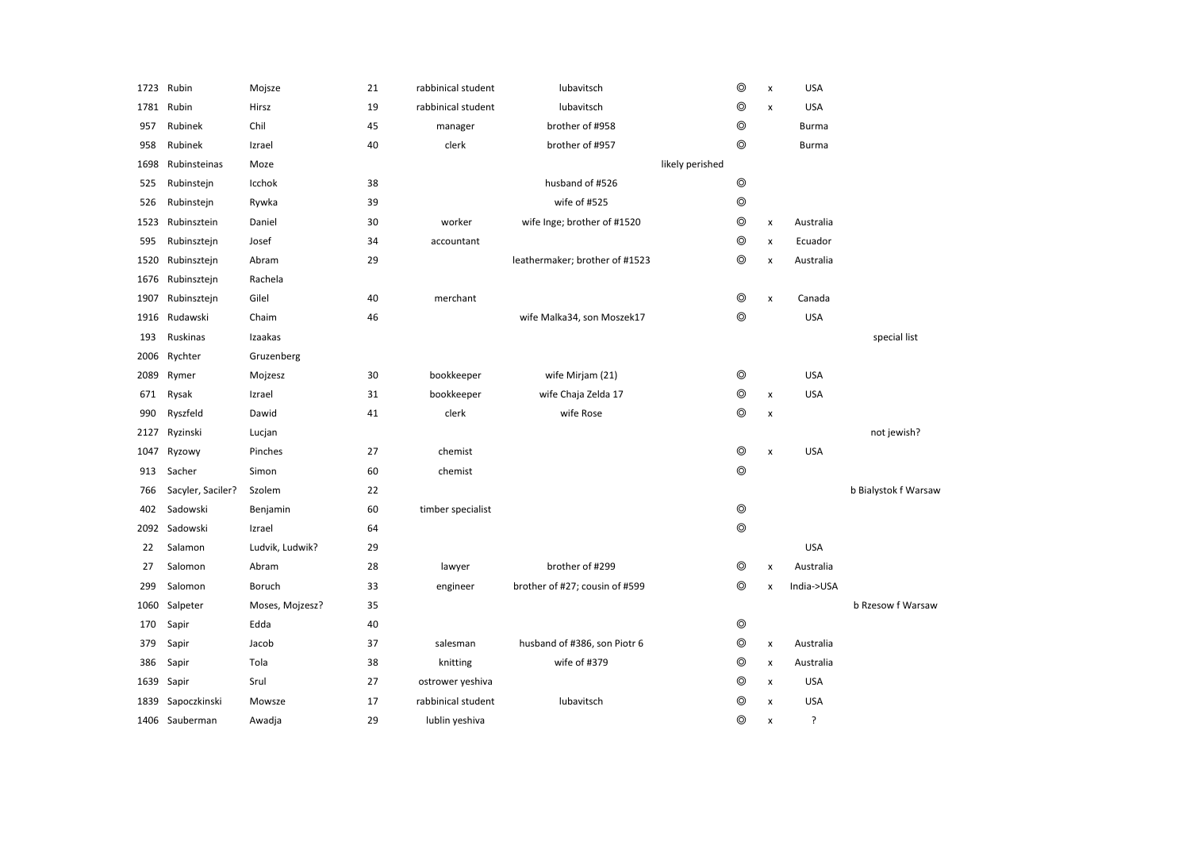| | | | | | | | | | | |
|---|---|---|---|---|---|---|---|---|---|---|
| 1723 | Rubin | Mojsze | 21 | rabbinical student | lubavitsch | | ◎ | x | USA | |
| 1781 | Rubin | Hirsz | 19 | rabbinical student | lubavitsch | | ◎ | x | USA | |
| 957 | Rubinek | Chil | 45 | manager | brother of #958 | | ◎ | | Burma | |
| 958 | Rubinek | Izrael | 40 | clerk | brother of #957 | | ◎ | | Burma | |
| 1698 | Rubinsteinas | Moze | | | | likely perished | | | | |
| 525 | Rubinstejn | Icchok | 38 | | husband of #526 | | ◎ | | | |
| 526 | Rubinstejn | Rywka | 39 | | wife of #525 | | ◎ | | | |
| 1523 | Rubinsztein | Daniel | 30 | worker | wife Inge; brother of #1520 | | ◎ | x | Australia | |
| 595 | Rubinsztejn | Josef | 34 | accountant | | | ◎ | x | Ecuador | |
| 1520 | Rubinsztejn | Abram | 29 | | leathermaker; brother of #1523 | | ◎ | x | Australia | |
| 1676 | Rubinsztejn | Rachela | | | | | | | | |
| 1907 | Rubinsztejn | Gilel | 40 | merchant | | | ◎ | x | Canada | |
| 1916 | Rudawski | Chaim | 46 | | wife Malka34, son Moszek17 | | ◎ | | USA | |
| 193 | Ruskinas | Izaakas | | | | | | | | special list |
| 2006 | Rychter | Gruzenberg | | | | | | | | |
| 2089 | Rymer | Mojzesz | 30 | bookkeeper | wife Mirjam (21) | | ◎ | | USA | |
| 671 | Rysak | Izrael | 31 | bookkeeper | wife Chaja Zelda 17 | | ◎ | x | USA | |
| 990 | Ryszfeld | Dawid | 41 | clerk | wife Rose | | ◎ | x | | |
| 2127 | Ryzinski | Lucjan | | | | | | | | not jewish? |
| 1047 | Ryzowy | Pinches | 27 | chemist | | | ◎ | x | USA | |
| 913 | Sacher | Simon | 60 | chemist | | | ◎ | | | |
| 766 | Sacyler, Saciler? | Szolem | 22 | | | | | | | b Bialystok f Warsaw |
| 402 | Sadowski | Benjamin | 60 | timber specialist | | | ◎ | | | |
| 2092 | Sadowski | Izrael | 64 | | | | ◎ | | | |
| 22 | Salamon | Ludvik, Ludwik? | 29 | | | | | | USA | |
| 27 | Salomon | Abram | 28 | lawyer | brother of #299 | | ◎ | x | Australia | |
| 299 | Salomon | Boruch | 33 | engineer | brother of #27; cousin of #599 | | ◎ | x | India->USA | |
| 1060 | Salpeter | Moses, Mojzesz? | 35 | | | | | | | b Rzesow f Warsaw |
| 170 | Sapir | Edda | 40 | | | | ◎ | | | |
| 379 | Sapir | Jacob | 37 | salesman | husband of #386, son Piotr 6 | | ◎ | x | Australia | |
| 386 | Sapir | Tola | 38 | knitting | wife of #379 | | ◎ | x | Australia | |
| 1639 | Sapir | Srul | 27 | ostrower yeshiva | | | ◎ | x | USA | |
| 1839 | Sapoczkinski | Mowsze | 17 | rabbinical student | lubavitsch | | ◎ | x | USA | |
| 1406 | Sauberman | Awadja | 29 | lublin yeshiva | | | ◎ | x | ? | |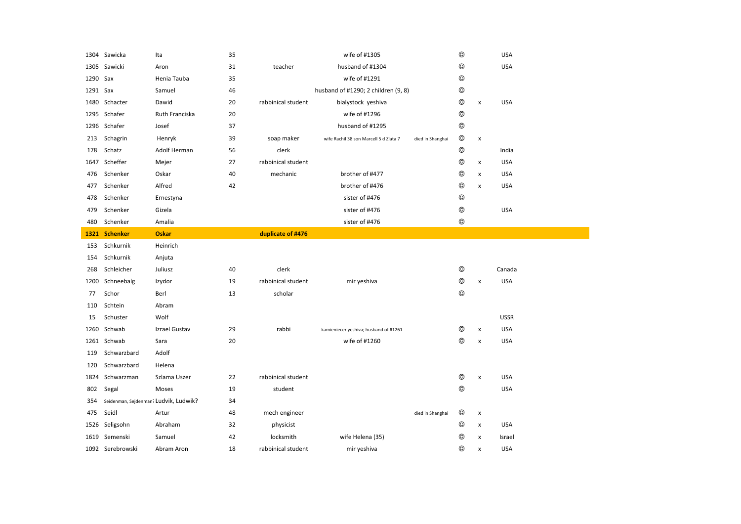| | | | | | | | | | |
|---|---|---|---|---|---|---|---|---|---|
| 1304 | Sawicka | Ita | 35 | | wife of #1305 | | ◎ | | USA |
| 1305 | Sawicki | Aron | 31 | teacher | husband of #1304 | | ◎ | | USA |
| 1290 | Sax | Henia Tauba | 35 | | wife of #1291 | | ◎ | | |
| 1291 | Sax | Samuel | 46 | | husband of #1290; 2 children (9, 8) | | ◎ | | |
| 1480 | Schacter | Dawid | 20 | rabbinical student | bialystock yeshiva | | ◎ | x | USA |
| 1295 | Schafer | Ruth Franciska | 20 | | wife of #1296 | | ◎ | | |
| 1296 | Schafer | Josef | 37 | | husband of #1295 | | ◎ | | |
| 213 | Schagrin | Henryk | 39 | soap maker | wife Rachil 38 son Marcell 5 d Zlata 7 | died in Shanghai | ◎ | x | |
| 178 | Schatz | Adolf Herman | 56 | clerk | | | ◎ | | India |
| 1647 | Scheffer | Mejer | 27 | rabbinical student | | | ◎ | x | USA |
| 476 | Schenker | Oskar | 40 | mechanic | brother of #477 | | ◎ | x | USA |
| 477 | Schenker | Alfred | 42 | | brother of #476 | | ◎ | x | USA |
| 478 | Schenker | Ernestyna | | | sister of #476 | | ◎ | | |
| 479 | Schenker | Gizela | | | sister of #476 | | ◎ | | USA |
| 480 | Schenker | Amalia | | | sister of #476 | | ◎ | | |
| **1321** | **Schenker** | **Oskar** | | **duplicate of #476** | | | | | |
| 153 | Schkurnik | Heinrich | | | | | | | |
| 154 | Schkurnik | Anjuta | | | | | | | |
| 268 | Schleicher | Juliusz | 40 | clerk | | | ◎ | | Canada |
| 1200 | Schneebalg | Izydor | 19 | rabbinical student | mir yeshiva | | ◎ | x | USA |
| 77 | Schor | Berl | 13 | scholar | | | ◎ | | |
| 110 | Schtein | Abram | | | | | | | |
| 15 | Schuster | Wolf | | | | | | | USSR |
| 1260 | Schwab | Izrael Gustav | 29 | rabbi | kamieniecer yeshiva; husband of #1261 | | ◎ | x | USA |
| 1261 | Schwab | Sara | 20 | | wife of #1260 | | ◎ | x | USA |
| 119 | Schwarzbard | Adolf | | | | | | | |
| 120 | Schwarzbard | Helena | | | | | | | |
| 1824 | Schwarzman | Szlama Uszer | 22 | rabbinical student | | | ◎ | x | USA |
| 802 | Segal | Moses | 19 | student | | | ◎ | | USA |
| 354 | Seidenman, Sejdenman? | Ludvik, Ludwik? | 34 | | | | | | |
| 475 | Seidl | Artur | 48 | mech engineer | | died in Shanghai | ◎ | x | |
| 1526 | Seligsohn | Abraham | 32 | physicist | | | ◎ | x | USA |
| 1619 | Semenski | Samuel | 42 | locksmith | wife Helena (35) | | ◎ | x | Israel |
| 1092 | Serebrowski | Abram Aron | 18 | rabbinical student | mir yeshiva | | ◎ | x | USA |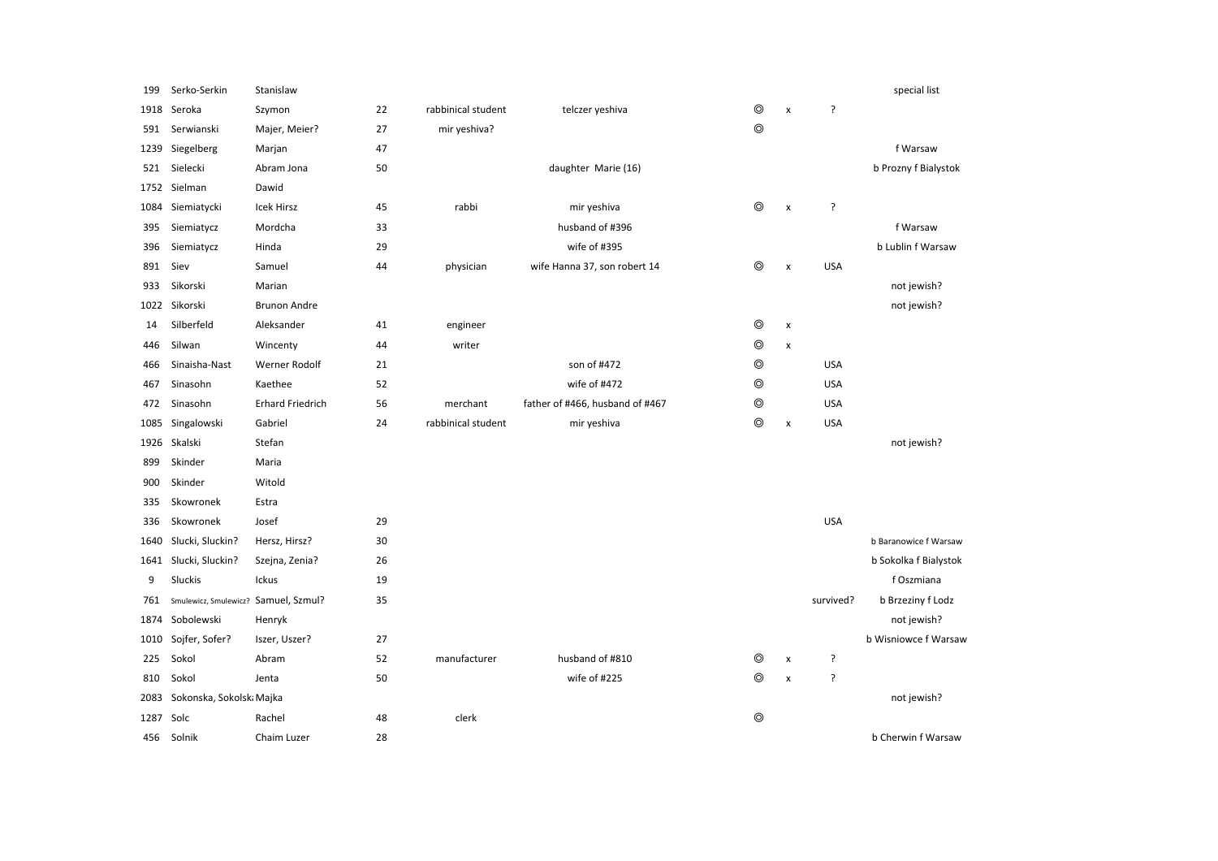| | | | | | | | | | |
|---|---|---|---|---|---|---|---|---|---|
| 199 | Serko-Serkin | Stanislaw | | | | | | | special list |
| 1918 | Seroka | Szymon | 22 | rabbinical student | telczer yeshiva | ◎ | x | ? | |
| 591 | Serwianski | Majer, Meier? | 27 | mir yeshiva? | | ◎ | | | |
| 1239 | Siegelberg | Marjan | 47 | | | | | | f Warsaw |
| 521 | Sielecki | Abram Jona | 50 | | daughter Marie (16) | | | | b Prozny f Bialystok |
| 1752 | Sielman | Dawid | | | | | | | |
| 1084 | Siemiatycki | Icek Hirsz | 45 | rabbi | mir yeshiva | ◎ | x | ? | |
| 395 | Siemiatycz | Mordcha | 33 | | husband of #396 | | | | f Warsaw |
| 396 | Siemiatycz | Hinda | 29 | | wife of #395 | | | | b Lublin f Warsaw |
| 891 | Siev | Samuel | 44 | physician | wife Hanna 37, son robert 14 | ◎ | x | USA | |
| 933 | Sikorski | Marian | | | | | | | not jewish? |
| 1022 | Sikorski | Brunon Andre | | | | | | | not jewish? |
| 14 | Silberfeld | Aleksander | 41 | engineer | | ◎ | x | | |
| 446 | Silwan | Wincenty | 44 | writer | | ◎ | x | | |
| 466 | Sinaisha-Nast | Werner Rodolf | 21 | | son of #472 | ◎ | | USA | |
| 467 | Sinasohn | Kaethee | 52 | | wife of #472 | ◎ | | USA | |
| 472 | Sinasohn | Erhard Friedrich | 56 | merchant | father of #466, husband of #467 | ◎ | | USA | |
| 1085 | Singalowski | Gabriel | 24 | rabbinical student | mir yeshiva | ◎ | x | USA | |
| 1926 | Skalski | Stefan | | | | | | | not jewish? |
| 899 | Skinder | Maria | | | | | | | |
| 900 | Skinder | Witold | | | | | | | |
| 335 | Skowronek | Estra | | | | | | | |
| 336 | Skowronek | Josef | 29 | | | | | USA | |
| 1640 | Slucki, Sluckin? | Hersz, Hirsz? | 30 | | | | | | b Baranowice f Warsaw |
| 1641 | Slucki, Sluckin? | Szejna, Zenia? | 26 | | | | | | b Sokolka f Bialystok |
| 9 | Sluckis | Ickus | 19 | | | | | | f Oszmiana |
| 761 | Smulewicz, Smulewicz? | Samuel, Szmul? | 35 | | | | | survived? | b Brzeziny f Lodz |
| 1874 | Sobolewski | Henryk | | | | | | | not jewish? |
| 1010 | Sojfer, Sofer? | Iszer, Uszer? | 27 | | | | | | b Wisniowce f Warsaw |
| 225 | Sokol | Abram | 52 | manufacturer | husband of #810 | ◎ | x | ? | |
| 810 | Sokol | Jenta | 50 | | wife of #225 | ◎ | x | ? | |
| 2083 | Sokonska, Sokolska | Majka | | | | | | | not jewish? |
| 1287 | Solc | Rachel | 48 | clerk | | ◎ | | | |
| 456 | Solnik | Chaim Luzer | 28 | | | | | | b Cherwin f Warsaw |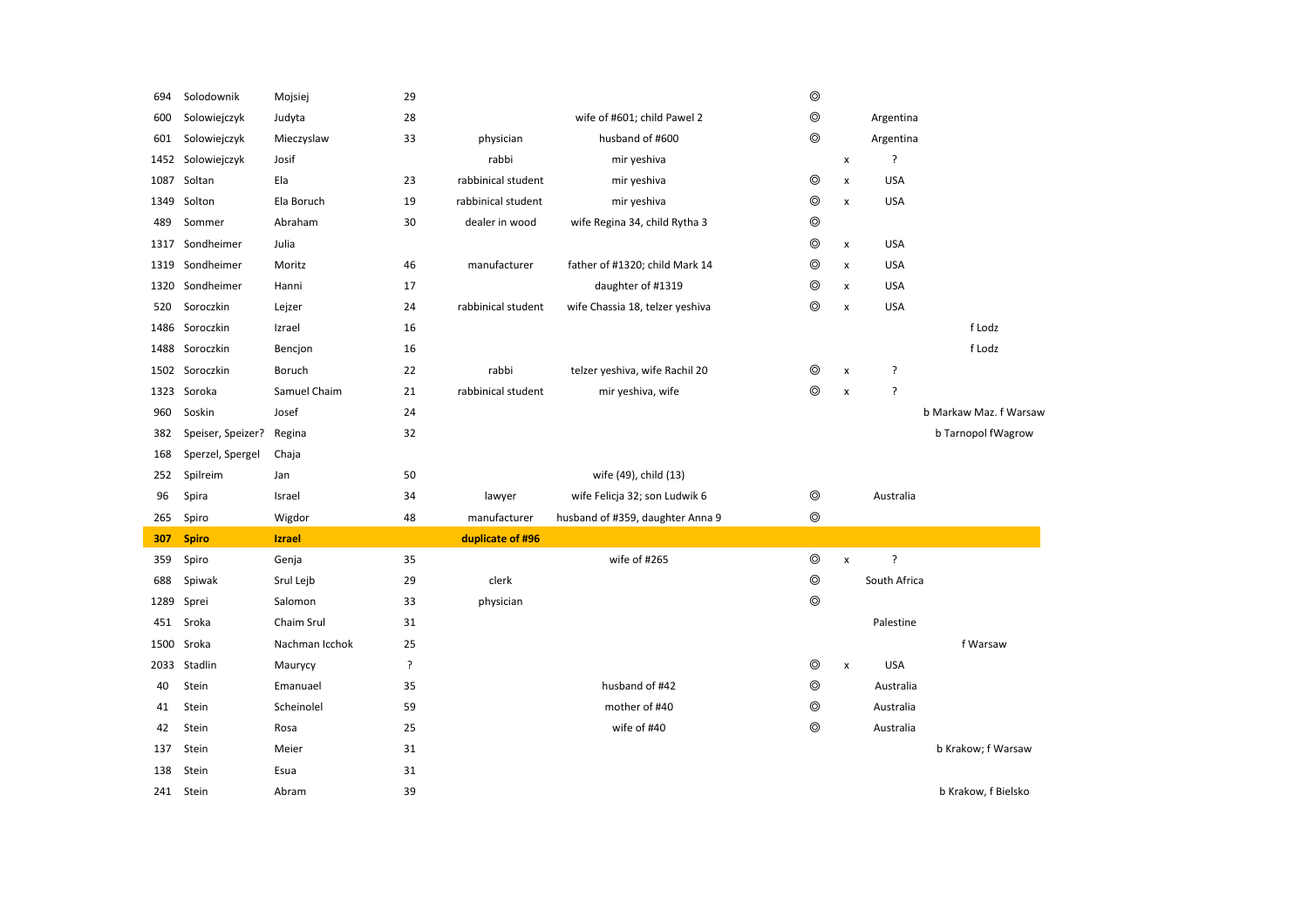| | | | | | | | | | |
|---|---|---|---|---|---|---|---|---|---|
| 694 | Solodownik | Mojsiej | 29 | | | ◎ | | | |
| 600 | Solowiejczyk | Judyta | 28 | | wife of #601; child Pawel 2 | ◎ | | Argentina | |
| 601 | Solowiejczyk | Mieczyslaw | 33 | physician | husband of #600 | ◎ | | Argentina | |
| 1452 | Solowiejczyk | Josif | | rabbi | mir yeshiva | | x | ? | |
| 1087 | Soltan | Ela | 23 | rabbinical student | mir yeshiva | ◎ | x | USA | |
| 1349 | Solton | Ela Boruch | 19 | rabbinical student | mir yeshiva | ◎ | x | USA | |
| 489 | Sommer | Abraham | 30 | dealer in wood | wife Regina 34, child Rytha 3 | ◎ | | | |
| 1317 | Sondheimer | Julia | | | | ◎ | x | USA | |
| 1319 | Sondheimer | Moritz | 46 | manufacturer | father of #1320; child Mark 14 | ◎ | x | USA | |
| 1320 | Sondheimer | Hanni | 17 | | daughter of #1319 | ◎ | x | USA | |
| 520 | Soroczkin | Lejzer | 24 | rabbinical student | wife Chassia 18, telzer yeshiva | ◎ | x | USA | |
| 1486 | Soroczkin | Izrael | 16 | | | | | | f Lodz |
| 1488 | Soroczkin | Bencjon | 16 | | | | | | f Lodz |
| 1502 | Soroczkin | Boruch | 22 | rabbi | telzer yeshiva, wife Rachil 20 | ◎ | x | ? | |
| 1323 | Soroka | Samuel Chaim | 21 | rabbinical student | mir yeshiva, wife | ◎ | x | ? | |
| 960 | Soskin | Josef | 24 | | | | | | b Markaw Maz. f Warsaw |
| 382 | Speiser, Speizer? | Regina | 32 | | | | | | b Tarnopol fWagrow |
| 168 | Sperzel, Spergel | Chaja | | | | | | | |
| 252 | Spilreim | Jan | 50 | | wife (49), child (13) | | | | |
| 96 | Spira | Israel | 34 | lawyer | wife Felicja 32; son Ludwik 6 | ◎ | | Australia | |
| 265 | Spiro | Wigdor | 48 | manufacturer | husband of #359, daughter Anna 9 | ◎ | | | |
| **307** | **Spiro** | **Izrael** | | **duplicate of #96** | | | | | |
| 359 | Spiro | Genja | 35 | | wife of #265 | ◎ | x | ? | |
| 688 | Spiwak | Srul Lejb | 29 | clerk | | ◎ | | South Africa | |
| 1289 | Sprei | Salomon | 33 | physician | | ◎ | | | |
| 451 | Sroka | Chaim Srul | 31 | | | | | Palestine | |
| 1500 | Sroka | Nachman Icchok | 25 | | | | | | f Warsaw |
| 2033 | Stadlin | Maurycy | ? | | | ◎ | x | USA | |
| 40 | Stein | Emanuael | 35 | | husband of #42 | ◎ | | Australia | |
| 41 | Stein | Scheinolel | 59 | | mother of #40 | ◎ | | Australia | |
| 42 | Stein | Rosa | 25 | | wife of #40 | ◎ | | Australia | |
| 137 | Stein | Meier | 31 | | | | | | b Krakow; f Warsaw |
| 138 | Stein | Esua | 31 | | | | | | |
| 241 | Stein | Abram | 39 | | | | | | b Krakow, f Bielsko |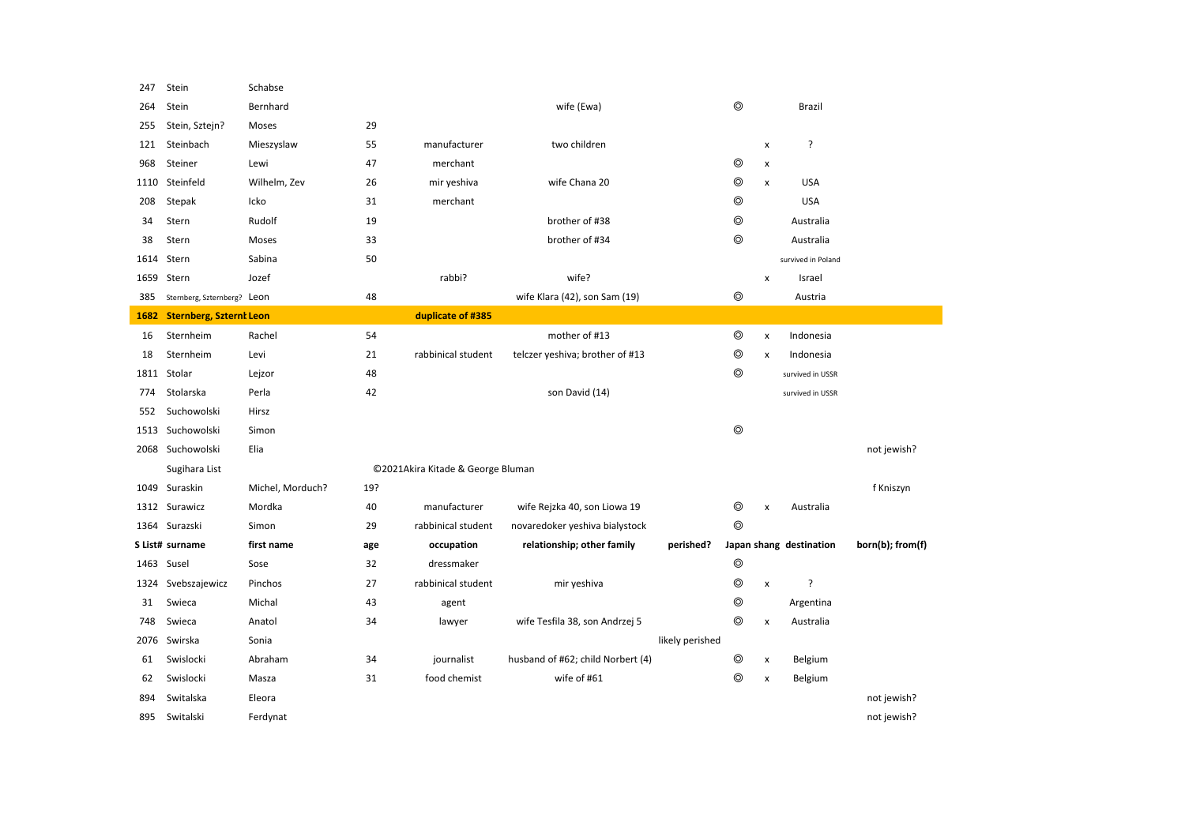| S List# | surname | first name | age | occupation | relationship; other family | perished? | Japan | shang | destination | born(b); from(f) |
|---|---|---|---|---|---|---|---|---|---|---|
| 247 | Stein | Schabse | | | | | | | | |
| 264 | Stein | Bernhard | | | wife (Ewa) | | ◎ | | Brazil | |
| 255 | Stein, Sztejn? | Moses | 29 | | | | | | | |
| 121 | Steinbach | Mieszyslaw | 55 | manufacturer | two children | | | x | ? | |
| 968 | Steiner | Lewi | 47 | merchant | | | ◎ | x | | |
| 1110 | Steinfeld | Wilhelm, Zev | 26 | mir yeshiva | wife Chana 20 | | ◎ | x | USA | |
| 208 | Stepak | Icko | 31 | merchant | | | ◎ | | USA | |
| 34 | Stern | Rudolf | 19 | | brother of #38 | | ◎ | | Australia | |
| 38 | Stern | Moses | 33 | | brother of #34 | | ◎ | | Australia | |
| 1614 | Stern | Sabina | 50 | | | | | | survived in Poland | |
| 1659 | Stern | Jozef | | rabbi? | wife? | | | x | Israel | |
| 385 | Sternberg, Szternberg? | Leon | 48 | | wife Klara (42), son Sam (19) | | ◎ | | Austria | |
| **1682** | **Sternberg, Szternb** | **Leon** | | **duplicate of #385** | | | | | | |
| 16 | Sternheim | Rachel | 54 | | mother of #13 | | ◎ | x | Indonesia | |
| 18 | Sternheim | Levi | 21 | rabbinical student | telczer yeshiva; brother of #13 | | ◎ | x | Indonesia | |
| 1811 | Stolar | Lejzor | 48 | | | | ◎ | | survived in USSR | |
| 774 | Stolarska | Perla | 42 | | son David (14) | | | | survived in USSR | |
| 552 | Suchowolski | Hirsz | | | | | | | | |
| 1513 | Suchowolski | Simon | | | | | ◎ | | | |
| 2068 | Suchowolski | Elia | | | | | | | | not jewish? |
| | Sugihara List | | ©2021Akira Kitade & George Bluman | | | | | | | |
| 1049 | Suraskin | Michel, Morduch? | 19? | | | | | | | f Kniszyn |
| 1312 | Surawicz | Mordka | 40 | manufacturer | wife Rejzka 40, son Liowa 19 | | ◎ | x | Australia | |
| 1364 | Surazski | Simon | 29 | rabbinical student | novaredoker yeshiva bialystock | | ◎ | | | |
| **S List#** | **surname** | **first name** | **age** | **occupation** | **relationship; other family** | **perished?** | **Japan** | **shang** | **destination** | **born(b); from(f)** |
| 1463 | Susel | Sose | 32 | dressmaker | | | ◎ | | | |
| 1324 | Svebszajewicz | Pinchos | 27 | rabbinical student | mir yeshiva | | ◎ | x | ? | |
| 31 | Swieca | Michal | 43 | agent | | | ◎ | | Argentina | |
| 748 | Swieca | Anatol | 34 | lawyer | wife Tesfila 38, son Andrzej 5 | | ◎ | x | Australia | |
| 2076 | Swirska | Sonia | | | | likely perished | | | | |
| 61 | Swislocki | Abraham | 34 | journalist | husband of #62; child Norbert (4) | | ◎ | x | Belgium | |
| 62 | Swislocki | Masza | 31 | food chemist | wife of #61 | | ◎ | x | Belgium | |
| 894 | Switalska | Eleora | | | | | | | | not jewish? |
| 895 | Switalski | Ferdynat | | | | | | | | not jewish? |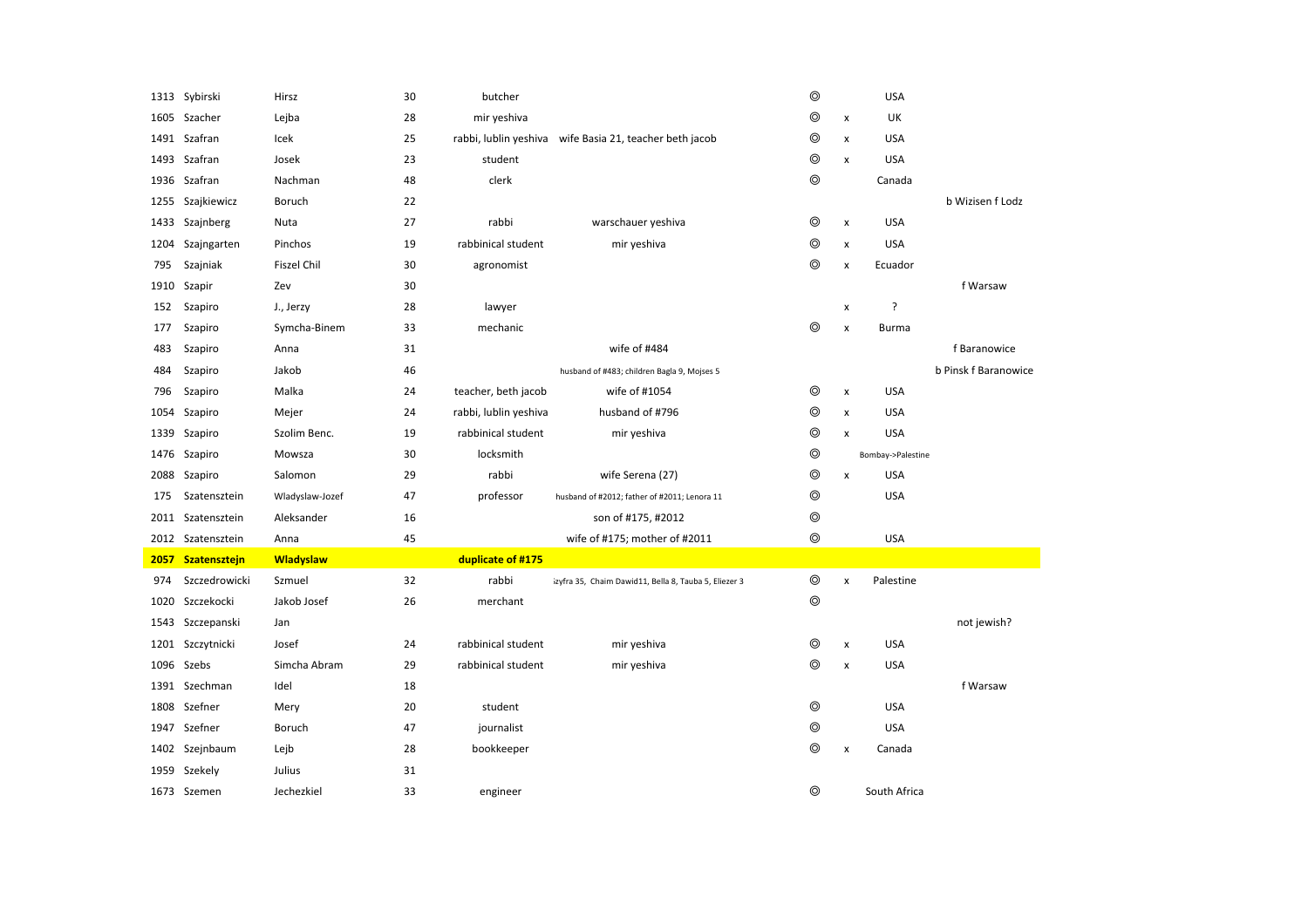| | | | | | | | | |
|---|---|---|---|---|---|---|---|---|
| 1313 | Sybirski | Hirsz | 30 | butcher | | ◎ | | USA | |
| 1605 | Szacher | Lejba | 28 | mir yeshiva | | ◎ | x | UK | |
| 1491 | Szafran | Icek | 25 | rabbi, lublin yeshiva | wife Basia 21, teacher beth jacob | ◎ | x | USA | |
| 1493 | Szafran | Josek | 23 | student | | ◎ | x | USA | |
| 1936 | Szafran | Nachman | 48 | clerk | | ◎ | | Canada | |
| 1255 | Szajkiewicz | Boruch | 22 | | | | | | b Wizisen f Lodz |
| 1433 | Szajnberg | Nuta | 27 | rabbi | warschauer yeshiva | ◎ | x | USA | |
| 1204 | Szajngarten | Pinchos | 19 | rabbinical student | mir yeshiva | ◎ | x | USA | |
| 795 | Szajniak | Fiszel Chil | 30 | agronomist | | ◎ | x | Ecuador | |
| 1910 | Szapir | Zev | 30 | | | | | | f Warsaw |
| 152 | Szapiro | J., Jerzy | 28 | lawyer | | | x | ? | |
| 177 | Szapiro | Symcha-Binem | 33 | mechanic | | ◎ | x | Burma | |
| 483 | Szapiro | Anna | 31 | | wife of #484 | | | | f Baranowice |
| 484 | Szapiro | Jakob | 46 | | husband of #483; children Bagla 9, Mojses 5 | | | | b Pinsk f Baranowice |
| 796 | Szapiro | Malka | 24 | teacher, beth jacob | wife of #1054 | ◎ | x | USA | |
| 1054 | Szapiro | Mejer | 24 | rabbi, lublin yeshiva | husband of #796 | ◎ | x | USA | |
| 1339 | Szapiro | Szolim Benc. | 19 | rabbinical student | mir yeshiva | ◎ | x | USA | |
| 1476 | Szapiro | Mowsza | 30 | locksmith | | ◎ | | Bombay->Palestine | |
| 2088 | Szapiro | Salomon | 29 | rabbi | wife Serena (27) | ◎ | x | USA | |
| 175 | Szatensztein | Wladyslaw-Jozef | 47 | professor | husband of #2012; father of #2011; Lenora 11 | ◎ | | USA | |
| 2011 | Szatensztein | Aleksander | 16 | | son of #175, #2012 | ◎ | | | |
| 2012 | Szatensztein | Anna | 45 | | wife of #175; mother of #2011 | ◎ | | USA | |
| **2057** | **Szatensztejn** | **Wladyslaw** | | **duplicate of #175** | | | | | |
| 974 | Szczedrowicki | Szmuel | 32 | rabbi | szyfra 35, Chaim Dawid11, Bella 8, Tauba 5, Eliezer 3 | ◎ | x | Palestine | |
| 1020 | Szczekocki | Jakob Josef | 26 | merchant | | ◎ | | | |
| 1543 | Szczepanski | Jan | | | | | | | not jewish? |
| 1201 | Szczytnicki | Josef | 24 | rabbinical student | mir yeshiva | ◎ | x | USA | |
| 1096 | Szebs | Simcha Abram | 29 | rabbinical student | mir yeshiva | ◎ | x | USA | |
| 1391 | Szechman | Idel | 18 | | | | | | f Warsaw |
| 1808 | Szefner | Mery | 20 | student | | ◎ | | USA | |
| 1947 | Szefner | Boruch | 47 | journalist | | ◎ | | USA | |
| 1402 | Szejnbaum | Lejb | 28 | bookkeeper | | ◎ | x | Canada | |
| 1959 | Szekely | Julius | 31 | | | | | | |
| 1673 | Szemen | Jechezkiel | 33 | engineer | | ◎ | | South Africa | |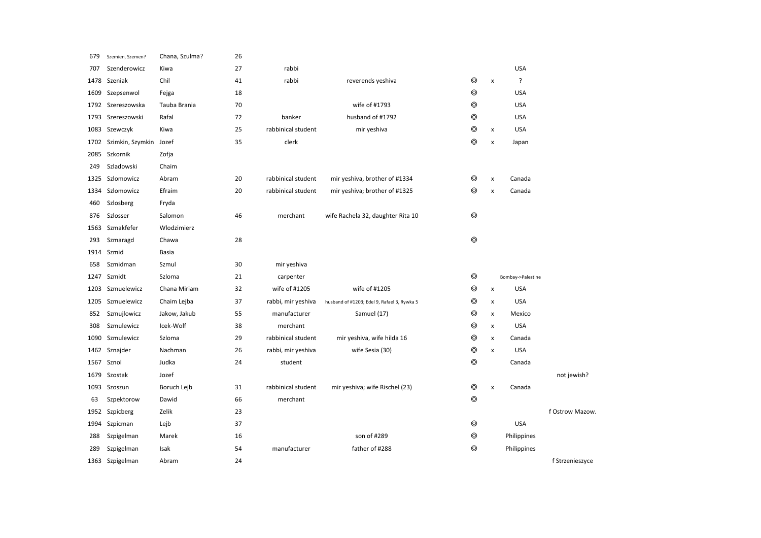| | | | | | | | | | |
|---|---|---|---|---|---|---|---|---|---|
| 679 | Szemien, Szemen? | Chana, Szulma? | 26 | | | | | | |
| 707 | Szenderowicz | Kiwa | 27 | rabbi | | | | USA | |
| 1478 | Szeniak | Chil | 41 | rabbi | reverends yeshiva | ◎ | x | ? | |
| 1609 | Szepsenwol | Fejga | 18 | | | ◎ | | USA | |
| 1792 | Szereszowska | Tauba Brania | 70 | | wife of #1793 | ◎ | | USA | |
| 1793 | Szereszowski | Rafal | 72 | banker | husband of #1792 | ◎ | | USA | |
| 1083 | Szewczyk | Kiwa | 25 | rabbinical student | mir yeshiva | ◎ | x | USA | |
| 1702 | Szimkin, Szymkin | Jozef | 35 | clerk | | ◎ | x | Japan | |
| 2085 | Szkornik | Zofja | | | | | | | |
| 249 | Szladowski | Chaim | | | | | | | |
| 1325 | Szlomowicz | Abram | 20 | rabbinical student | mir yeshiva, brother of #1334 | ◎ | x | Canada | |
| 1334 | Szlomowicz | Efraim | 20 | rabbinical student | mir yeshiva; brother of #1325 | ◎ | x | Canada | |
| 460 | Szlosberg | Fryda | | | | | | | |
| 876 | Szlosser | Salomon | 46 | merchant | wife Rachela 32, daughter Rita 10 | ◎ | | | |
| 1563 | Szmakfefer | Wlodzimierz | | | | | | | |
| 293 | Szmaragd | Chawa | 28 | | | ◎ | | | |
| 1914 | Szmid | Basia | | | | | | | |
| 658 | Szmidman | Szmul | 30 | mir yeshiva | | | | | |
| 1247 | Szmidt | Szloma | 21 | carpenter | | ◎ | | Bombay->Palestine | |
| 1203 | Szmuelewicz | Chana Miriam | 32 | wife of #1205 | wife of #1205 | ◎ | x | USA | |
| 1205 | Szmuelewicz | Chaim Lejba | 37 | rabbi, mir yeshiva | husband of #1203; Edel 9, Rafael 3, Rywka 5 | ◎ | x | USA | |
| 852 | Szmujlowicz | Jakow, Jakub | 55 | manufacturer | Samuel (17) | ◎ | x | Mexico | |
| 308 | Szmulewicz | Icek-Wolf | 38 | merchant | | ◎ | x | USA | |
| 1090 | Szmulewicz | Szloma | 29 | rabbinical student | mir yeshiva, wife hilda 16 | ◎ | x | Canada | |
| 1462 | Sznajder | Nachman | 26 | rabbi, mir yeshiva | wife Sesia (30) | ◎ | x | USA | |
| 1567 | Sznol | Judka | 24 | student | | ◎ | | Canada | |
| 1679 | Szostak | Jozef | | | | | | | not jewish? |
| 1093 | Szoszun | Boruch Lejb | 31 | rabbinical student | mir yeshiva; wife Rischel (23) | ◎ | x | Canada | |
| 63 | Szpektorow | Dawid | 66 | merchant | | ◎ | | | |
| 1952 | Szpicberg | Zelik | 23 | | | | | | f Ostrow Mazow. |
| 1994 | Szpicman | Lejb | 37 | | | ◎ | | USA | |
| 288 | Szpigelman | Marek | 16 | | son of #289 | ◎ | | Philippines | |
| 289 | Szpigelman | Isak | 54 | manufacturer | father of #288 | ◎ | | Philippines | |
| 1363 | Szpigelman | Abram | 24 | | | | | | f Strzenieszyce |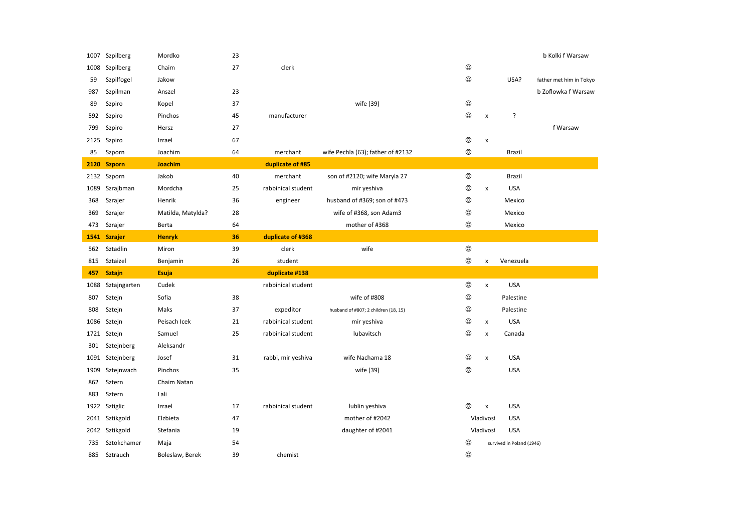| | | | | | | | | | |
|---|---|---|---|---|---|---|---|---|---|
| 1007 | Szpilberg | Mordko | 23 | | | | | | b Kolki f Warsaw |
| 1008 | Szpilberg | Chaim | 27 | clerk | | ◎ | | | |
| 59 | Szpilfogel | Jakow | | | | ◎ | | USA? | father met him in Tokyo |
| 987 | Szpilman | Anszel | 23 | | | | | | b Zoflowka f Warsaw |
| 89 | Szpiro | Kopel | 37 | | wife (39) | ◎ | | | |
| 592 | Szpiro | Pinchos | 45 | manufacturer | | ◎ | x | ? | |
| 799 | Szpiro | Hersz | 27 | | | | | | f Warsaw |
| 2125 | Szpiro | Izrael | 67 | | | ◎ | x | | |
| 85 | Szporn | Joachim | 64 | merchant | wife Pechla (63); father of #2132 | ◎ | | Brazil | |
| **2120** | **Szporn** | **Joachim** | | **duplicate of #85** | | | | | |
| 2132 | Szporn | Jakob | 40 | merchant | son of #2120; wife Maryla 27 | ◎ | | Brazil | |
| 1089 | Szrajbman | Mordcha | 25 | rabbinical student | mir yeshiva | ◎ | x | USA | |
| 368 | Szrajer | Henrik | 36 | engineer | husband of #369; son of #473 | ◎ | | Mexico | |
| 369 | Szrajer | Matilda, Matylda? | 28 | | wife of #368, son Adam3 | ◎ | | Mexico | |
| 473 | Szrajer | Berta | 64 | | mother of #368 | ◎ | | Mexico | |
| **1541** | **Szrajer** | **Henryk** | **36** | **duplicate of #368** | | | | | |
| 562 | Sztadlin | Miron | 39 | clerk | wife | ◎ | | | |
| 815 | Sztaizel | Benjamin | 26 | student | | ◎ | x | Venezuela | |
| **457** | **Sztajn** | **Esuja** | | **duplicate #138** | | | | | |
| 1088 | Sztajngarten | Cudek | | rabbinical student | | ◎ | x | USA | |
| 807 | Sztejn | Sofia | 38 | | wife of #808 | ◎ | | Palestine | |
| 808 | Sztejn | Maks | 37 | expeditor | husband of #807; 2 children (18, 15) | ◎ | | Palestine | |
| 1086 | Sztejn | Peisach Icek | 21 | rabbinical student | mir yeshiva | ◎ | x | USA | |
| 1721 | Sztejn | Samuel | 25 | rabbinical student | lubavitsch | ◎ | x | Canada | |
| 301 | Sztejnberg | Aleksandr | | | | | | | |
| 1091 | Sztejnberg | Josef | 31 | rabbi, mir yeshiva | wife Nachama 18 | ◎ | x | USA | |
| 1909 | Sztejnwach | Pinchos | 35 | | wife (39) | ◎ | | USA | |
| 862 | Sztern | Chaim Natan | | | | | | | |
| 883 | Sztern | Lali | | | | | | | |
| 1922 | Sztiglic | Izrael | 17 | rabbinical student | lublin yeshiva | ◎ | x | USA | |
| 2041 | Sztikgold | Elzbieta | 47 | | mother of #2042 | | Vladivost | USA | |
| 2042 | Sztikgold | Stefania | 19 | | daughter of #2041 | | Vladivost | USA | |
| 735 | Sztokchamer | Maja | 54 | | | ◎ | | survived in Poland (1946) | |
| 885 | Sztrauch | Boleslaw, Berek | 39 | chemist | | ◎ | | | |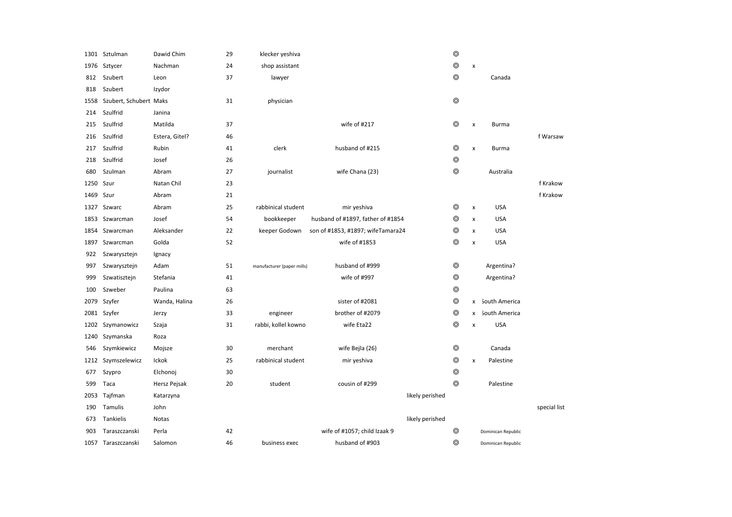| | | | | | | | | | | |
|---|---|---|---|---|---|---|---|---|---|---|
| 1301 | Sztulman | Dawid Chim | 29 | klecker yeshiva | | | ◎ | | | |
| 1976 | Sztycer | Nachman | 24 | shop assistant | | | ◎ | x | | |
| 812 | Szubert | Leon | 37 | lawyer | | | ◎ | | Canada | |
| 818 | Szubert | Izydor | | | | | | | | |
| 1558 | Szubert, Schubert | Maks | 31 | physician | | | ◎ | | | |
| 214 | Szulfrid | Janina | | | | | | | | |
| 215 | Szulfrid | Matilda | 37 | | wife of #217 | | ◎ | x | Burma | |
| 216 | Szulfrid | Estera, Gitel? | 46 | | | | | | | f Warsaw |
| 217 | Szulfrid | Rubin | 41 | clerk | husband of #215 | | ◎ | x | Burma | |
| 218 | Szulfrid | Josef | 26 | | | | ◎ | | | |
| 680 | Szulman | Abram | 27 | journalist | wife Chana (23) | | ◎ | | Australia | |
| 1250 | Szur | Natan Chil | 23 | | | | | | | f Krakow |
| 1469 | Szur | Abram | 21 | | | | | | | f Krakow |
| 1327 | Szwarc | Abram | 25 | rabbinical student | mir yeshiva | | ◎ | x | USA | |
| 1853 | Szwarcman | Josef | 54 | bookkeeper | husband of #1897, father of #1854 | | ◎ | x | USA | |
| 1854 | Szwarcman | Aleksander | 22 | keeper Godown | son of #1853, #1897; wifeTamara24 | | ◎ | x | USA | |
| 1897 | Szwarcman | Golda | 52 | | wife of #1853 | | ◎ | x | USA | |
| 922 | Szwarysztejn | Ignacy | | | | | | | | |
| 997 | Szwarysztejn | Adam | 51 | manufacturer (paper mills) | husband of #999 | | ◎ | | Argentina? | |
| 999 | Szwatisztejn | Stefania | 41 | | wife of #997 | | ◎ | | Argentina? | |
| 100 | Szweber | Paulina | 63 | | | | ◎ | | | |
| 2079 | Szyfer | Wanda, Halina | 26 | | sister of #2081 | | ◎ | x | South America | |
| 2081 | Szyfer | Jerzy | 33 | engineer | brother of #2079 | | ◎ | x | South America | |
| 1202 | Szymanowicz | Szaja | 31 | rabbi, kollel kowno | wife Eta22 | | ◎ | x | USA | |
| 1240 | Szymanska | Roza | | | | | | | | |
| 546 | Szymkiewicz | Mojsze | 30 | merchant | wife Bejla (26) | | ◎ | | Canada | |
| 1212 | Szymszelewicz | Ickok | 25 | rabbinical student | mir yeshiva | | ◎ | x | Palestine | |
| 677 | Szypro | Elchonoj | 30 | | | | ◎ | | | |
| 599 | Taca | Hersz Pejsak | 20 | student | cousin of #299 | | ◎ | | Palestine | |
| 2053 | Tajfman | Katarzyna | | | | likely perished | | | | |
| 190 | Tamulis | John | | | | | | | | special list |
| 673 | Tankielis | Notas | | | | likely perished | | | | |
| 903 | Taraszczanski | Perla | 42 | | wife of #1057; child Izaak 9 | | ◎ | | Dominican Republic | |
| 1057 | Taraszczanski | Salomon | 46 | business exec | husband of #903 | | ◎ | | Dominican Republic | |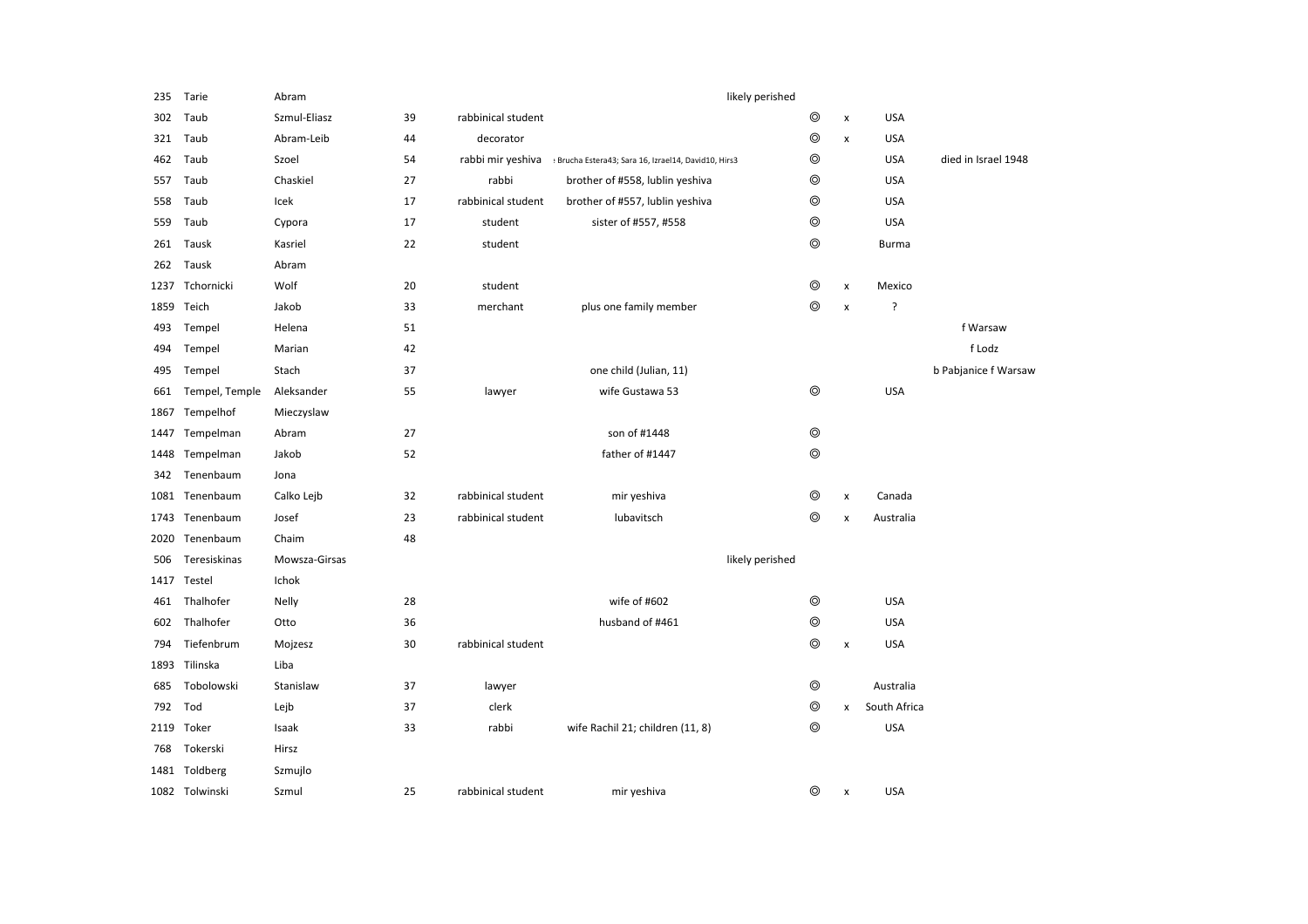| | | | | | | | | | |
|---|---|---|---|---|---|---|---|---|---|
| 235 | Tarie | Abram | | | likely perished | | | | |
| 302 | Taub | Szmul-Eliasz | 39 | rabbinical student | | ◎ | x | USA | |
| 321 | Taub | Abram-Leib | 44 | decorator | | ◎ | x | USA | |
| 462 | Taub | Szoel | 54 | rabbi mir yeshiva | : Brucha Estera43; Sara 16, Izrael14, David10, Hirs3 | ◎ | | USA | died in Israel 1948 |
| 557 | Taub | Chaskiel | 27 | rabbi | brother of #558, lublin yeshiva | ◎ | | USA | |
| 558 | Taub | Icek | 17 | rabbinical student | brother of #557, lublin yeshiva | ◎ | | USA | |
| 559 | Taub | Cypora | 17 | student | sister of #557, #558 | ◎ | | USA | |
| 261 | Tausk | Kasriel | 22 | student | | ◎ | | Burma | |
| 262 | Tausk | Abram | | | | | | | |
| 1237 | Tchornicki | Wolf | 20 | student | | ◎ | x | Mexico | |
| 1859 | Teich | Jakob | 33 | merchant | plus one family member | ◎ | x | ? | |
| 493 | Tempel | Helena | 51 | | | | | | f Warsaw |
| 494 | Tempel | Marian | 42 | | | | | | f Lodz |
| 495 | Tempel | Stach | 37 | | one child (Julian, 11) | | | | b Pabjanice f Warsaw |
| 661 | Tempel, Temple | Aleksander | 55 | lawyer | wife Gustawa 53 | ◎ | | USA | |
| 1867 | Tempelhof | Mieczyslaw | | | | | | | |
| 1447 | Tempelman | Abram | 27 | | son of #1448 | ◎ | | | |
| 1448 | Tempelman | Jakob | 52 | | father of #1447 | ◎ | | | |
| 342 | Tenenbaum | Jona | | | | | | | |
| 1081 | Tenenbaum | Calko Lejb | 32 | rabbinical student | mir yeshiva | ◎ | x | Canada | |
| 1743 | Tenenbaum | Josef | 23 | rabbinical student | lubavitsch | ◎ | x | Australia | |
| 2020 | Tenenbaum | Chaim | 48 | | | | | | |
| 506 | Teresiskinas | Mowsza-Girsas | | | likely perished | | | | |
| 1417 | Testel | Ichok | | | | | | | |
| 461 | Thalhofer | Nelly | 28 | | wife of #602 | ◎ | | USA | |
| 602 | Thalhofer | Otto | 36 | | husband of #461 | ◎ | | USA | |
| 794 | Tiefenbrum | Mojzesz | 30 | rabbinical student | | ◎ | x | USA | |
| 1893 | Tilinska | Liba | | | | | | | |
| 685 | Tobolowski | Stanislaw | 37 | lawyer | | ◎ | | Australia | |
| 792 | Tod | Lejb | 37 | clerk | | ◎ | x | South Africa | |
| 2119 | Toker | Isaak | 33 | rabbi | wife Rachil 21; children (11, 8) | ◎ | | USA | |
| 768 | Tokerski | Hirsz | | | | | | | |
| 1481 | Toldberg | Szmujlo | | | | | | | |
| 1082 | Tolwinski | Szmul | 25 | rabbinical student | mir yeshiva | ◎ | x | USA | |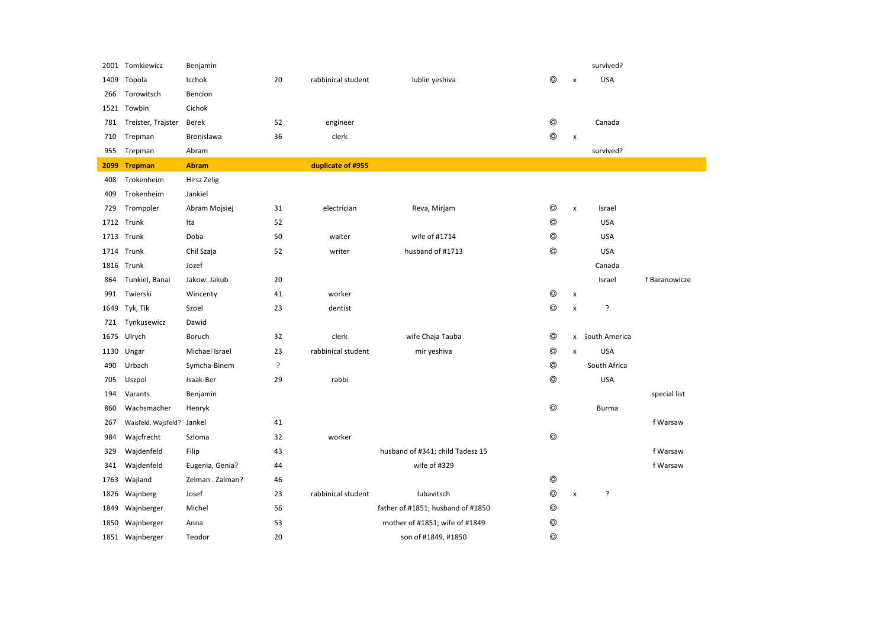| | | | | | | | | | |
|---|---|---|---|---|---|---|---|---|---|
| 2001 | Tomkiewicz | Benjamin | | | | | | survived? | |
| 1409 | Topola | Icchok | 20 | rabbinical student | lublin yeshiva | ◎ | x | USA | |
| 266 | Torowitsch | Bencion | | | | | | | |
| 1521 | Towbin | Cichok | | | | | | | |
| 781 | Treister, Trajster | Berek | 52 | engineer | | ◎ | | Canada | |
| 710 | Trepman | Bronislawa | 36 | clerk | | ◎ | x | | |
| 955 | Trepman | Abram | | | | | | survived? | |
| **2099** | **Trepman** | **Abram** | | **duplicate of #955** | | | | | |
| 408 | Trokenheim | Hirsz Zelig | | | | | | | |
| 409 | Trokenheim | Jankiel | | | | | | | |
| 729 | Trompoler | Abram Mojsiej | 31 | electrician | Reva, Mirjam | ◎ | x | Israel | |
| 1712 | Trunk | Ita | 52 | | | ◎ | | USA | |
| 1713 | Trunk | Doba | 50 | waiter | wife of #1714 | ◎ | | USA | |
| 1714 | Trunk | Chil Szaja | 52 | writer | husband of #1713 | ◎ | | USA | |
| 1816 | Trunk | Jozef | | | | | | Canada | |
| 864 | Tunkiel, Banai | Jakow. Jakub | 20 | | | | | Israel | f Baranowicze |
| 991 | Twierski | Wincenty | 41 | worker | | ◎ | x | | |
| 1649 | Tyk, Tik | Szoel | 23 | dentist | | ◎ | x | ? | |
| 721 | Tynkusewicz | Dawid | | | | | | | |
| 1675 | Ulrych | Boruch | 32 | clerk | wife Chaja Tauba | ◎ | x | South America | |
| 1130 | Ungar | Michael Israel | 23 | rabbinical student | mir yeshiva | ◎ | x | USA | |
| 490 | Urbach | Symcha-Binem | ? | | | ◎ | | South Africa | |
| 705 | Uszpol | Isaak-Ber | 29 | rabbi | | ◎ | | USA | |
| 194 | Varants | Benjamin | | | | | | | special list |
| 860 | Wachsmacher | Henryk | | | | ◎ | | Burma | |
| 267 | Waisfeld. Wajsfeld? | Jankel | 41 | | | | | | f Warsaw |
| 984 | Wajcfrecht | Szloma | 32 | worker | | ◎ | | | |
| 329 | Wajdenfeld | Filip | 43 | | husband of #341; child Tadesz 15 | | | | f Warsaw |
| 341 | Wajdenfeld | Eugenia, Genia? | 44 | | wife of #329 | | | | f Warsaw |
| 1763 | Wajland | Zelman . Zalman? | 46 | | | ◎ | | | |
| 1826 | Wajnberg | Josef | 23 | rabbinical student | lubavitsch | ◎ | x | ? | |
| 1849 | Wajnberger | Michel | 56 | | father of #1851; husband of #1850 | ◎ | | | |
| 1850 | Wajnberger | Anna | 53 | | mother of #1851; wife of #1849 | ◎ | | | |
| 1851 | Wajnberger | Teodor | 20 | | son of #1849, #1850 | ◎ | | | |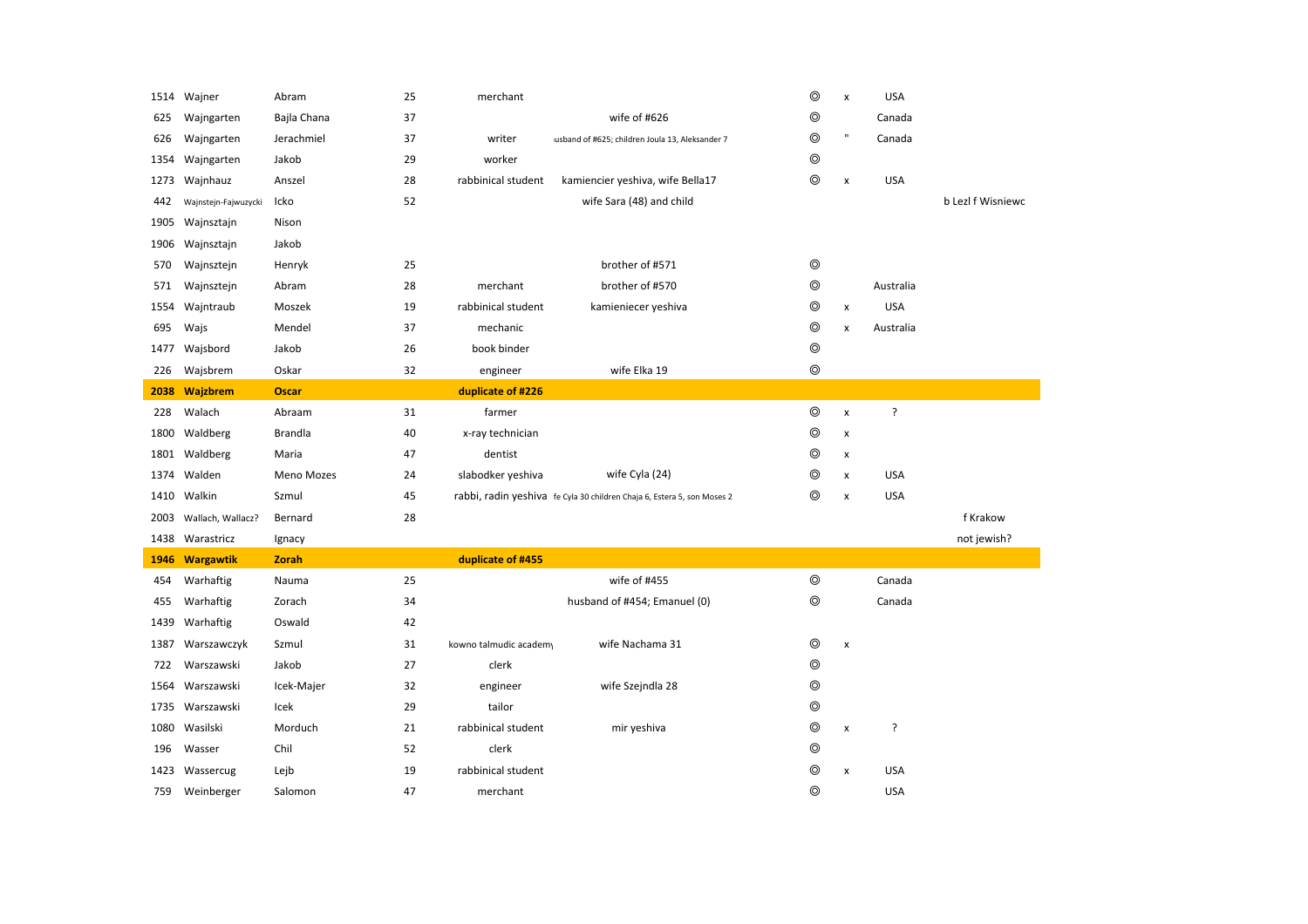| | | | | | | | | | |
|---|---|---|---|---|---|---|---|---|---|
| 1514 | Wajner | Abram | 25 | merchant | | ◎ | x | USA | |
| 625 | Wajngarten | Bajla Chana | 37 | | wife of #626 | ◎ | | Canada | |
| 626 | Wajngarten | Jerachmiel | 37 | writer | husband of #625; children Joula 13, Aleksander 7 | ◎ | " | Canada | |
| 1354 | Wajngarten | Jakob | 29 | worker | | ◎ | | | |
| 1273 | Wajnhauz | Anszel | 28 | rabbinical student | kamiencier yeshiva, wife Bella17 | ◎ | x | USA | |
| 442 | Wajnstejn-Fajwuzycki | Icko | 52 | | wife Sara (48) and child | | | | b Lezl f Wisniewc |
| 1905 | Wajnsztajn | Nison | | | | | | | |
| 1906 | Wajnsztajn | Jakob | | | | | | | |
| 570 | Wajnsztejn | Henryk | 25 | | brother of #571 | ◎ | | | |
| 571 | Wajnsztejn | Abram | 28 | merchant | brother of #570 | ◎ | | Australia | |
| 1554 | Wajntraub | Moszek | 19 | rabbinical student | kamieniecer yeshiva | ◎ | x | USA | |
| 695 | Wajs | Mendel | 37 | mechanic | | ◎ | x | Australia | |
| 1477 | Wajsbord | Jakob | 26 | book binder | | ◎ | | | |
| 226 | Wajsbrem | Oskar | 32 | engineer | wife Elka 19 | ◎ | | | |
| **2038** | **Wajzbrem** | **Oscar** | | **duplicate of #226** | | | | | |
| 228 | Walach | Abraam | 31 | farmer | | ◎ | x | ? | |
| 1800 | Waldberg | Brandla | 40 | x-ray technician | | ◎ | x | | |
| 1801 | Waldberg | Maria | 47 | dentist | | ◎ | x | | |
| 1374 | Walden | Meno Mozes | 24 | slabodker yeshiva | wife Cyla (24) | ◎ | x | USA | |
| 1410 | Walkin | Szmul | 45 | rabbi, radin yeshiva | fe Cyla 30 children Chaja 6, Estera 5, son Moses 2 | ◎ | x | USA | |
| 2003 | Wallach, Wallacz? | Bernard | 28 | | | | | | f Krakow |
| 1438 | Warastricz | Ignacy | | | | | | | not jewish? |
| **1946** | **Wargawtik** | **Zorah** | | **duplicate of #455** | | | | | |
| 454 | Warhaftig | Nauma | 25 | | wife of #455 | ◎ | | Canada | |
| 455 | Warhaftig | Zorach | 34 | | husband of #454; Emanuel (0) | ◎ | | Canada | |
| 1439 | Warhaftig | Oswald | 42 | | | | | | |
| 1387 | Warszawczyk | Szmul | 31 | kowno talmudic academy | wife Nachama 31 | ◎ | x | | |
| 722 | Warszawski | Jakob | 27 | clerk | | ◎ | | | |
| 1564 | Warszawski | Icek-Majer | 32 | engineer | wife Szejndla 28 | ◎ | | | |
| 1735 | Warszawski | Icek | 29 | tailor | | ◎ | | | |
| 1080 | Wasilski | Morduch | 21 | rabbinical student | mir yeshiva | ◎ | x | ? | |
| 196 | Wasser | Chil | 52 | clerk | | ◎ | | | |
| 1423 | Wassercug | Lejb | 19 | rabbinical student | | ◎ | x | USA | |
| 759 | Weinberger | Salomon | 47 | merchant | | ◎ | | USA | |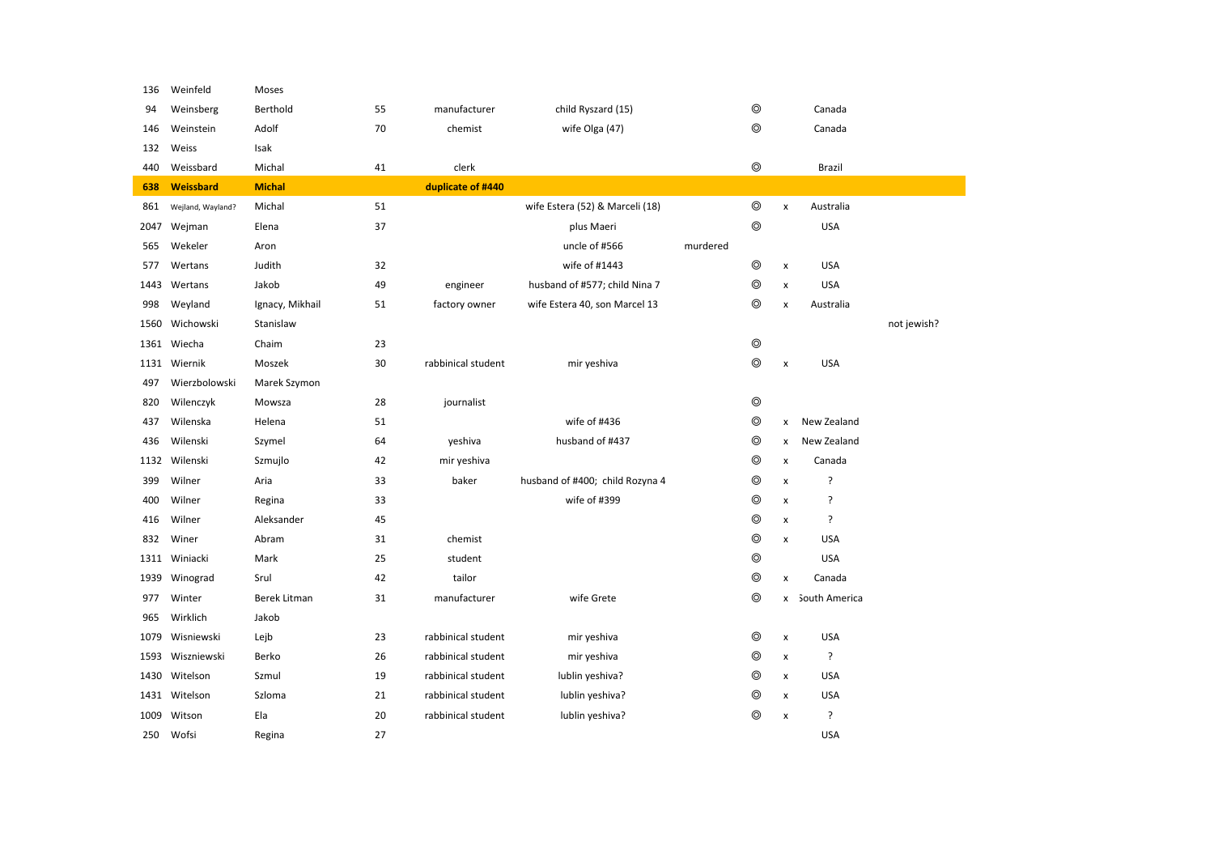| | | | | | | | | | | |
|---|---|---|---|---|---|---|---|---|---|---|
| 136 | Weinfeld | Moses | | | | | | | | |
| 94 | Weinsberg | Berthold | 55 | manufacturer | child Ryszard (15) | | ◎ | | Canada | |
| 146 | Weinstein | Adolf | 70 | chemist | wife Olga (47) | | ◎ | | Canada | |
| 132 | Weiss | Isak | | | | | | | | |
| 440 | Weissbard | Michal | 41 | clerk | | | ◎ | | Brazil | |
| **638** | **Weissbard** | **Michal** | | **duplicate of #440** | | | | | | |
| 861 | Wejland, Wayland? | Michal | 51 | | wife Estera (52) & Marceli (18) | | ◎ | x | Australia | |
| 2047 | Wejman | Elena | 37 | | plus Maeri | | ◎ | | USA | |
| 565 | Wekeler | Aron | | | uncle of #566 | murdered | | | | |
| 577 | Wertans | Judith | 32 | | wife of #1443 | | ◎ | x | USA | |
| 1443 | Wertans | Jakob | 49 | engineer | husband of #577; child Nina 7 | | ◎ | x | USA | |
| 998 | Weyland | Ignacy, Mikhail | 51 | factory owner | wife Estera 40, son Marcel 13 | | ◎ | x | Australia | |
| 1560 | Wichowski | Stanislaw | | | | | | | | not jewish? |
| 1361 | Wiecha | Chaim | 23 | | | | ◎ | | | |
| 1131 | Wiernik | Moszek | 30 | rabbinical student | mir yeshiva | | ◎ | x | USA | |
| 497 | Wierzbolowski | Marek Szymon | | | | | | | | |
| 820 | Wilenczyk | Mowsza | 28 | journalist | | | ◎ | | | |
| 437 | Wilenska | Helena | 51 | | wife of #436 | | ◎ | x | New Zealand | |
| 436 | Wilenski | Szymel | 64 | yeshiva | husband of #437 | | ◎ | x | New Zealand | |
| 1132 | Wilenski | Szmujlo | 42 | mir yeshiva | | | ◎ | x | Canada | |
| 399 | Wilner | Aria | 33 | baker | husband of #400; child Rozyna 4 | | ◎ | x | ? | |
| 400 | Wilner | Regina | 33 | | wife of #399 | | ◎ | x | ? | |
| 416 | Wilner | Aleksander | 45 | | | | ◎ | x | ? | |
| 832 | Winer | Abram | 31 | chemist | | | ◎ | x | USA | |
| 1311 | Winiacki | Mark | 25 | student | | | ◎ | | USA | |
| 1939 | Winograd | Srul | 42 | tailor | | | ◎ | x | Canada | |
| 977 | Winter | Berek Litman | 31 | manufacturer | wife Grete | | ◎ | x | South America | |
| 965 | Wirklich | Jakob | | | | | | | | |
| 1079 | Wisniewski | Lejb | 23 | rabbinical student | mir yeshiva | | ◎ | x | USA | |
| 1593 | Wiszniewski | Berko | 26 | rabbinical student | mir yeshiva | | ◎ | x | ? | |
| 1430 | Witelson | Szmul | 19 | rabbinical student | lublin yeshiva? | | ◎ | x | USA | |
| 1431 | Witelson | Szloma | 21 | rabbinical student | lublin yeshiva? | | ◎ | x | USA | |
| 1009 | Witson | Ela | 20 | rabbinical student | lublin yeshiva? | | ◎ | x | ? | |
| 250 | Wofsi | Regina | 27 | | | | | | USA | |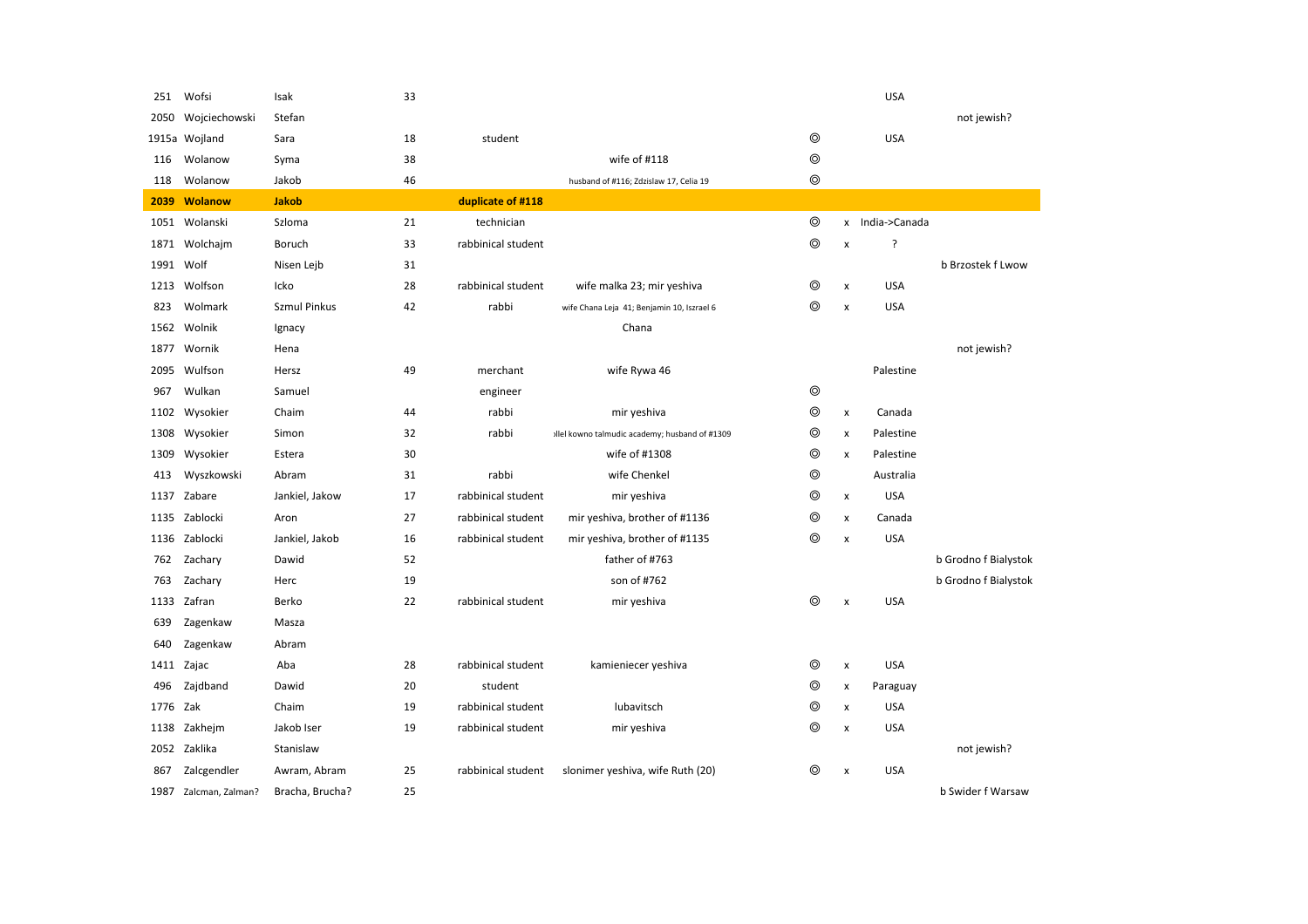| | | | | | | | | | |
|---|---|---|---|---|---|---|---|---|---|
| 251 | Wofsi | Isak | 33 | | | | | USA | |
| 2050 | Wojciechowski | Stefan | | | | | | | not jewish? |
| 1915a | Wojland | Sara | 18 | student | | ◎ | | USA | |
| 116 | Wolanow | Syma | 38 | | wife of #118 | ◎ | | | |
| 118 | Wolanow | Jakob | 46 | | husband of #116; Zdzislaw 17, Celia 19 | ◎ | | | |
| **2039** | **Wolanow** | **Jakob** | | **duplicate of #118** | | | | | |
| 1051 | Wolanski | Szloma | 21 | technician | | ◎ | x | India->Canada | |
| 1871 | Wolchajm | Boruch | 33 | rabbinical student | | ◎ | x | ? | |
| 1991 | Wolf | Nisen Lejb | 31 | | | | | | b Brzostek f Lwow |
| 1213 | Wolfson | Icko | 28 | rabbinical student | wife malka 23; mir yeshiva | ◎ | x | USA | |
| 823 | Wolmark | Szmul Pinkus | 42 | rabbi | wife Chana Leja 41; Benjamin 10, Iszrael 6 | ◎ | x | USA | |
| 1562 | Wolnik | Ignacy | | | Chana | | | | |
| 1877 | Wornik | Hena | | | | | | | not jewish? |
| 2095 | Wulfson | Hersz | 49 | merchant | wife Rywa 46 | | | Palestine | |
| 967 | Wulkan | Samuel | | engineer | | ◎ | | | |
| 1102 | Wysokier | Chaim | 44 | rabbi | mir yeshiva | ◎ | x | Canada | |
| 1308 | Wysokier | Simon | 32 | rabbi | ›llel kowno talmudic academy; husband of #1309 | ◎ | x | Palestine | |
| 1309 | Wysokier | Estera | 30 | | wife of #1308 | ◎ | x | Palestine | |
| 413 | Wyszkowski | Abram | 31 | rabbi | wife Chenkel | ◎ | | Australia | |
| 1137 | Zabare | Jankiel, Jakow | 17 | rabbinical student | mir yeshiva | ◎ | x | USA | |
| 1135 | Zablocki | Aron | 27 | rabbinical student | mir yeshiva, brother of #1136 | ◎ | x | Canada | |
| 1136 | Zablocki | Jankiel, Jakob | 16 | rabbinical student | mir yeshiva, brother of #1135 | ◎ | x | USA | |
| 762 | Zachary | Dawid | 52 | | father of #763 | | | | b Grodno f Bialystok |
| 763 | Zachary | Herc | 19 | | son of #762 | | | | b Grodno f Bialystok |
| 1133 | Zafran | Berko | 22 | rabbinical student | mir yeshiva | ◎ | x | USA | |
| 639 | Zagenkaw | Masza | | | | | | | |
| 640 | Zagenkaw | Abram | | | | | | | |
| 1411 | Zajac | Aba | 28 | rabbinical student | kamieniecer yeshiva | ◎ | x | USA | |
| 496 | Zajdband | Dawid | 20 | student | | ◎ | x | Paraguay | |
| 1776 | Zak | Chaim | 19 | rabbinical student | lubavitsch | ◎ | x | USA | |
| 1138 | Zakhejm | Jakob Iser | 19 | rabbinical student | mir yeshiva | ◎ | x | USA | |
| 2052 | Zaklika | Stanislaw | | | | | | | not jewish? |
| 867 | Zalcgendler | Awram, Abram | 25 | rabbinical student | slonimer yeshiva, wife Ruth (20) | ◎ | x | USA | |
| 1987 | Zalcman, Zalman? | Bracha, Brucha? | 25 | | | | | | b Swider f Warsaw |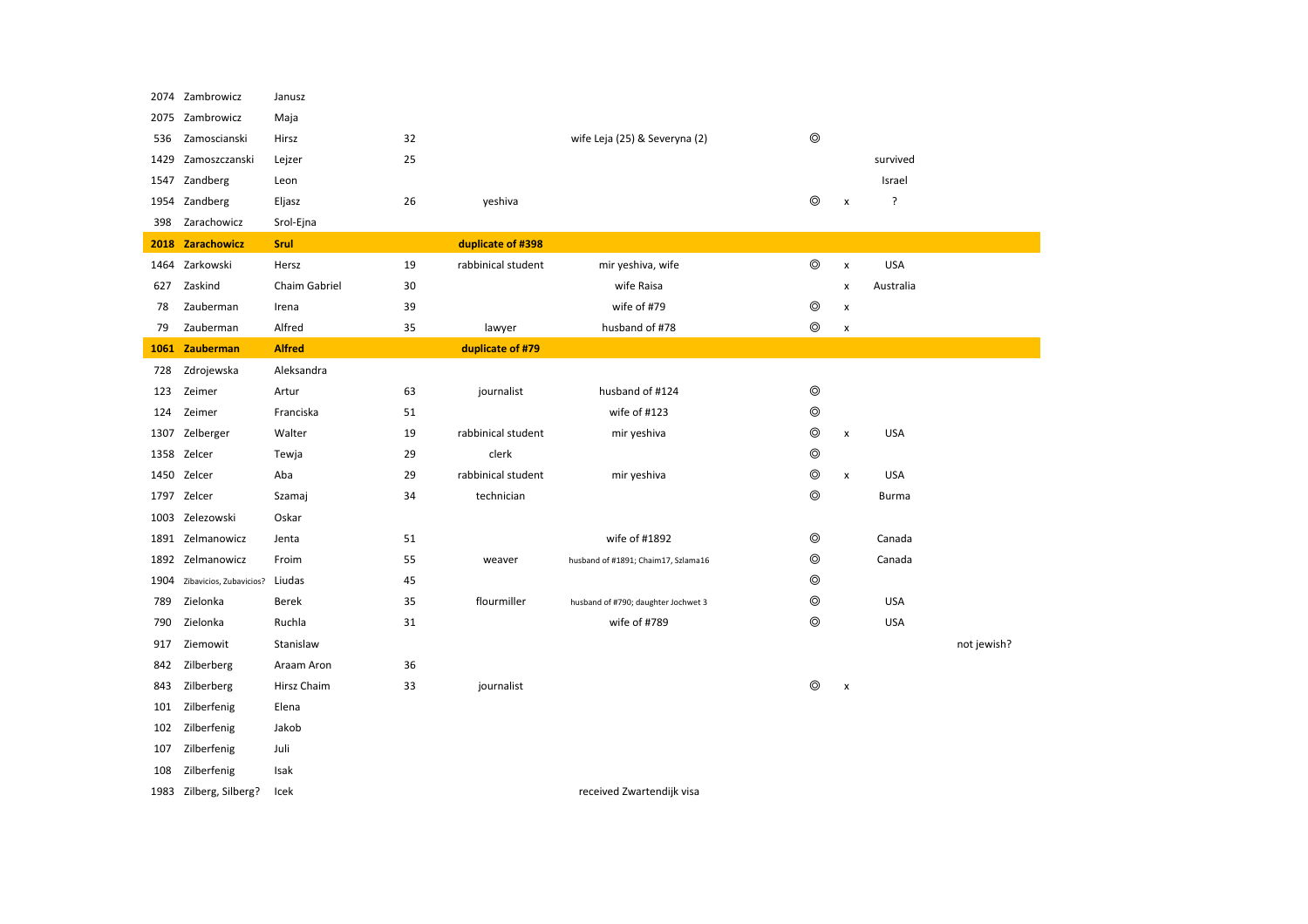| | | | | | | | | | |
|---|---|---|---|---|---|---|---|---|---|
| 2074 | Zambrowicz | Janusz | | | | | | | |
| 2075 | Zambrowicz | Maja | | | | | | | |
| 536 | Zamoscianski | Hirsz | 32 | | wife Leja (25) & Severyna (2) | ◎ | | | |
| 1429 | Zamoszczanski | Lejzer | 25 | | | | | survived | |
| 1547 | Zandberg | Leon | | | | | | Israel | |
| 1954 | Zandberg | Eljasz | 26 | yeshiva | | ◎ | x | ? | |
| 398 | Zarachowicz | Srol-Ejna | | | | | | | |
| **2018** | **Zarachowicz** | **Srul** | | **duplicate of #398** | | | | | |
| 1464 | Zarkowski | Hersz | 19 | rabbinical student | mir yeshiva, wife | ◎ | x | USA | |
| 627 | Zaskind | Chaim Gabriel | 30 | | wife Raisa | | x | Australia | |
| 78 | Zauberman | Irena | 39 | | wife of #79 | ◎ | x | | |
| 79 | Zauberman | Alfred | 35 | lawyer | husband of #78 | ◎ | x | | |
| **1061** | **Zauberman** | **Alfred** | | **duplicate of #79** | | | | | |
| 728 | Zdrojewska | Aleksandra | | | | | | | |
| 123 | Zeimer | Artur | 63 | journalist | husband of #124 | ◎ | | | |
| 124 | Zeimer | Franciska | 51 | | wife of #123 | ◎ | | | |
| 1307 | Zelberger | Walter | 19 | rabbinical student | mir yeshiva | ◎ | x | USA | |
| 1358 | Zelcer | Tewja | 29 | clerk | | ◎ | | | |
| 1450 | Zelcer | Aba | 29 | rabbinical student | mir yeshiva | ◎ | x | USA | |
| 1797 | Zelcer | Szamaj | 34 | technician | | ◎ | | Burma | |
| 1003 | Zelezowski | Oskar | | | | | | | |
| 1891 | Zelmanowicz | Jenta | 51 | | wife of #1892 | ◎ | | Canada | |
| 1892 | Zelmanowicz | Froim | 55 | weaver | husband of #1891; Chaim17, Szlama16 | ◎ | | Canada | |
| 1904 | Zibavicios, Zubavicios? | Liudas | 45 | | | ◎ | | | |
| 789 | Zielonka | Berek | 35 | flourmiller | husband of #790; daughter Jochwet 3 | ◎ | | USA | |
| 790 | Zielonka | Ruchla | 31 | | wife of #789 | ◎ | | USA | |
| 917 | Ziemowit | Stanislaw | | | | | | | not jewish? |
| 842 | Zilberberg | Araam Aron | 36 | | | | | | |
| 843 | Zilberberg | Hirsz Chaim | 33 | journalist | | ◎ | x | | |
| 101 | Zilberfenig | Elena | | | | | | | |
| 102 | Zilberfenig | Jakob | | | | | | | |
| 107 | Zilberfenig | Juli | | | | | | | |
| 108 | Zilberfenig | Isak | | | | | | | |
| 1983 | Zilberg, Silberg? | Icek | | | received Zwartendijk visa | | | | |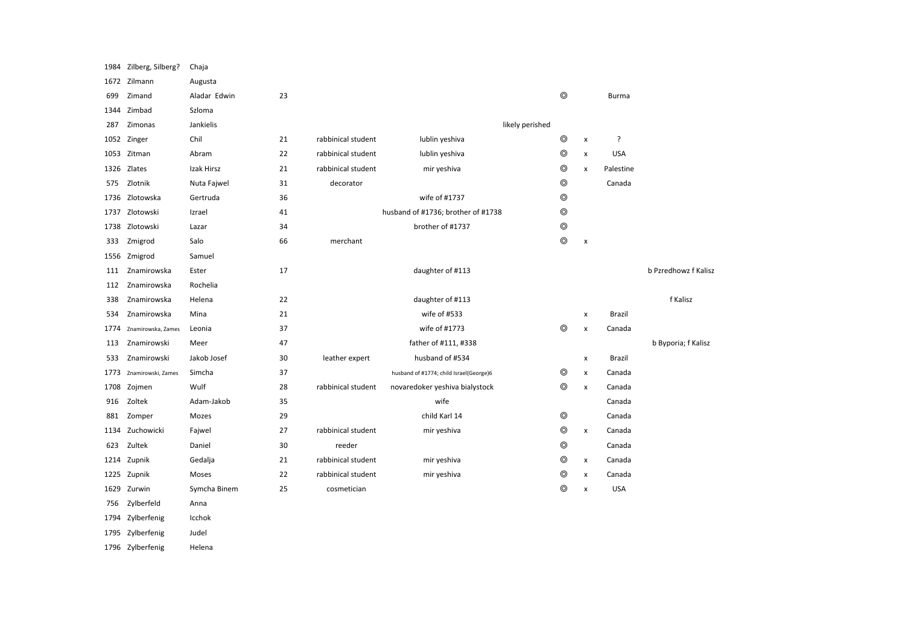| | | | | | | | | | | |
|---|---|---|---|---|---|---|---|---|---|---|
| 1984 | Zilberg, Silberg? | Chaja | | | | | | | | |
| 1672 | Zilmann | Augusta | | | | | | | | |
| 699 | Zimand | Aladar Edwin | 23 | | | | ◎ | | Burma | |
| 1344 | Zimbad | Szloma | | | | | | | | |
| 287 | Zimonas | Jankielis | | | | likely perished | | | | |
| 1052 | Zinger | Chil | 21 | rabbinical student | lublin yeshiva | | ◎ | x | ? | |
| 1053 | Zitman | Abram | 22 | rabbinical student | lublin yeshiva | | ◎ | x | USA | |
| 1326 | Zlates | Izak Hirsz | 21 | rabbinical student | mir yeshiva | | ◎ | x | Palestine | |
| 575 | Zlotnik | Nuta Fajwel | 31 | decorator | | | ◎ | | Canada | |
| 1736 | Zlotowska | Gertruda | 36 | | wife of #1737 | | ◎ | | | |
| 1737 | Zlotowski | Izrael | 41 | | husband of #1736; brother of #1738 | | ◎ | | | |
| 1738 | Zlotowski | Lazar | 34 | | brother of #1737 | | ◎ | | | |
| 333 | Zmigrod | Salo | 66 | merchant | | | ◎ | x | | |
| 1556 | Zmigrod | Samuel | | | | | | | | |
| 111 | Znamirowska | Ester | 17 | | daughter of #113 | | | | | b Pzredhowz f Kalisz |
| 112 | Znamirowska | Rochelia | | | | | | | | |
| 338 | Znamirowska | Helena | 22 | | daughter of #113 | | | | | f Kalisz |
| 534 | Znamirowska | Mina | 21 | | wife of #533 | | | x | Brazil | |
| 1774 | Znamirowska, Zames | Leonia | 37 | | wife of #1773 | | ◎ | x | Canada | |
| 113 | Znamirowski | Meer | 47 | | father of #111, #338 | | | | | b Byporia; f Kalisz |
| 533 | Znamirowski | Jakob Josef | 30 | leather expert | husband of #534 | | | x | Brazil | |
| 1773 | Znamirowski, Zames | Simcha | 37 | | husband of #1774; child Israel(George)6 | | ◎ | x | Canada | |
| 1708 | Zojmen | Wulf | 28 | rabbinical student | novaredoker yeshiva bialystock | | ◎ | x | Canada | |
| 916 | Zoltek | Adam-Jakob | 35 | | wife | | | | Canada | |
| 881 | Zomper | Mozes | 29 | | child Karl 14 | | ◎ | | Canada | |
| 1134 | Zuchowicki | Fajwel | 27 | rabbinical student | mir yeshiva | | ◎ | x | Canada | |
| 623 | Zultek | Daniel | 30 | reeder | | | ◎ | | Canada | |
| 1214 | Zupnik | Gedalja | 21 | rabbinical student | mir yeshiva | | ◎ | x | Canada | |
| 1225 | Zupnik | Moses | 22 | rabbinical student | mir yeshiva | | ◎ | x | Canada | |
| 1629 | Zurwin | Symcha Binem | 25 | cosmetician | | | ◎ | x | USA | |
| 756 | Zylberfeld | Anna | | | | | | | | |
| 1794 | Zylberfenig | Icchok | | | | | | | | |
| 1795 | Zylberfenig | Judel | | | | | | | | |
| 1796 | Zylberfenig | Helena | | | | | | | | |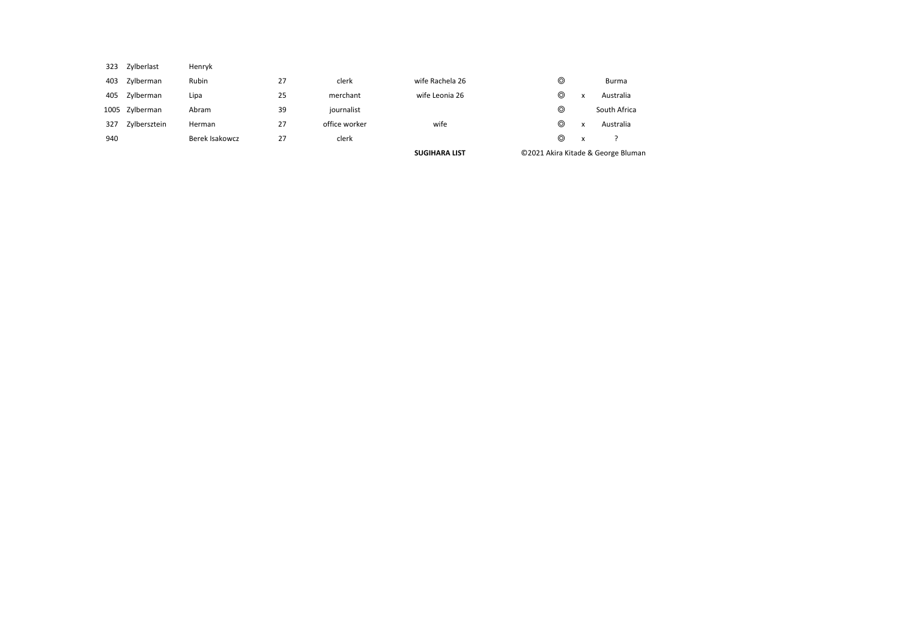| | | | | | | | | |
|---|---|---|---|---|---|---|---|---|
| 323 | Zylberlast | Henryk | | | | | | |
| 403 | Zylberman | Rubin | 27 | clerk | wife Rachela 26 | ◎ | | Burma |
| 405 | Zylberman | Lipa | 25 | merchant | wife Leonia 26 | ◎ | x | Australia |
| 1005 | Zylberman | Abram | 39 | journalist | | ◎ | | South Africa |
| 327 | Zylbersztein | Herman | 27 | office worker | wife | ◎ | x | Australia |
| 940 | | Berek Isakowcz | 27 | clerk | | ◎ | x | ? |

**SUGIHARA LIST** ©2021 Akira Kitade & George Bluman